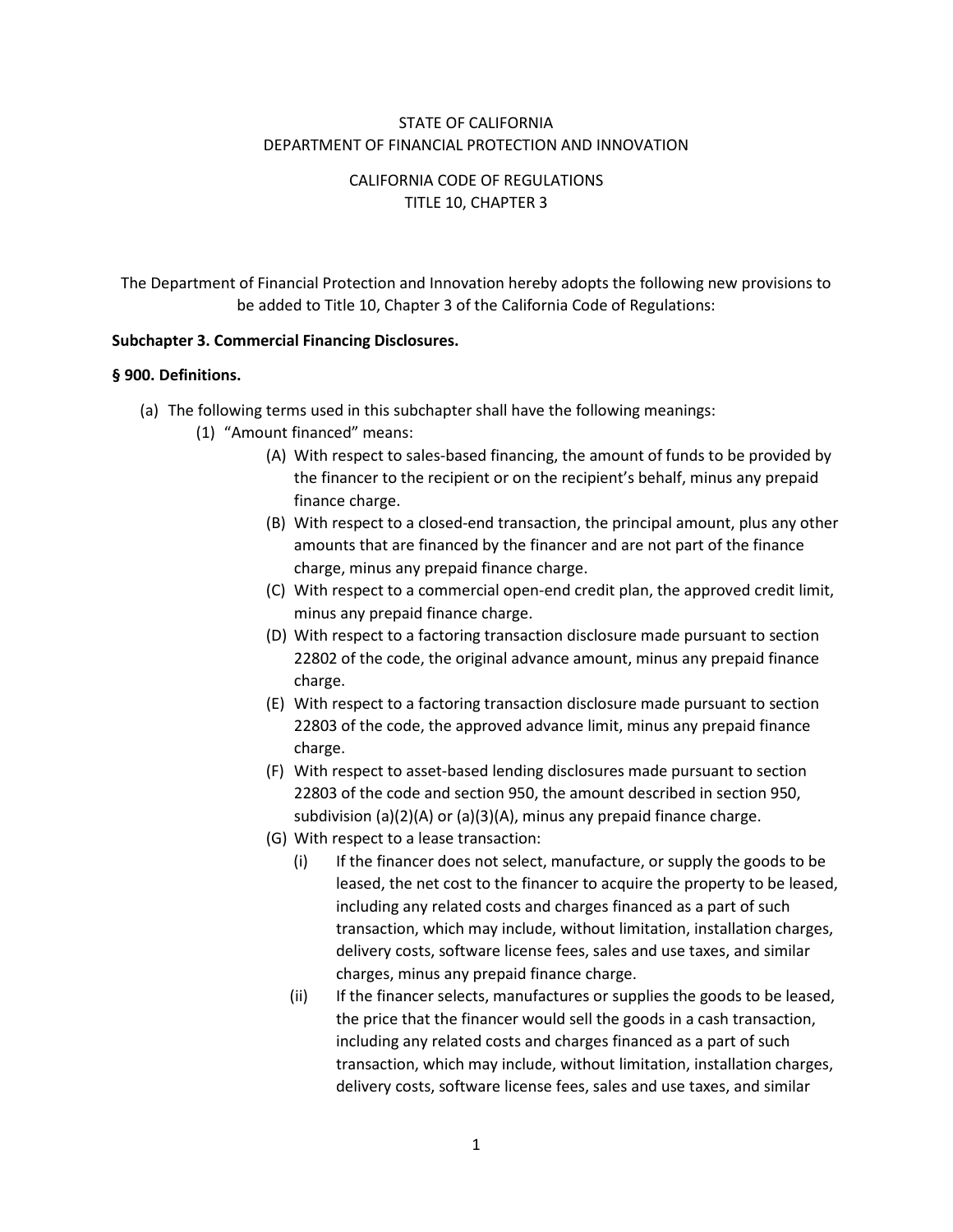STATE OF CALIFORNIA
DEPARTMENT OF FINANCIAL PROTECTION AND INNOVATION

CALIFORNIA CODE OF REGULATIONS
TITLE 10, CHAPTER 3

The Department of Financial Protection and Innovation hereby adopts the following new provisions to be added to Title 10, Chapter 3 of the California Code of Regulations:

**Subchapter 3. Commercial Financing Disclosures.**

**§ 900. Definitions.**

(a) The following terms used in this subchapter shall have the following meanings:

(1) "Amount financed" means:

(A) With respect to sales-based financing, the amount of funds to be provided by the financer to the recipient or on the recipient's behalf, minus any prepaid finance charge.

(B) With respect to a closed-end transaction, the principal amount, plus any other amounts that are financed by the financer and are not part of the finance charge, minus any prepaid finance charge.

(C) With respect to a commercial open-end credit plan, the approved credit limit, minus any prepaid finance charge.

(D) With respect to a factoring transaction disclosure made pursuant to section 22802 of the code, the original advance amount, minus any prepaid finance charge.

(E) With respect to a factoring transaction disclosure made pursuant to section 22803 of the code, the approved advance limit, minus any prepaid finance charge.

(F) With respect to asset-based lending disclosures made pursuant to section 22803 of the code and section 950, the amount described in section 950, subdivision (a)(2)(A) or (a)(3)(A), minus any prepaid finance charge.

(G) With respect to a lease transaction:

(i) If the financer does not select, manufacture, or supply the goods to be leased, the net cost to the financer to acquire the property to be leased, including any related costs and charges financed as a part of such transaction, which may include, without limitation, installation charges, delivery costs, software license fees, sales and use taxes, and similar charges, minus any prepaid finance charge.

(ii) If the financer selects, manufactures or supplies the goods to be leased, the price that the financer would sell the goods in a cash transaction, including any related costs and charges financed as a part of such transaction, which may include, without limitation, installation charges, delivery costs, software license fees, sales and use taxes, and similar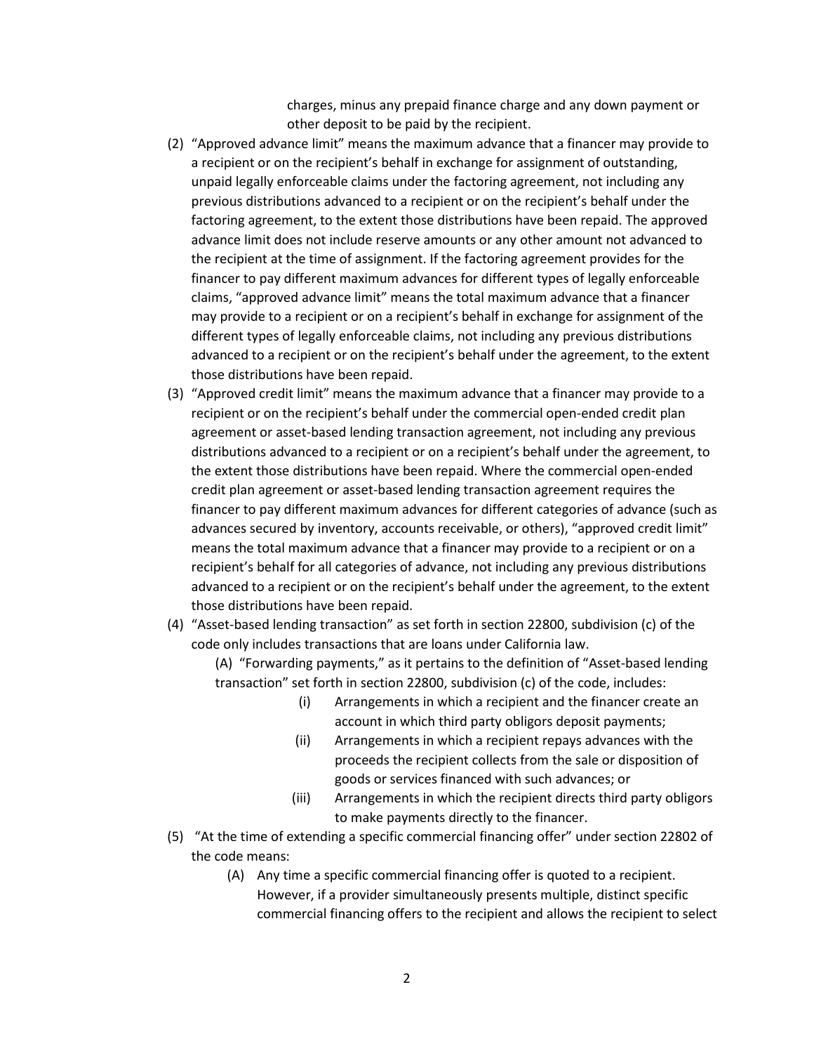charges, minus any prepaid finance charge and any down payment or other deposit to be paid by the recipient.

(2) "Approved advance limit" means the maximum advance that a financer may provide to a recipient or on the recipient's behalf in exchange for assignment of outstanding, unpaid legally enforceable claims under the factoring agreement, not including any previous distributions advanced to a recipient or on the recipient's behalf under the factoring agreement, to the extent those distributions have been repaid. The approved advance limit does not include reserve amounts or any other amount not advanced to the recipient at the time of assignment. If the factoring agreement provides for the financer to pay different maximum advances for different types of legally enforceable claims, "approved advance limit" means the total maximum advance that a financer may provide to a recipient or on a recipient's behalf in exchange for assignment of the different types of legally enforceable claims, not including any previous distributions advanced to a recipient or on the recipient's behalf under the agreement, to the extent those distributions have been repaid.

(3) "Approved credit limit" means the maximum advance that a financer may provide to a recipient or on the recipient's behalf under the commercial open-ended credit plan agreement or asset-based lending transaction agreement, not including any previous distributions advanced to a recipient or on a recipient's behalf under the agreement, to the extent those distributions have been repaid. Where the commercial open-ended credit plan agreement or asset-based lending transaction agreement requires the financer to pay different maximum advances for different categories of advance (such as advances secured by inventory, accounts receivable, or others), "approved credit limit" means the total maximum advance that a financer may provide to a recipient or on a recipient's behalf for all categories of advance, not including any previous distributions advanced to a recipient or on the recipient's behalf under the agreement, to the extent those distributions have been repaid.

(4) "Asset-based lending transaction" as set forth in section 22800, subdivision (c) of the code only includes transactions that are loans under California law.

  (A) "Forwarding payments," as it pertains to the definition of "Asset-based lending transaction" set forth in section 22800, subdivision (c) of the code, includes:

    (i) Arrangements in which a recipient and the financer create an account in which third party obligors deposit payments;

    (ii) Arrangements in which a recipient repays advances with the proceeds the recipient collects from the sale or disposition of goods or services financed with such advances; or

    (iii) Arrangements in which the recipient directs third party obligors to make payments directly to the financer.

(5) "At the time of extending a specific commercial financing offer" under section 22802 of the code means:

  (A) Any time a specific commercial financing offer is quoted to a recipient. However, if a provider simultaneously presents multiple, distinct specific commercial financing offers to the recipient and allows the recipient to select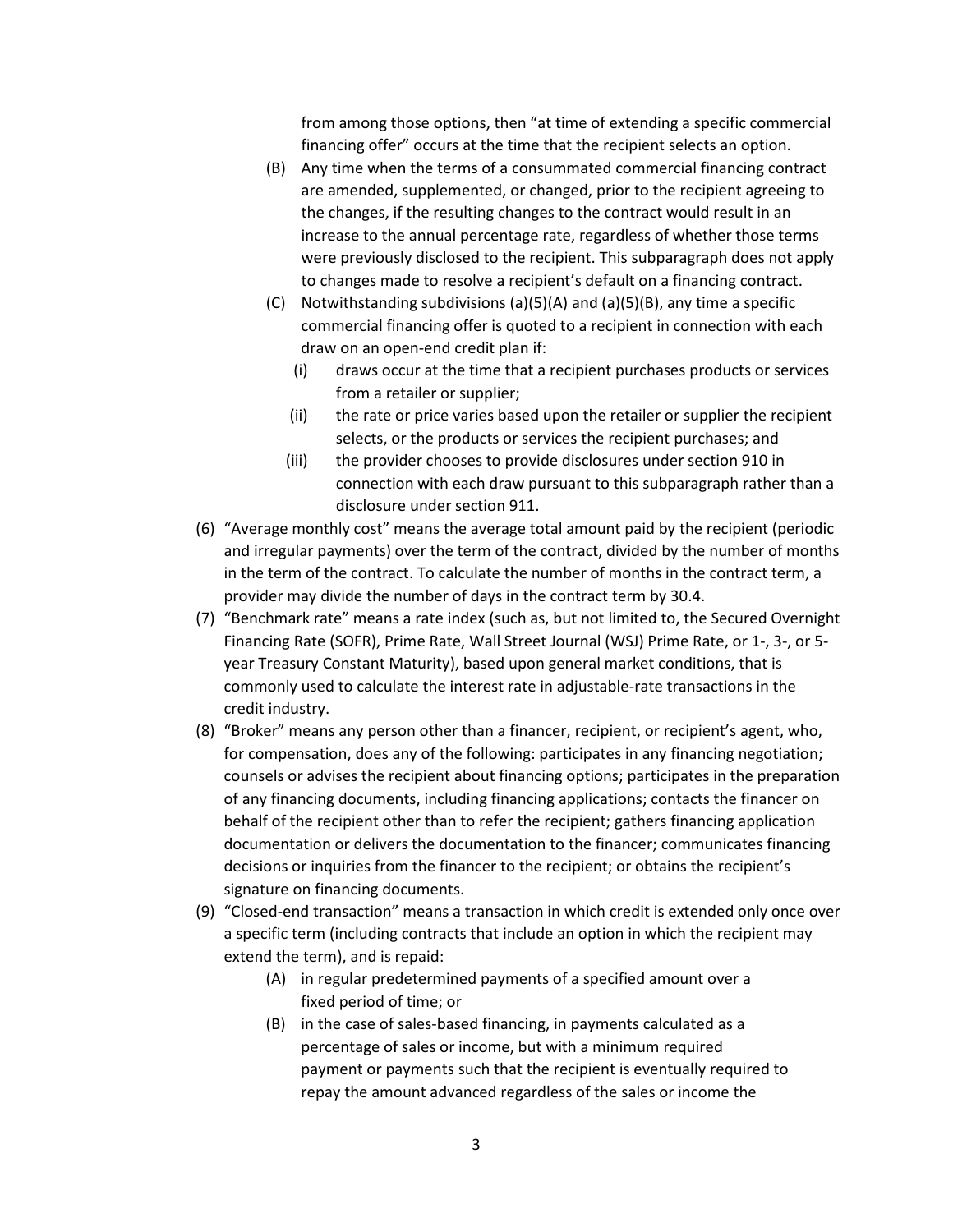from among those options, then "at time of extending a specific commercial financing offer" occurs at the time that the recipient selects an option.

(B) Any time when the terms of a consummated commercial financing contract are amended, supplemented, or changed, prior to the recipient agreeing to the changes, if the resulting changes to the contract would result in an increase to the annual percentage rate, regardless of whether those terms were previously disclosed to the recipient. This subparagraph does not apply to changes made to resolve a recipient's default on a financing contract.

(C) Notwithstanding subdivisions (a)(5)(A) and (a)(5)(B), any time a specific commercial financing offer is quoted to a recipient in connection with each draw on an open-end credit plan if:

  (i) draws occur at the time that a recipient purchases products or services from a retailer or supplier;

  (ii) the rate or price varies based upon the retailer or supplier the recipient selects, or the products or services the recipient purchases; and

  (iii) the provider chooses to provide disclosures under section 910 in connection with each draw pursuant to this subparagraph rather than a disclosure under section 911.

(6) "Average monthly cost" means the average total amount paid by the recipient (periodic and irregular payments) over the term of the contract, divided by the number of months in the term of the contract. To calculate the number of months in the contract term, a provider may divide the number of days in the contract term by 30.4.

(7) "Benchmark rate" means a rate index (such as, but not limited to, the Secured Overnight Financing Rate (SOFR), Prime Rate, Wall Street Journal (WSJ) Prime Rate, or 1-, 3-, or 5-year Treasury Constant Maturity), based upon general market conditions, that is commonly used to calculate the interest rate in adjustable-rate transactions in the credit industry.

(8) "Broker" means any person other than a financer, recipient, or recipient's agent, who, for compensation, does any of the following: participates in any financing negotiation; counsels or advises the recipient about financing options; participates in the preparation of any financing documents, including financing applications; contacts the financer on behalf of the recipient other than to refer the recipient; gathers financing application documentation or delivers the documentation to the financer; communicates financing decisions or inquiries from the financer to the recipient; or obtains the recipient's signature on financing documents.

(9) "Closed-end transaction" means a transaction in which credit is extended only once over a specific term (including contracts that include an option in which the recipient may extend the term), and is repaid:

  (A) in regular predetermined payments of a specified amount over a fixed period of time; or

  (B) in the case of sales-based financing, in payments calculated as a percentage of sales or income, but with a minimum required payment or payments such that the recipient is eventually required to repay the amount advanced regardless of the sales or income the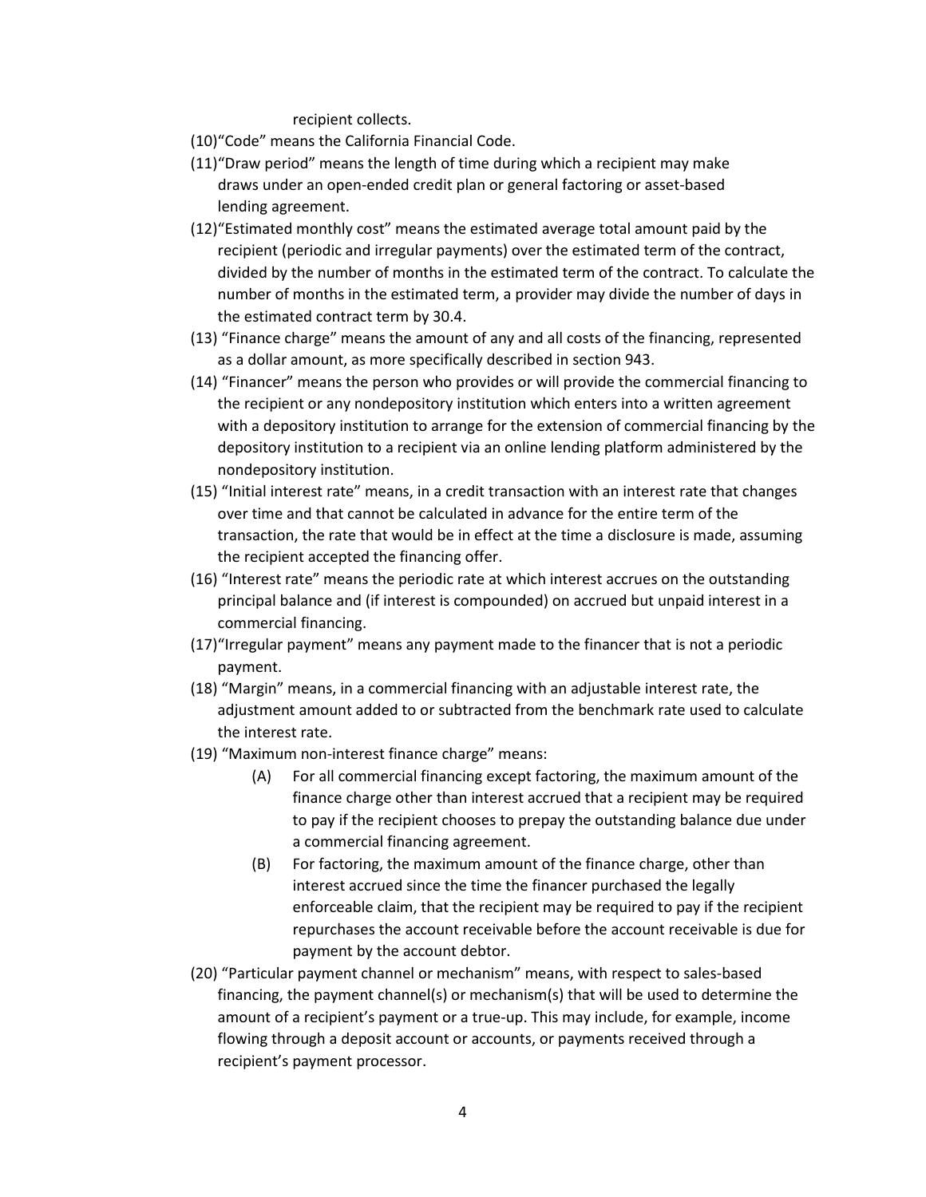recipient collects.

(10) "Code" means the California Financial Code.

(11) "Draw period" means the length of time during which a recipient may make draws under an open-ended credit plan or general factoring or asset-based lending agreement.

(12) "Estimated monthly cost" means the estimated average total amount paid by the recipient (periodic and irregular payments) over the estimated term of the contract, divided by the number of months in the estimated term of the contract. To calculate the number of months in the estimated term, a provider may divide the number of days in the estimated contract term by 30.4.

(13) "Finance charge" means the amount of any and all costs of the financing, represented as a dollar amount, as more specifically described in section 943.

(14) "Financer" means the person who provides or will provide the commercial financing to the recipient or any nondepository institution which enters into a written agreement with a depository institution to arrange for the extension of commercial financing by the depository institution to a recipient via an online lending platform administered by the nondepository institution.

(15) "Initial interest rate" means, in a credit transaction with an interest rate that changes over time and that cannot be calculated in advance for the entire term of the transaction, the rate that would be in effect at the time a disclosure is made, assuming the recipient accepted the financing offer.

(16) "Interest rate" means the periodic rate at which interest accrues on the outstanding principal balance and (if interest is compounded) on accrued but unpaid interest in a commercial financing.

(17) "Irregular payment" means any payment made to the financer that is not a periodic payment.

(18) "Margin" means, in a commercial financing with an adjustable interest rate, the adjustment amount added to or subtracted from the benchmark rate used to calculate the interest rate.

(19) "Maximum non-interest finance charge" means:

- (A) For all commercial financing except factoring, the maximum amount of the finance charge other than interest accrued that a recipient may be required to pay if the recipient chooses to prepay the outstanding balance due under a commercial financing agreement.
- (B) For factoring, the maximum amount of the finance charge, other than interest accrued since the time the financer purchased the legally enforceable claim, that the recipient may be required to pay if the recipient repurchases the account receivable before the account receivable is due for payment by the account debtor.

(20) "Particular payment channel or mechanism" means, with respect to sales-based financing, the payment channel(s) or mechanism(s) that will be used to determine the amount of a recipient's payment or a true-up. This may include, for example, income flowing through a deposit account or accounts, or payments received through a recipient's payment processor.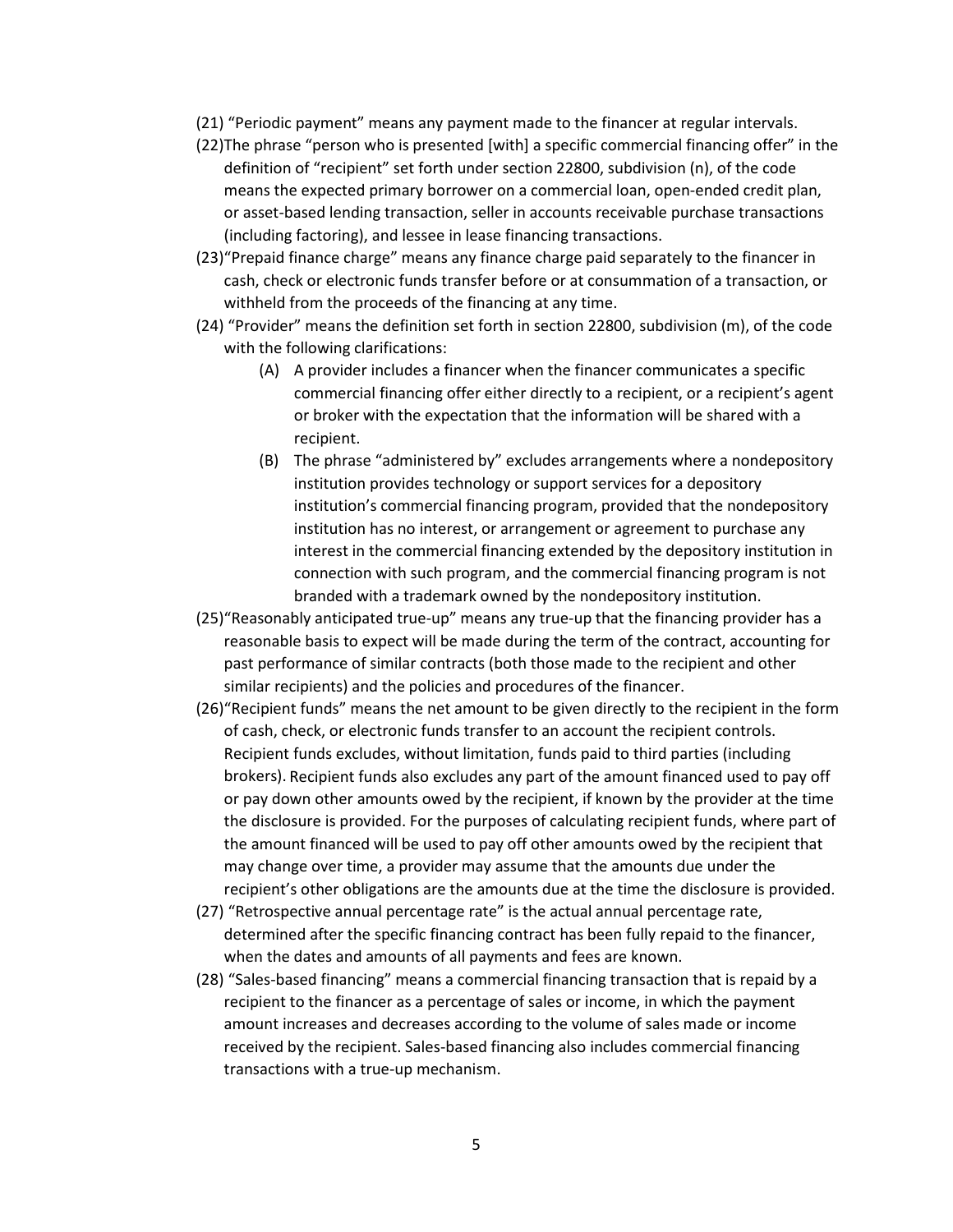(21) "Periodic payment" means any payment made to the financer at regular intervals.

(22) The phrase "person who is presented [with] a specific commercial financing offer" in the definition of "recipient" set forth under section 22800, subdivision (n), of the code means the expected primary borrower on a commercial loan, open-ended credit plan, or asset-based lending transaction, seller in accounts receivable purchase transactions (including factoring), and lessee in lease financing transactions.

(23) "Prepaid finance charge" means any finance charge paid separately to the financer in cash, check or electronic funds transfer before or at consummation of a transaction, or withheld from the proceeds of the financing at any time.

(24) "Provider" means the definition set forth in section 22800, subdivision (m), of the code with the following clarifications:

- (A) A provider includes a financer when the financer communicates a specific commercial financing offer either directly to a recipient, or a recipient's agent or broker with the expectation that the information will be shared with a recipient.
- (B) The phrase "administered by" excludes arrangements where a nondepository institution provides technology or support services for a depository institution's commercial financing program, provided that the nondepository institution has no interest, or arrangement or agreement to purchase any interest in the commercial financing extended by the depository institution in connection with such program, and the commercial financing program is not branded with a trademark owned by the nondepository institution.

(25) "Reasonably anticipated true-up" means any true-up that the financing provider has a reasonable basis to expect will be made during the term of the contract, accounting for past performance of similar contracts (both those made to the recipient and other similar recipients) and the policies and procedures of the financer.

(26) "Recipient funds" means the net amount to be given directly to the recipient in the form of cash, check, or electronic funds transfer to an account the recipient controls. Recipient funds excludes, without limitation, funds paid to third parties (including brokers). Recipient funds also excludes any part of the amount financed used to pay off or pay down other amounts owed by the recipient, if known by the provider at the time the disclosure is provided. For the purposes of calculating recipient funds, where part of the amount financed will be used to pay off other amounts owed by the recipient that may change over time, a provider may assume that the amounts due under the recipient's other obligations are the amounts due at the time the disclosure is provided.

(27) "Retrospective annual percentage rate" is the actual annual percentage rate, determined after the specific financing contract has been fully repaid to the financer, when the dates and amounts of all payments and fees are known.

(28) "Sales-based financing" means a commercial financing transaction that is repaid by a recipient to the financer as a percentage of sales or income, in which the payment amount increases and decreases according to the volume of sales made or income received by the recipient. Sales-based financing also includes commercial financing transactions with a true-up mechanism.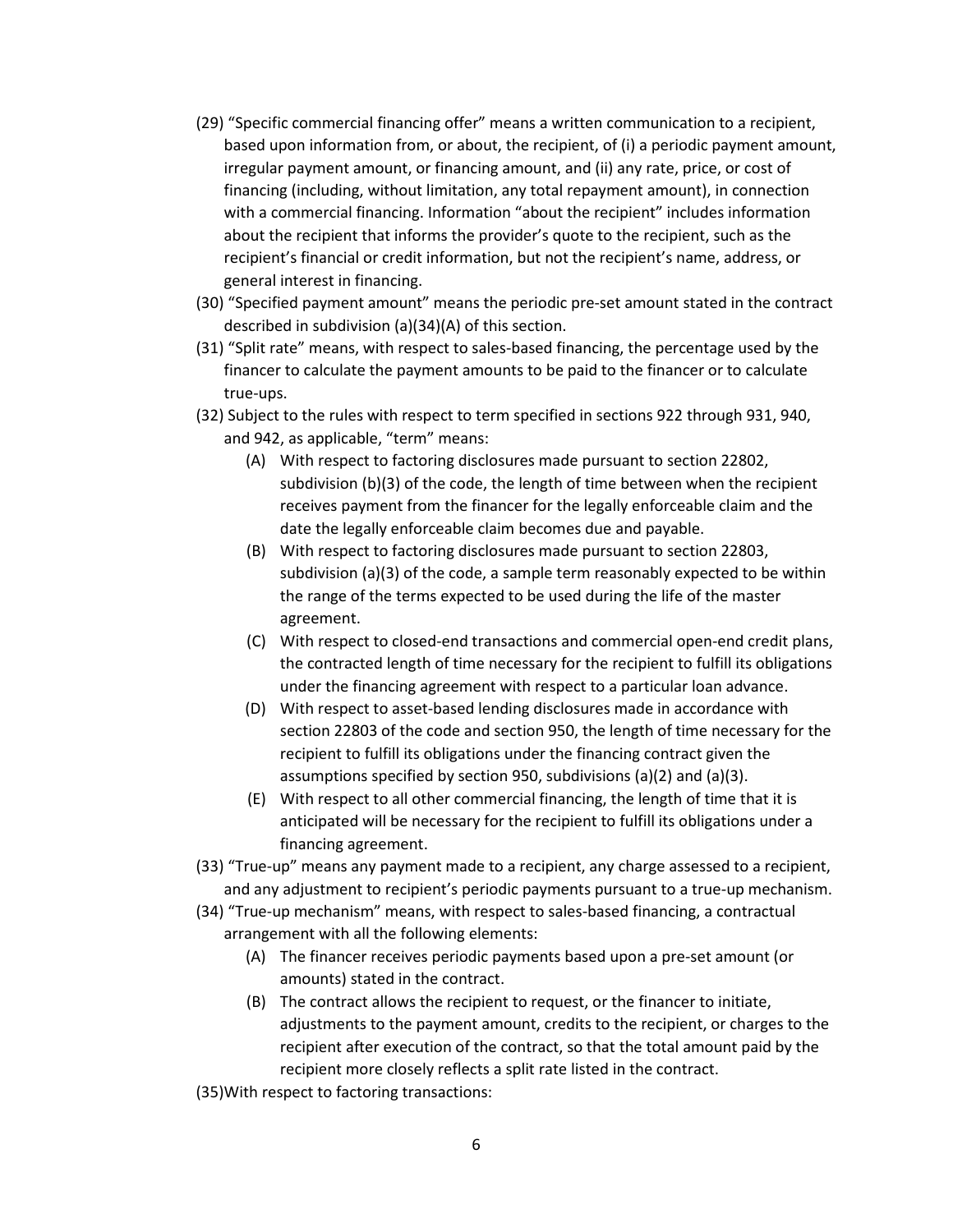(29) "Specific commercial financing offer" means a written communication to a recipient, based upon information from, or about, the recipient, of (i) a periodic payment amount, irregular payment amount, or financing amount, and (ii) any rate, price, or cost of financing (including, without limitation, any total repayment amount), in connection with a commercial financing. Information "about the recipient" includes information about the recipient that informs the provider's quote to the recipient, such as the recipient's financial or credit information, but not the recipient's name, address, or general interest in financing.

(30) "Specified payment amount" means the periodic pre-set amount stated in the contract described in subdivision (a)(34)(A) of this section.

(31) "Split rate" means, with respect to sales-based financing, the percentage used by the financer to calculate the payment amounts to be paid to the financer or to calculate true-ups.

(32) Subject to the rules with respect to term specified in sections 922 through 931, 940, and 942, as applicable, "term" means:

  (A) With respect to factoring disclosures made pursuant to section 22802, subdivision (b)(3) of the code, the length of time between when the recipient receives payment from the financer for the legally enforceable claim and the date the legally enforceable claim becomes due and payable.

  (B) With respect to factoring disclosures made pursuant to section 22803, subdivision (a)(3) of the code, a sample term reasonably expected to be within the range of the terms expected to be used during the life of the master agreement.

  (C) With respect to closed-end transactions and commercial open-end credit plans, the contracted length of time necessary for the recipient to fulfill its obligations under the financing agreement with respect to a particular loan advance.

  (D) With respect to asset-based lending disclosures made in accordance with section 22803 of the code and section 950, the length of time necessary for the recipient to fulfill its obligations under the financing contract given the assumptions specified by section 950, subdivisions (a)(2) and (a)(3).

  (E) With respect to all other commercial financing, the length of time that it is anticipated will be necessary for the recipient to fulfill its obligations under a financing agreement.

(33) "True-up" means any payment made to a recipient, any charge assessed to a recipient, and any adjustment to recipient's periodic payments pursuant to a true-up mechanism.

(34) "True-up mechanism" means, with respect to sales-based financing, a contractual arrangement with all the following elements:

  (A) The financer receives periodic payments based upon a pre-set amount (or amounts) stated in the contract.

  (B) The contract allows the recipient to request, or the financer to initiate, adjustments to the payment amount, credits to the recipient, or charges to the recipient after execution of the contract, so that the total amount paid by the recipient more closely reflects a split rate listed in the contract.

(35) With respect to factoring transactions: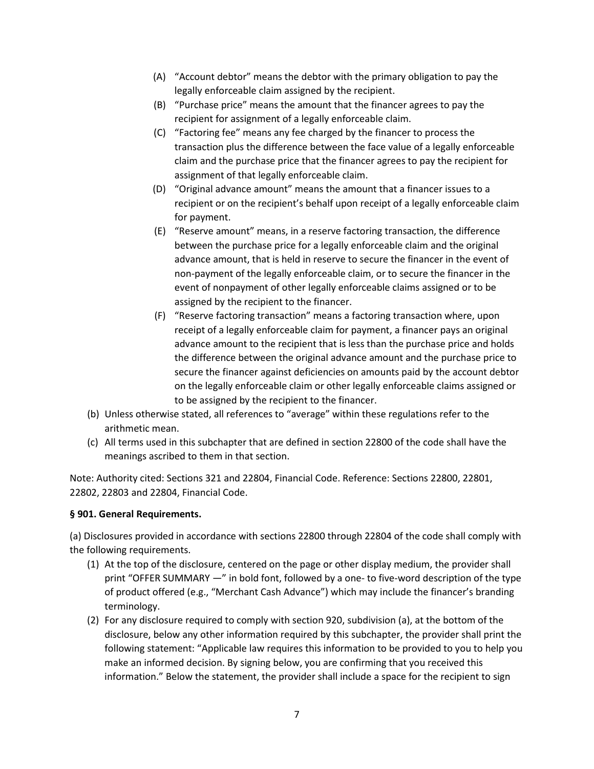(A) "Account debtor" means the debtor with the primary obligation to pay the legally enforceable claim assigned by the recipient.

(B) "Purchase price" means the amount that the financer agrees to pay the recipient for assignment of a legally enforceable claim.

(C) "Factoring fee" means any fee charged by the financer to process the transaction plus the difference between the face value of a legally enforceable claim and the purchase price that the financer agrees to pay the recipient for assignment of that legally enforceable claim.

(D) "Original advance amount" means the amount that a financer issues to a recipient or on the recipient's behalf upon receipt of a legally enforceable claim for payment.

(E) "Reserve amount" means, in a reserve factoring transaction, the difference between the purchase price for a legally enforceable claim and the original advance amount, that is held in reserve to secure the financer in the event of non-payment of the legally enforceable claim, or to secure the financer in the event of nonpayment of other legally enforceable claims assigned or to be assigned by the recipient to the financer.

(F) "Reserve factoring transaction" means a factoring transaction where, upon receipt of a legally enforceable claim for payment, a financer pays an original advance amount to the recipient that is less than the purchase price and holds the difference between the original advance amount and the purchase price to secure the financer against deficiencies on amounts paid by the account debtor on the legally enforceable claim or other legally enforceable claims assigned or to be assigned by the recipient to the financer.

(b) Unless otherwise stated, all references to "average" within these regulations refer to the arithmetic mean.

(c) All terms used in this subchapter that are defined in section 22800 of the code shall have the meanings ascribed to them in that section.

Note: Authority cited: Sections 321 and 22804, Financial Code. Reference: Sections 22800, 22801, 22802, 22803 and 22804, Financial Code.

**§ 901. General Requirements.**

(a) Disclosures provided in accordance with sections 22800 through 22804 of the code shall comply with the following requirements.

(1) At the top of the disclosure, centered on the page or other display medium, the provider shall print "OFFER SUMMARY —" in bold font, followed by a one- to five-word description of the type of product offered (e.g., "Merchant Cash Advance") which may include the financer's branding terminology.

(2) For any disclosure required to comply with section 920, subdivision (a), at the bottom of the disclosure, below any other information required by this subchapter, the provider shall print the following statement: "Applicable law requires this information to be provided to you to help you make an informed decision. By signing below, you are confirming that you received this information." Below the statement, the provider shall include a space for the recipient to sign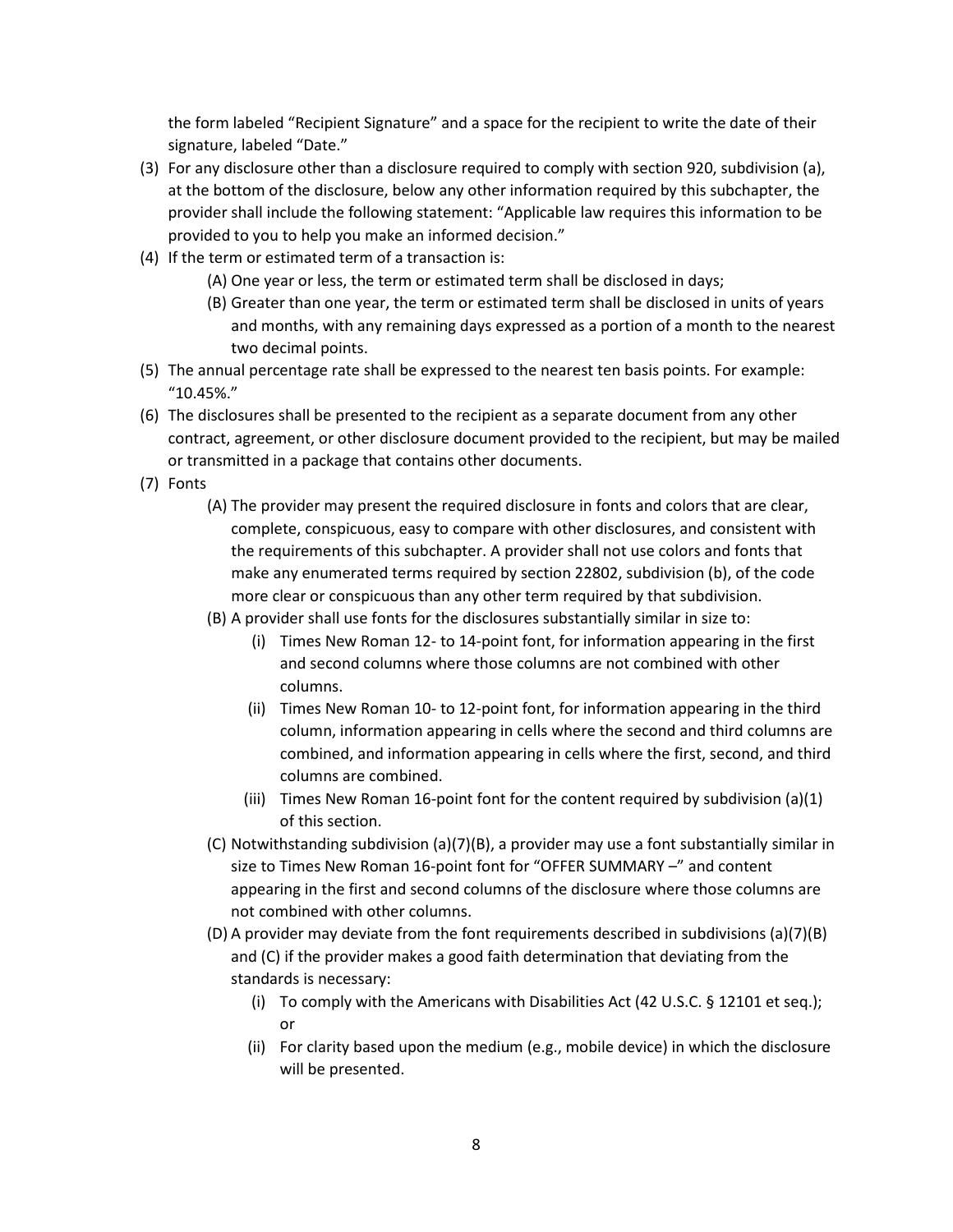the form labeled "Recipient Signature" and a space for the recipient to write the date of their signature, labeled "Date."

(3) For any disclosure other than a disclosure required to comply with section 920, subdivision (a), at the bottom of the disclosure, below any other information required by this subchapter, the provider shall include the following statement: "Applicable law requires this information to be provided to you to help you make an informed decision."

(4) If the term or estimated term of a transaction is:

  (A) One year or less, the term or estimated term shall be disclosed in days;

  (B) Greater than one year, the term or estimated term shall be disclosed in units of years and months, with any remaining days expressed as a portion of a month to the nearest two decimal points.

(5) The annual percentage rate shall be expressed to the nearest ten basis points. For example: "10.45%."

(6) The disclosures shall be presented to the recipient as a separate document from any other contract, agreement, or other disclosure document provided to the recipient, but may be mailed or transmitted in a package that contains other documents.

(7) Fonts

  (A) The provider may present the required disclosure in fonts and colors that are clear, complete, conspicuous, easy to compare with other disclosures, and consistent with the requirements of this subchapter. A provider shall not use colors and fonts that make any enumerated terms required by section 22802, subdivision (b), of the code more clear or conspicuous than any other term required by that subdivision.

  (B) A provider shall use fonts for the disclosures substantially similar in size to:

    (i) Times New Roman 12- to 14-point font, for information appearing in the first and second columns where those columns are not combined with other columns.

    (ii) Times New Roman 10- to 12-point font, for information appearing in the third column, information appearing in cells where the second and third columns are combined, and information appearing in cells where the first, second, and third columns are combined.

    (iii) Times New Roman 16-point font for the content required by subdivision (a)(1) of this section.

  (C) Notwithstanding subdivision (a)(7)(B), a provider may use a font substantially similar in size to Times New Roman 16-point font for "OFFER SUMMARY –" and content appearing in the first and second columns of the disclosure where those columns are not combined with other columns.

  (D) A provider may deviate from the font requirements described in subdivisions (a)(7)(B) and (C) if the provider makes a good faith determination that deviating from the standards is necessary:

    (i) To comply with the Americans with Disabilities Act (42 U.S.C. § 12101 et seq.); or

    (ii) For clarity based upon the medium (e.g., mobile device) in which the disclosure will be presented.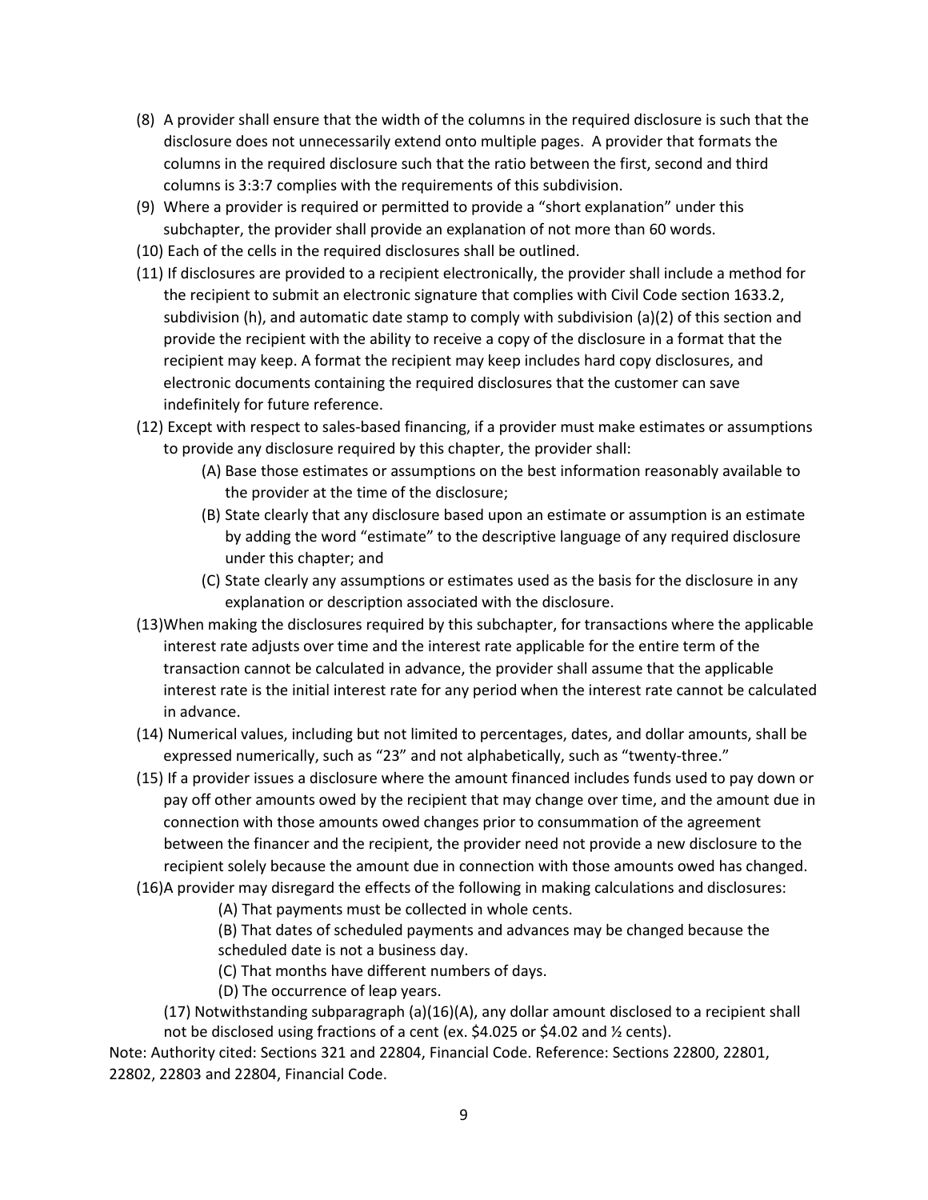(8) A provider shall ensure that the width of the columns in the required disclosure is such that the disclosure does not unnecessarily extend onto multiple pages. A provider that formats the columns in the required disclosure such that the ratio between the first, second and third columns is 3:3:7 complies with the requirements of this subdivision.

(9) Where a provider is required or permitted to provide a "short explanation" under this subchapter, the provider shall provide an explanation of not more than 60 words.

(10) Each of the cells in the required disclosures shall be outlined.

(11) If disclosures are provided to a recipient electronically, the provider shall include a method for the recipient to submit an electronic signature that complies with Civil Code section 1633.2, subdivision (h), and automatic date stamp to comply with subdivision (a)(2) of this section and provide the recipient with the ability to receive a copy of the disclosure in a format that the recipient may keep. A format the recipient may keep includes hard copy disclosures, and electronic documents containing the required disclosures that the customer can save indefinitely for future reference.

(12) Except with respect to sales-based financing, if a provider must make estimates or assumptions to provide any disclosure required by this chapter, the provider shall:

- (A) Base those estimates or assumptions on the best information reasonably available to the provider at the time of the disclosure;
- (B) State clearly that any disclosure based upon an estimate or assumption is an estimate by adding the word "estimate" to the descriptive language of any required disclosure under this chapter; and
- (C) State clearly any assumptions or estimates used as the basis for the disclosure in any explanation or description associated with the disclosure.

(13)When making the disclosures required by this subchapter, for transactions where the applicable interest rate adjusts over time and the interest rate applicable for the entire term of the transaction cannot be calculated in advance, the provider shall assume that the applicable interest rate is the initial interest rate for any period when the interest rate cannot be calculated in advance.

(14) Numerical values, including but not limited to percentages, dates, and dollar amounts, shall be expressed numerically, such as "23" and not alphabetically, such as "twenty-three."

(15) If a provider issues a disclosure where the amount financed includes funds used to pay down or pay off other amounts owed by the recipient that may change over time, and the amount due in connection with those amounts owed changes prior to consummation of the agreement between the financer and the recipient, the provider need not provide a new disclosure to the recipient solely because the amount due in connection with those amounts owed has changed.

(16)A provider may disregard the effects of the following in making calculations and disclosures:

- (A) That payments must be collected in whole cents.
- (B) That dates of scheduled payments and advances may be changed because the scheduled date is not a business day.
- (C) That months have different numbers of days.
- (D) The occurrence of leap years.

(17) Notwithstanding subparagraph (a)(16)(A), any dollar amount disclosed to a recipient shall not be disclosed using fractions of a cent (ex. $4.025 or $4.02 and ½ cents).

Note: Authority cited: Sections 321 and 22804, Financial Code. Reference: Sections 22800, 22801, 22802, 22803 and 22804, Financial Code.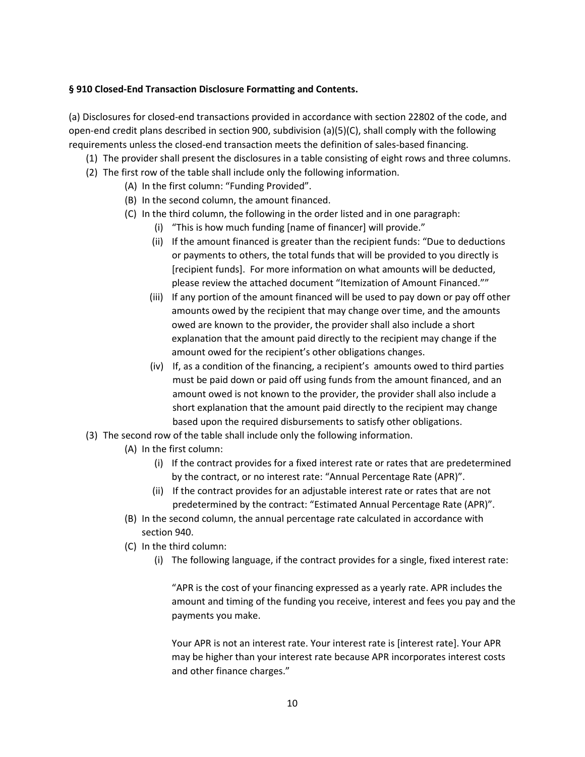**§ 910 Closed-End Transaction Disclosure Formatting and Contents.**

(a) Disclosures for closed-end transactions provided in accordance with section 22802 of the code, and open-end credit plans described in section 900, subdivision (a)(5)(C), shall comply with the following requirements unless the closed-end transaction meets the definition of sales-based financing.

- (1) The provider shall present the disclosures in a table consisting of eight rows and three columns.
- (2) The first row of the table shall include only the following information.
    - (A) In the first column: "Funding Provided".
    - (B) In the second column, the amount financed.
    - (C) In the third column, the following in the order listed and in one paragraph:
        - (i) "This is how much funding [name of financer] will provide."
        - (ii) If the amount financed is greater than the recipient funds: "Due to deductions or payments to others, the total funds that will be provided to you directly is [recipient funds]. For more information on what amounts will be deducted, please review the attached document "Itemization of Amount Financed.""
        - (iii) If any portion of the amount financed will be used to pay down or pay off other amounts owed by the recipient that may change over time, and the amounts owed are known to the provider, the provider shall also include a short explanation that the amount paid directly to the recipient may change if the amount owed for the recipient's other obligations changes.
        - (iv) If, as a condition of the financing, a recipient's amounts owed to third parties must be paid down or paid off using funds from the amount financed, and an amount owed is not known to the provider, the provider shall also include a short explanation that the amount paid directly to the recipient may change based upon the required disbursements to satisfy other obligations.
- (3) The second row of the table shall include only the following information.
    - (A) In the first column:
        - (i) If the contract provides for a fixed interest rate or rates that are predetermined by the contract, or no interest rate: "Annual Percentage Rate (APR)".
        - (ii) If the contract provides for an adjustable interest rate or rates that are not predetermined by the contract: "Estimated Annual Percentage Rate (APR)".
    - (B) In the second column, the annual percentage rate calculated in accordance with section 940.
    - (C) In the third column:
        - (i) The following language, if the contract provides for a single, fixed interest rate:

          "APR is the cost of your financing expressed as a yearly rate. APR includes the amount and timing of the funding you receive, interest and fees you pay and the payments you make.

          Your APR is not an interest rate. Your interest rate is [interest rate]. Your APR may be higher than your interest rate because APR incorporates interest costs and other finance charges."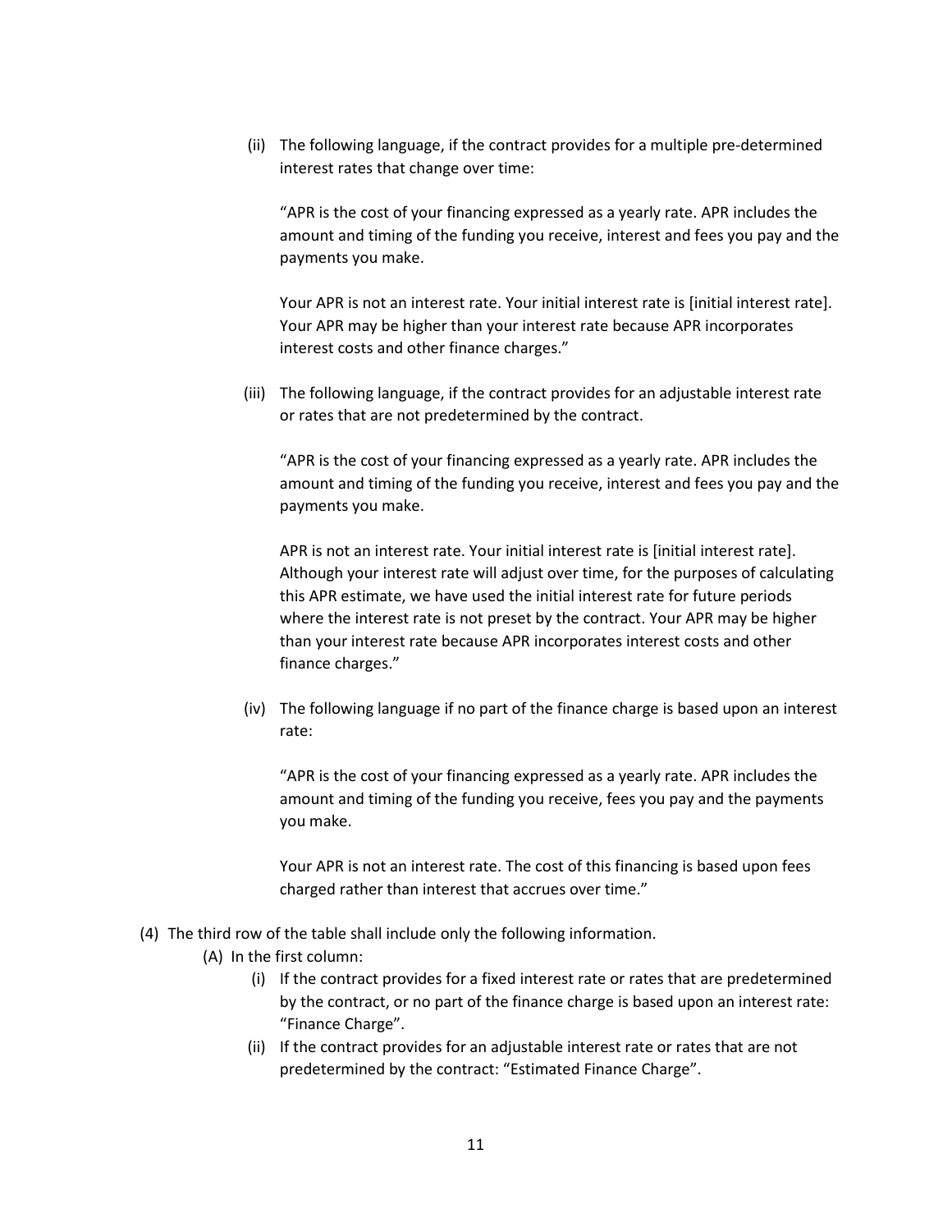(ii) The following language, if the contract provides for a multiple pre-determined interest rates that change over time:

"APR is the cost of your financing expressed as a yearly rate. APR includes the amount and timing of the funding you receive, interest and fees you pay and the payments you make.

Your APR is not an interest rate. Your initial interest rate is [initial interest rate]. Your APR may be higher than your interest rate because APR incorporates interest costs and other finance charges."

(iii) The following language, if the contract provides for an adjustable interest rate or rates that are not predetermined by the contract.

"APR is the cost of your financing expressed as a yearly rate. APR includes the amount and timing of the funding you receive, interest and fees you pay and the payments you make.

APR is not an interest rate. Your initial interest rate is [initial interest rate]. Although your interest rate will adjust over time, for the purposes of calculating this APR estimate, we have used the initial interest rate for future periods where the interest rate is not preset by the contract. Your APR may be higher than your interest rate because APR incorporates interest costs and other finance charges."

(iv) The following language if no part of the finance charge is based upon an interest rate:

"APR is the cost of your financing expressed as a yearly rate. APR includes the amount and timing of the funding you receive, fees you pay and the payments you make.

Your APR is not an interest rate. The cost of this financing is based upon fees charged rather than interest that accrues over time."

(4) The third row of the table shall include only the following information.

(A) In the first column:

(i) If the contract provides for a fixed interest rate or rates that are predetermined by the contract, or no part of the finance charge is based upon an interest rate: "Finance Charge".

(ii) If the contract provides for an adjustable interest rate or rates that are not predetermined by the contract: "Estimated Finance Charge".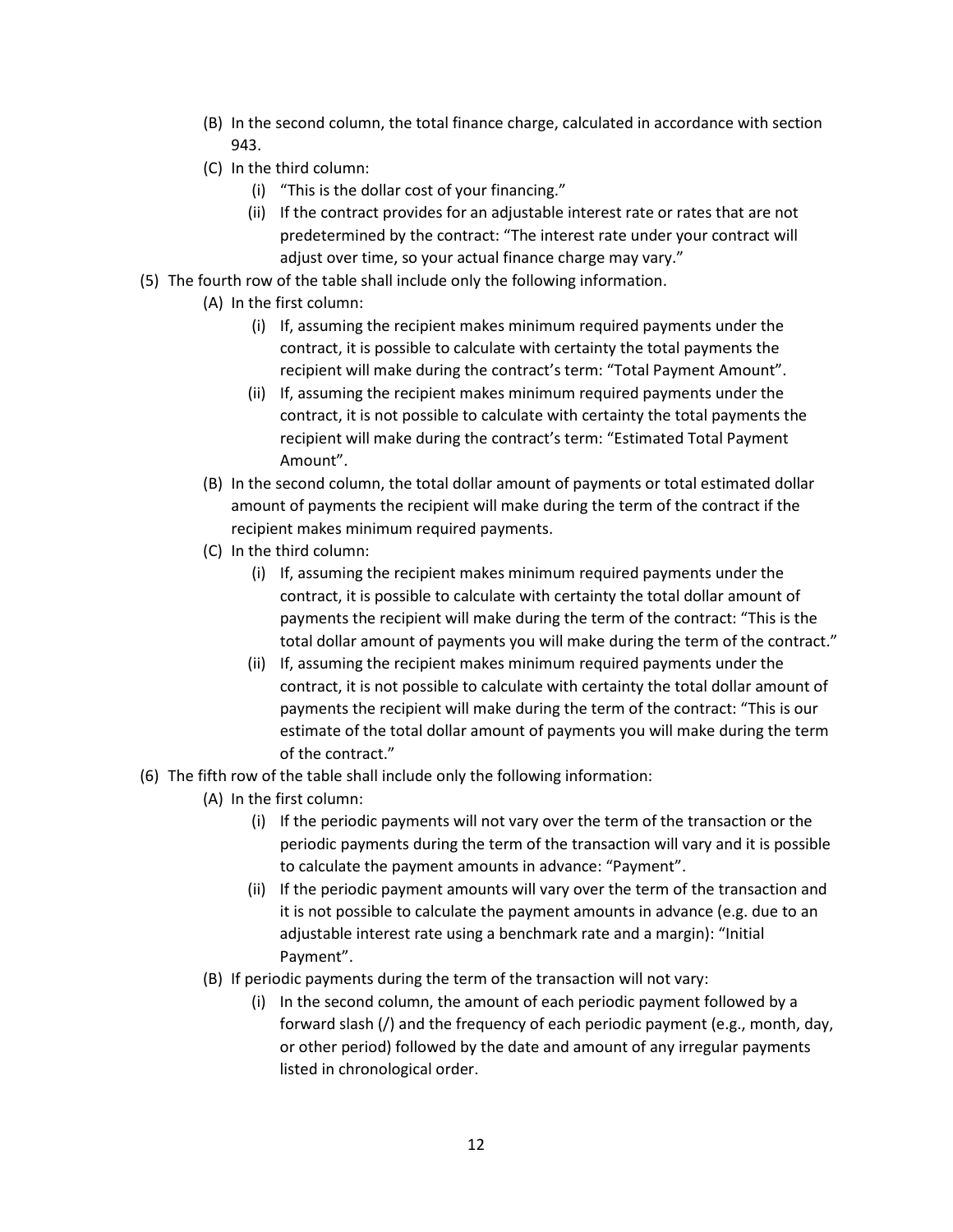- (B) In the second column, the total finance charge, calculated in accordance with section 943.
- (C) In the third column:
    - (i) "This is the dollar cost of your financing."
    - (ii) If the contract provides for an adjustable interest rate or rates that are not predetermined by the contract: "The interest rate under your contract will adjust over time, so your actual finance charge may vary."

(5) The fourth row of the table shall include only the following information.

- (A) In the first column:
    - (i) If, assuming the recipient makes minimum required payments under the contract, it is possible to calculate with certainty the total payments the recipient will make during the contract's term: "Total Payment Amount".
    - (ii) If, assuming the recipient makes minimum required payments under the contract, it is not possible to calculate with certainty the total payments the recipient will make during the contract's term: "Estimated Total Payment Amount".
- (B) In the second column, the total dollar amount of payments or total estimated dollar amount of payments the recipient will make during the term of the contract if the recipient makes minimum required payments.
- (C) In the third column:
    - (i) If, assuming the recipient makes minimum required payments under the contract, it is possible to calculate with certainty the total dollar amount of payments the recipient will make during the term of the contract: "This is the total dollar amount of payments you will make during the term of the contract."
    - (ii) If, assuming the recipient makes minimum required payments under the contract, it is not possible to calculate with certainty the total dollar amount of payments the recipient will make during the term of the contract: "This is our estimate of the total dollar amount of payments you will make during the term of the contract."

(6) The fifth row of the table shall include only the following information:

- (A) In the first column:
    - (i) If the periodic payments will not vary over the term of the transaction or the periodic payments during the term of the transaction will vary and it is possible to calculate the payment amounts in advance: "Payment".
    - (ii) If the periodic payment amounts will vary over the term of the transaction and it is not possible to calculate the payment amounts in advance (e.g. due to an adjustable interest rate using a benchmark rate and a margin): "Initial Payment".
- (B) If periodic payments during the term of the transaction will not vary:
    - (i) In the second column, the amount of each periodic payment followed by a forward slash (/) and the frequency of each periodic payment (e.g., month, day, or other period) followed by the date and amount of any irregular payments listed in chronological order.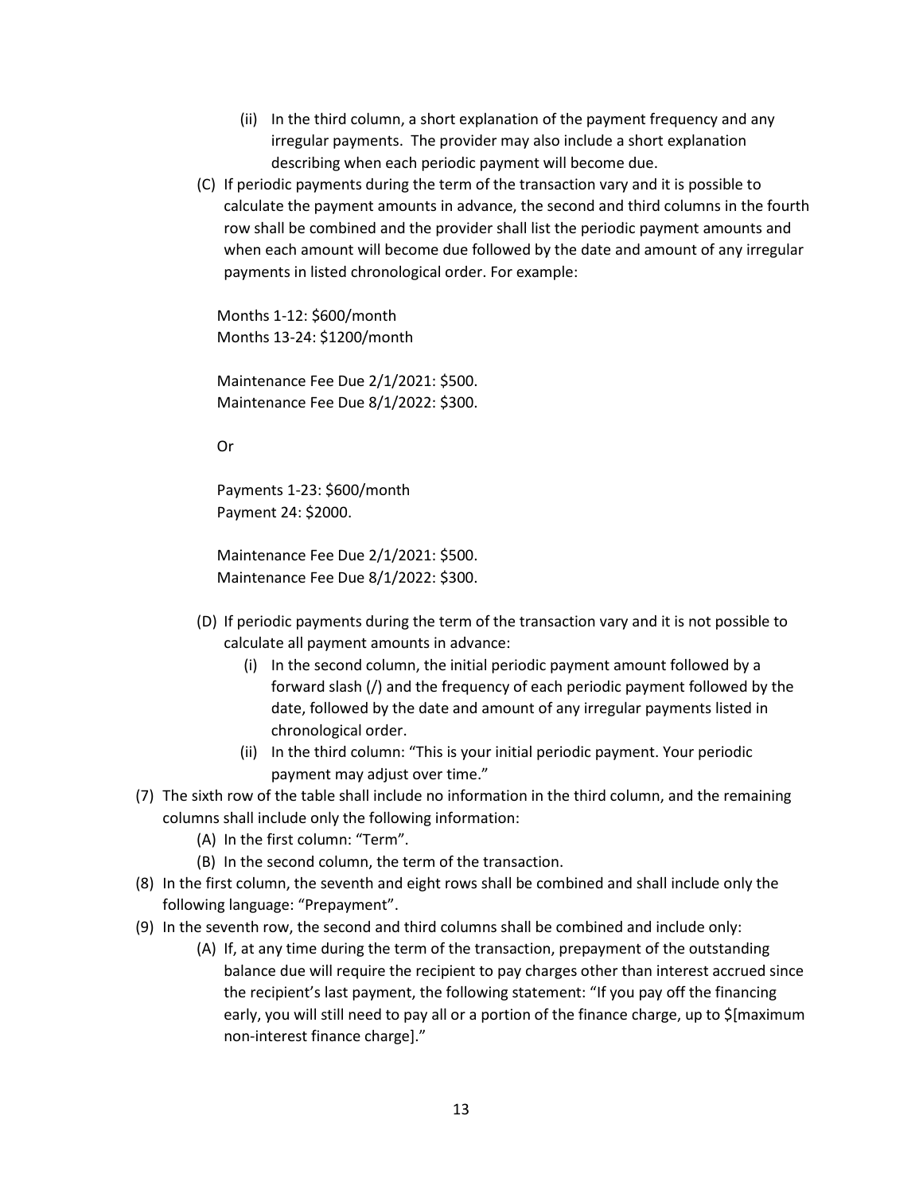(ii) In the third column, a short explanation of the payment frequency and any irregular payments. The provider may also include a short explanation describing when each periodic payment will become due.

(C) If periodic payments during the term of the transaction vary and it is possible to calculate the payment amounts in advance, the second and third columns in the fourth row shall be combined and the provider shall list the periodic payment amounts and when each amount will become due followed by the date and amount of any irregular payments in listed chronological order. For example:

Months 1-12: $600/month
Months 13-24: $1200/month

Maintenance Fee Due 2/1/2021: $500.
Maintenance Fee Due 8/1/2022: $300.

Or

Payments 1-23: $600/month
Payment 24: $2000.

Maintenance Fee Due 2/1/2021: $500.
Maintenance Fee Due 8/1/2022: $300.

(D) If periodic payments during the term of the transaction vary and it is not possible to calculate all payment amounts in advance:

(i) In the second column, the initial periodic payment amount followed by a forward slash (/) and the frequency of each periodic payment followed by the date, followed by the date and amount of any irregular payments listed in chronological order.

(ii) In the third column: "This is your initial periodic payment. Your periodic payment may adjust over time."

(7) The sixth row of the table shall include no information in the third column, and the remaining columns shall include only the following information:

(A) In the first column: "Term".

(B) In the second column, the term of the transaction.

(8) In the first column, the seventh and eight rows shall be combined and shall include only the following language: "Prepayment".

(9) In the seventh row, the second and third columns shall be combined and include only:

(A) If, at any time during the term of the transaction, prepayment of the outstanding balance due will require the recipient to pay charges other than interest accrued since the recipient's last payment, the following statement: "If you pay off the financing early, you will still need to pay all or a portion of the finance charge, up to $[maximum non-interest finance charge]."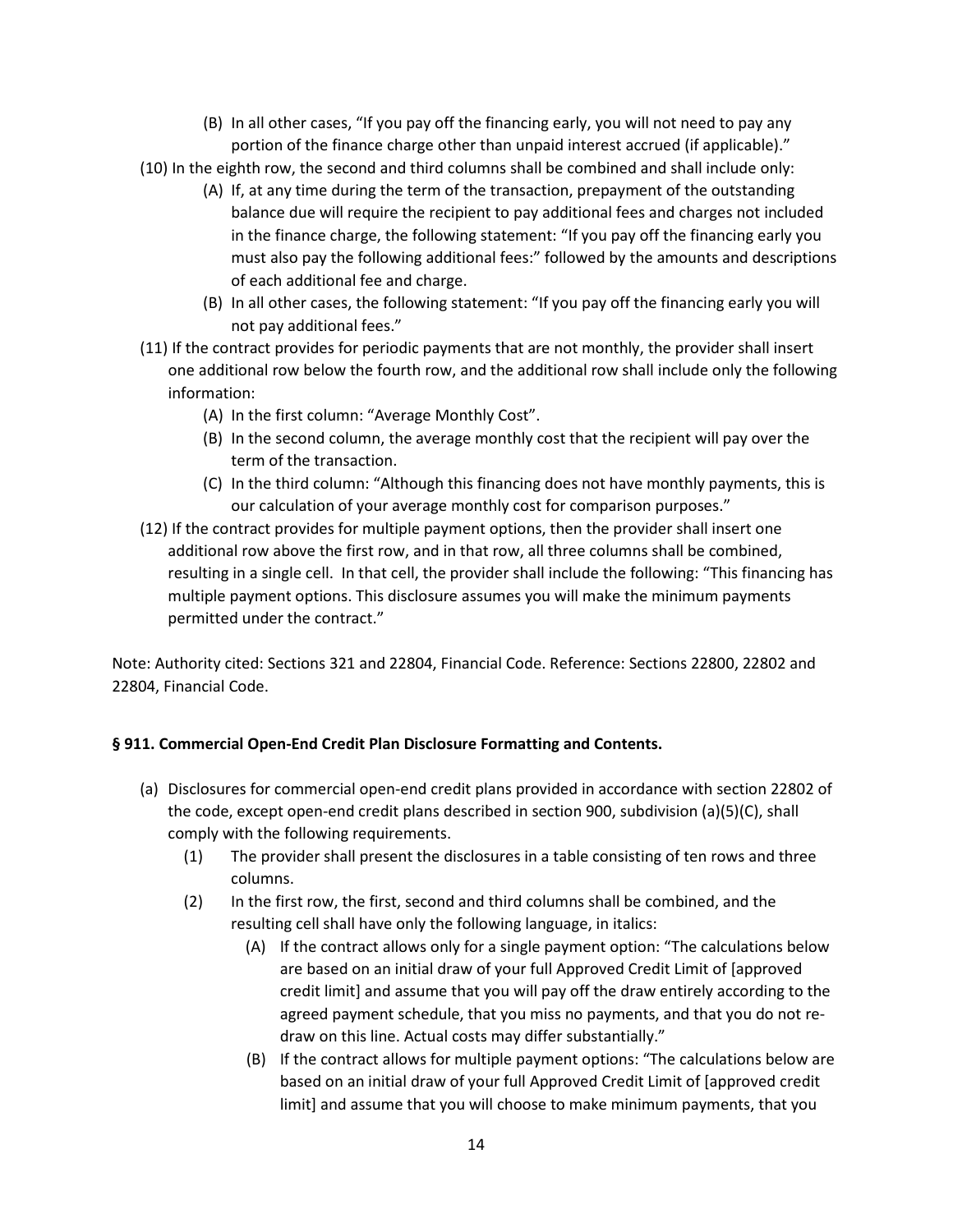- (B) In all other cases, "If you pay off the financing early, you will not need to pay any portion of the finance charge other than unpaid interest accrued (if applicable)."

- (10) In the eighth row, the second and third columns shall be combined and shall include only:
   - (A) If, at any time during the term of the transaction, prepayment of the outstanding balance due will require the recipient to pay additional fees and charges not included in the finance charge, the following statement: "If you pay off the financing early you must also pay the following additional fees:" followed by the amounts and descriptions of each additional fee and charge.
   - (B) In all other cases, the following statement: "If you pay off the financing early you will not pay additional fees."
- (11) If the contract provides for periodic payments that are not monthly, the provider shall insert one additional row below the fourth row, and the additional row shall include only the following information:
   - (A) In the first column: "Average Monthly Cost".
   - (B) In the second column, the average monthly cost that the recipient will pay over the term of the transaction.
   - (C) In the third column: "Although this financing does not have monthly payments, this is our calculation of your average monthly cost for comparison purposes."
- (12) If the contract provides for multiple payment options, then the provider shall insert one additional row above the first row, and in that row, all three columns shall be combined, resulting in a single cell. In that cell, the provider shall include the following: "This financing has multiple payment options. This disclosure assumes you will make the minimum payments permitted under the contract."

Note: Authority cited: Sections 321 and 22804, Financial Code. Reference: Sections 22800, 22802 and 22804, Financial Code.

**§ 911. Commercial Open-End Credit Plan Disclosure Formatting and Contents.**

- (a) Disclosures for commercial open-end credit plans provided in accordance with section 22802 of the code, except open-end credit plans described in section 900, subdivision (a)(5)(C), shall comply with the following requirements.
   - (1) The provider shall present the disclosures in a table consisting of ten rows and three columns.
   - (2) In the first row, the first, second and third columns shall be combined, and the resulting cell shall have only the following language, in italics:
      - (A) If the contract allows only for a single payment option: "The calculations below are based on an initial draw of your full Approved Credit Limit of [approved credit limit] and assume that you will pay off the draw entirely according to the agreed payment schedule, that you miss no payments, and that you do not re-draw on this line. Actual costs may differ substantially."
      - (B) If the contract allows for multiple payment options: "The calculations below are based on an initial draw of your full Approved Credit Limit of [approved credit limit] and assume that you will choose to make minimum payments, that you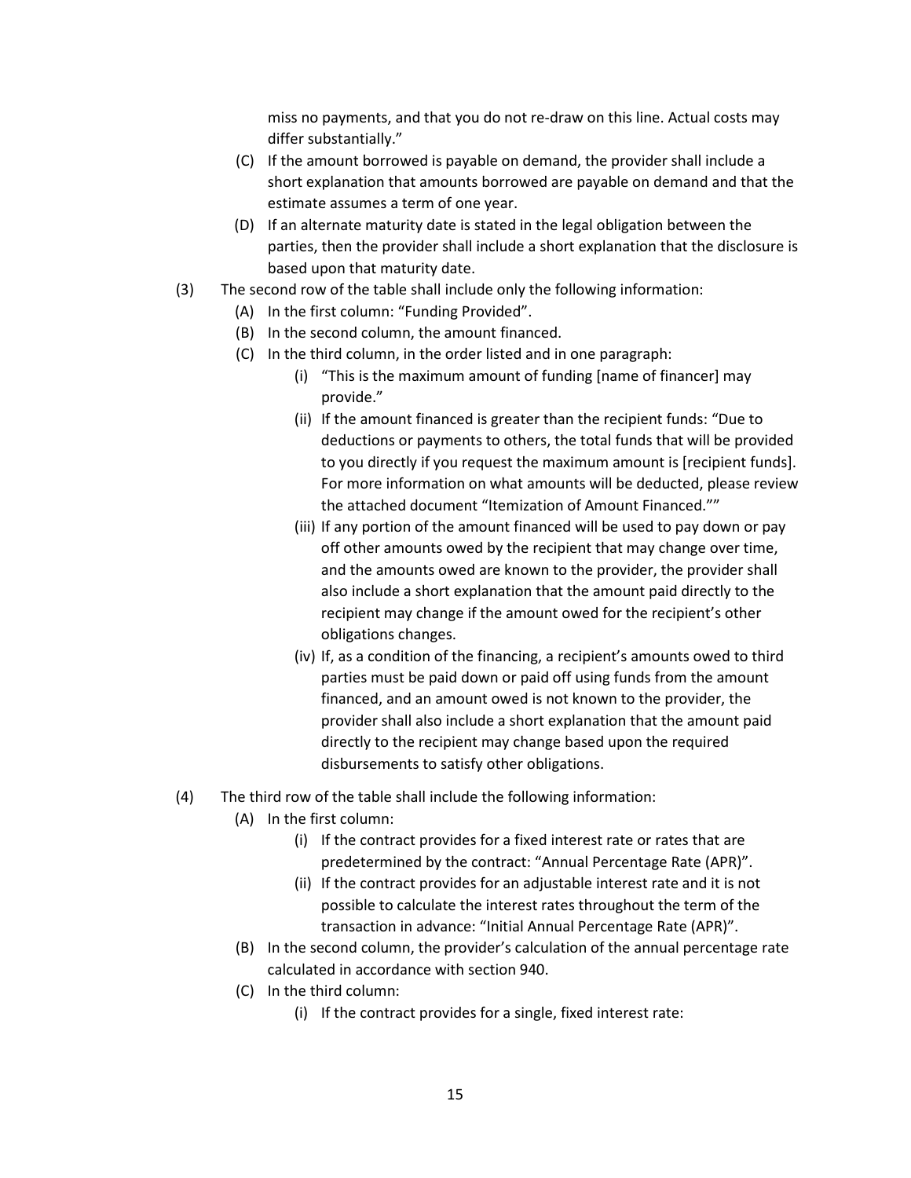miss no payments, and that you do not re-draw on this line. Actual costs may differ substantially."

- (C) If the amount borrowed is payable on demand, the provider shall include a short explanation that amounts borrowed are payable on demand and that the estimate assumes a term of one year.
- (D) If an alternate maturity date is stated in the legal obligation between the parties, then the provider shall include a short explanation that the disclosure is based upon that maturity date.

(3) The second row of the table shall include only the following information:

- (A) In the first column: "Funding Provided".
- (B) In the second column, the amount financed.
- (C) In the third column, in the order listed and in one paragraph:
  - (i) "This is the maximum amount of funding [name of financer] may provide."
  - (ii) If the amount financed is greater than the recipient funds: "Due to deductions or payments to others, the total funds that will be provided to you directly if you request the maximum amount is [recipient funds]. For more information on what amounts will be deducted, please review the attached document "Itemization of Amount Financed.""
  - (iii) If any portion of the amount financed will be used to pay down or pay off other amounts owed by the recipient that may change over time, and the amounts owed are known to the provider, the provider shall also include a short explanation that the amount paid directly to the recipient may change if the amount owed for the recipient's other obligations changes.
  - (iv) If, as a condition of the financing, a recipient's amounts owed to third parties must be paid down or paid off using funds from the amount financed, and an amount owed is not known to the provider, the provider shall also include a short explanation that the amount paid directly to the recipient may change based upon the required disbursements to satisfy other obligations.

(4) The third row of the table shall include the following information:

- (A) In the first column:
  - (i) If the contract provides for a fixed interest rate or rates that are predetermined by the contract: "Annual Percentage Rate (APR)".
  - (ii) If the contract provides for an adjustable interest rate and it is not possible to calculate the interest rates throughout the term of the transaction in advance: "Initial Annual Percentage Rate (APR)".
- (B) In the second column, the provider's calculation of the annual percentage rate calculated in accordance with section 940.
- (C) In the third column:
  - (i) If the contract provides for a single, fixed interest rate: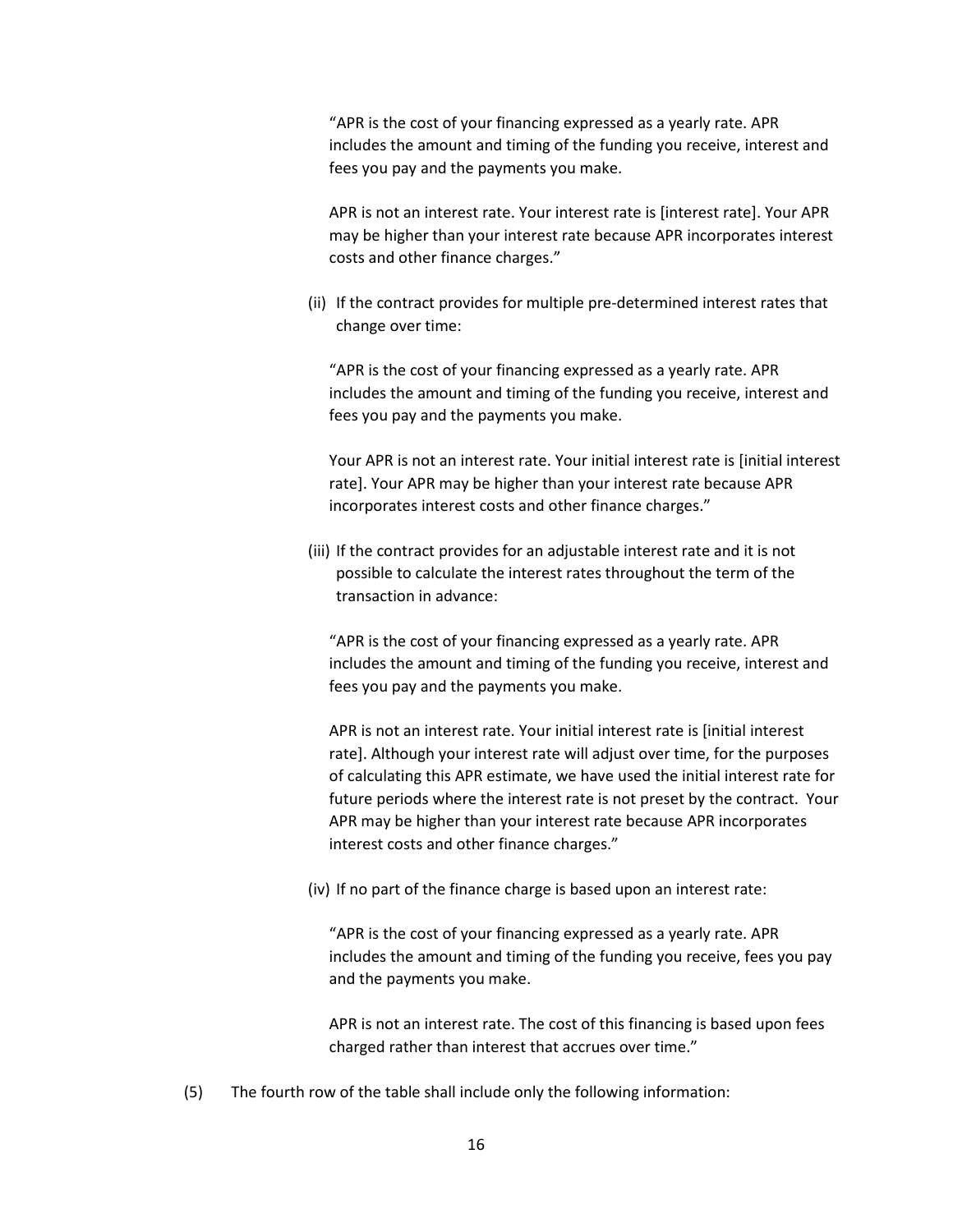“APR is the cost of your financing expressed as a yearly rate. APR includes the amount and timing of the funding you receive, interest and fees you pay and the payments you make.

APR is not an interest rate. Your interest rate is [interest rate]. Your APR may be higher than your interest rate because APR incorporates interest costs and other finance charges.”

(ii) If the contract provides for multiple pre-determined interest rates that change over time:

“APR is the cost of your financing expressed as a yearly rate. APR includes the amount and timing of the funding you receive, interest and fees you pay and the payments you make.

Your APR is not an interest rate. Your initial interest rate is [initial interest rate]. Your APR may be higher than your interest rate because APR incorporates interest costs and other finance charges.”

(iii) If the contract provides for an adjustable interest rate and it is not possible to calculate the interest rates throughout the term of the transaction in advance:

“APR is the cost of your financing expressed as a yearly rate. APR includes the amount and timing of the funding you receive, interest and fees you pay and the payments you make.

APR is not an interest rate. Your initial interest rate is [initial interest rate]. Although your interest rate will adjust over time, for the purposes of calculating this APR estimate, we have used the initial interest rate for future periods where the interest rate is not preset by the contract. Your APR may be higher than your interest rate because APR incorporates interest costs and other finance charges.”

(iv) If no part of the finance charge is based upon an interest rate:

“APR is the cost of your financing expressed as a yearly rate. APR includes the amount and timing of the funding you receive, fees you pay and the payments you make.

APR is not an interest rate. The cost of this financing is based upon fees charged rather than interest that accrues over time.”

(5) The fourth row of the table shall include only the following information: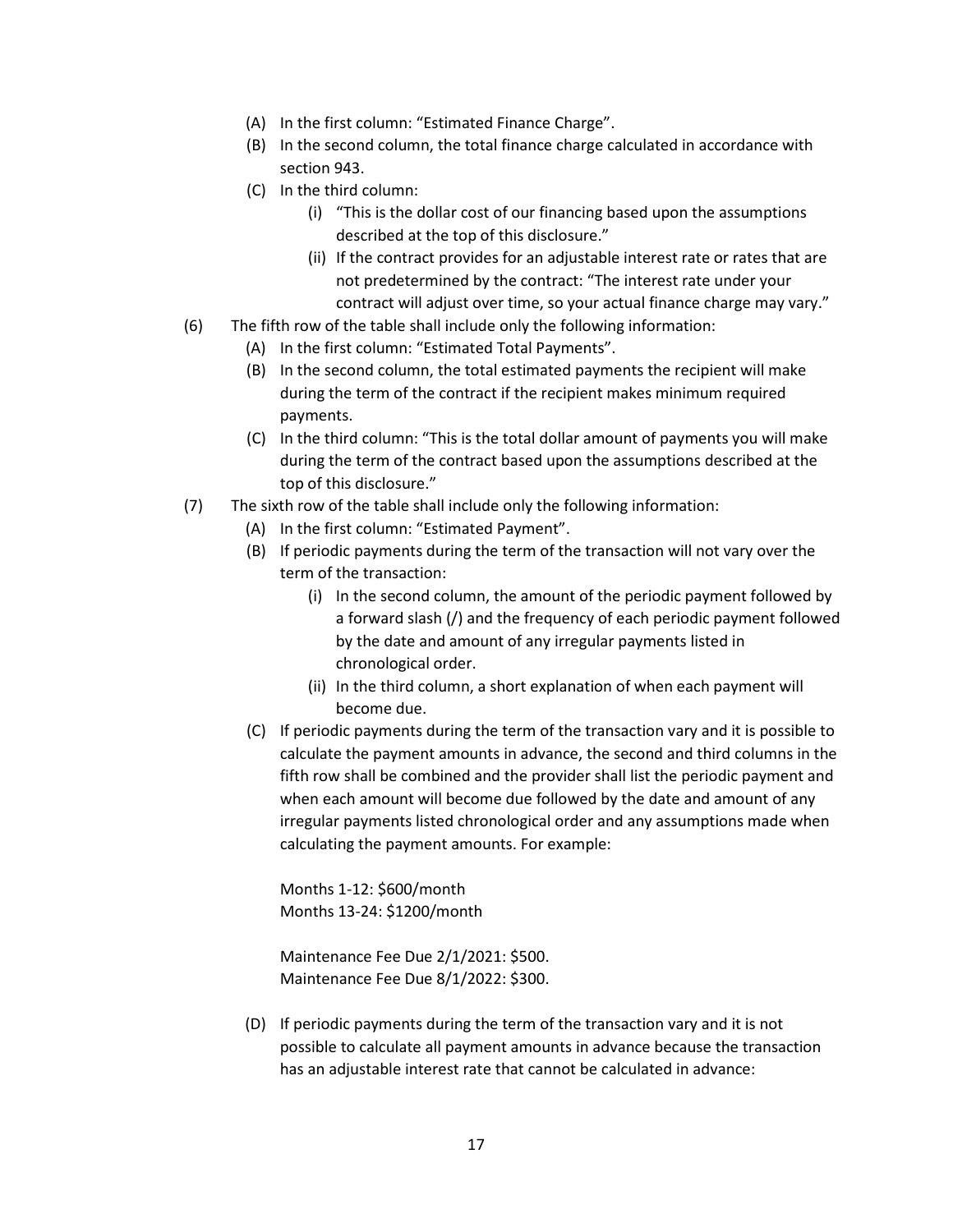(A) In the first column: "Estimated Finance Charge".

(B) In the second column, the total finance charge calculated in accordance with section 943.

(C) In the third column:

(i) "This is the dollar cost of our financing based upon the assumptions described at the top of this disclosure."

(ii) If the contract provides for an adjustable interest rate or rates that are not predetermined by the contract: "The interest rate under your contract will adjust over time, so your actual finance charge may vary."

(6) The fifth row of the table shall include only the following information:

(A) In the first column: "Estimated Total Payments".

(B) In the second column, the total estimated payments the recipient will make during the term of the contract if the recipient makes minimum required payments.

(C) In the third column: "This is the total dollar amount of payments you will make during the term of the contract based upon the assumptions described at the top of this disclosure."

(7) The sixth row of the table shall include only the following information:

(A) In the first column: "Estimated Payment".

(B) If periodic payments during the term of the transaction will not vary over the term of the transaction:

(i) In the second column, the amount of the periodic payment followed by a forward slash (/) and the frequency of each periodic payment followed by the date and amount of any irregular payments listed in chronological order.

(ii) In the third column, a short explanation of when each payment will become due.

(C) If periodic payments during the term of the transaction vary and it is possible to calculate the payment amounts in advance, the second and third columns in the fifth row shall be combined and the provider shall list the periodic payment and when each amount will become due followed by the date and amount of any irregular payments listed chronological order and any assumptions made when calculating the payment amounts. For example:

Months 1-12: $600/month
Months 13-24: $1200/month

Maintenance Fee Due 2/1/2021: $500.
Maintenance Fee Due 8/1/2022: $300.

(D) If periodic payments during the term of the transaction vary and it is not possible to calculate all payment amounts in advance because the transaction has an adjustable interest rate that cannot be calculated in advance: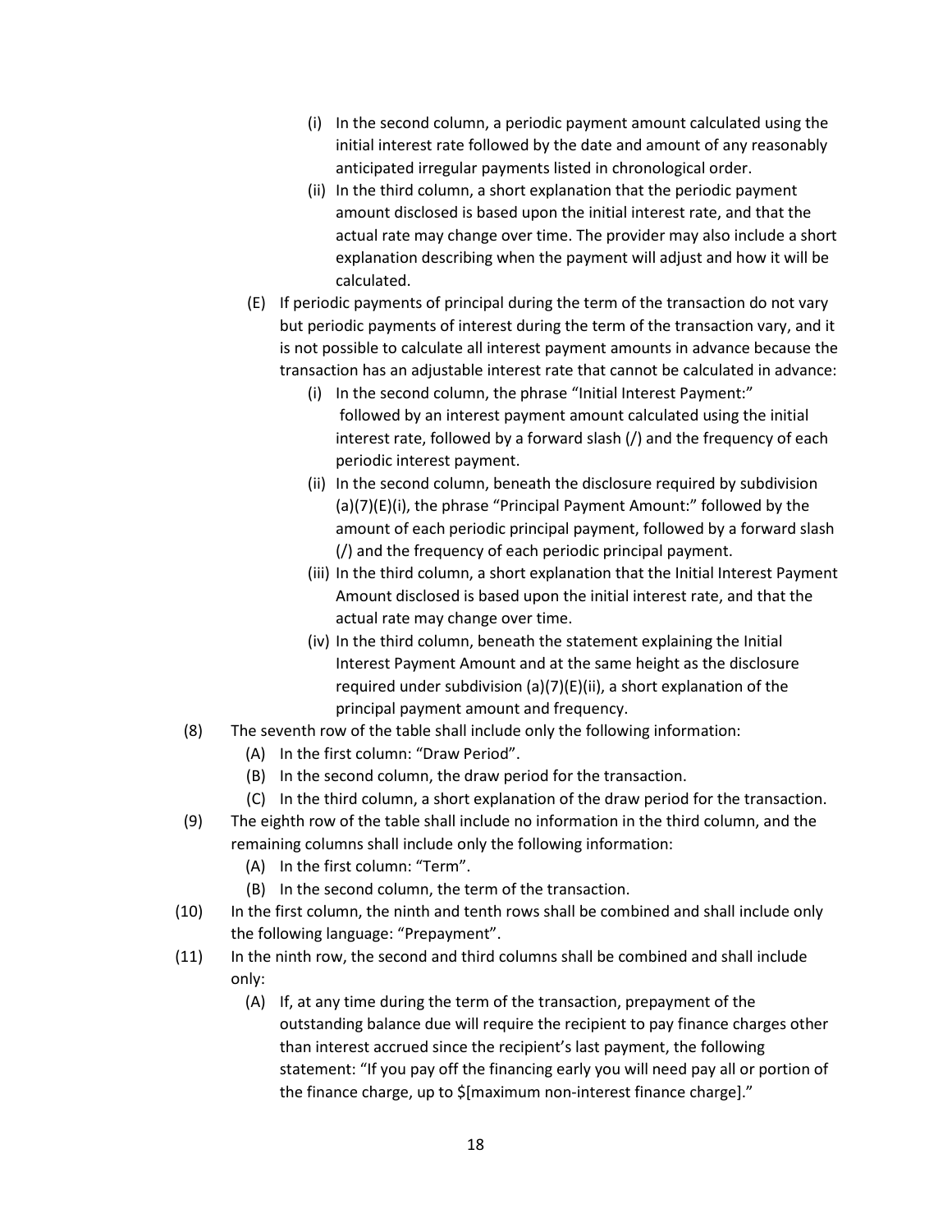(i) In the second column, a periodic payment amount calculated using the initial interest rate followed by the date and amount of any reasonably anticipated irregular payments listed in chronological order.

(ii) In the third column, a short explanation that the periodic payment amount disclosed is based upon the initial interest rate, and that the actual rate may change over time. The provider may also include a short explanation describing when the payment will adjust and how it will be calculated.

(E) If periodic payments of principal during the term of the transaction do not vary but periodic payments of interest during the term of the transaction vary, and it is not possible to calculate all interest payment amounts in advance because the transaction has an adjustable interest rate that cannot be calculated in advance:

(i) In the second column, the phrase "Initial Interest Payment:" followed by an interest payment amount calculated using the initial interest rate, followed by a forward slash (/) and the frequency of each periodic interest payment.

(ii) In the second column, beneath the disclosure required by subdivision (a)(7)(E)(i), the phrase "Principal Payment Amount:" followed by the amount of each periodic principal payment, followed by a forward slash (/) and the frequency of each periodic principal payment.

(iii) In the third column, a short explanation that the Initial Interest Payment Amount disclosed is based upon the initial interest rate, and that the actual rate may change over time.

(iv) In the third column, beneath the statement explaining the Initial Interest Payment Amount and at the same height as the disclosure required under subdivision (a)(7)(E)(ii), a short explanation of the principal payment amount and frequency.

(8) The seventh row of the table shall include only the following information:

(A) In the first column: "Draw Period".

(B) In the second column, the draw period for the transaction.

(C) In the third column, a short explanation of the draw period for the transaction.

(9) The eighth row of the table shall include no information in the third column, and the remaining columns shall include only the following information:

(A) In the first column: "Term".

(B) In the second column, the term of the transaction.

(10) In the first column, the ninth and tenth rows shall be combined and shall include only the following language: "Prepayment".

(11) In the ninth row, the second and third columns shall be combined and shall include only:

(A) If, at any time during the term of the transaction, prepayment of the outstanding balance due will require the recipient to pay finance charges other than interest accrued since the recipient's last payment, the following statement: "If you pay off the financing early you will need pay all or portion of the finance charge, up to $[maximum non-interest finance charge]."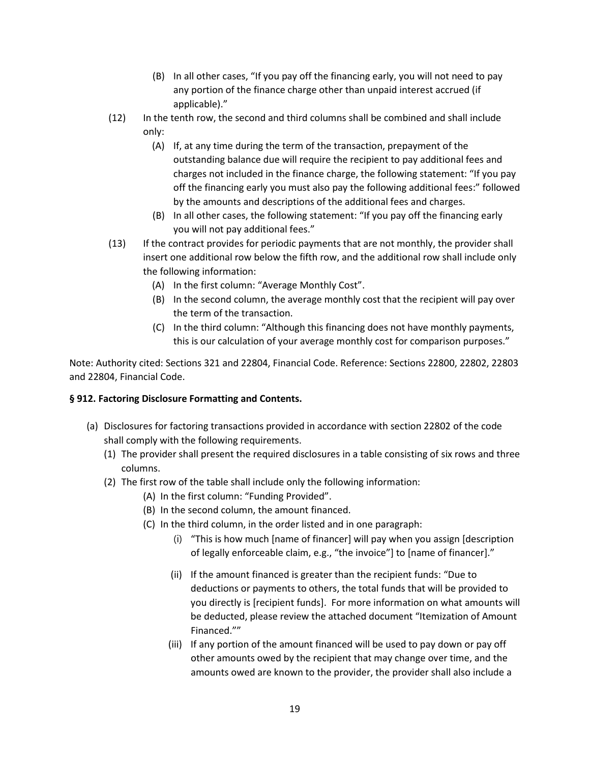(B) In all other cases, "If you pay off the financing early, you will not need to pay any portion of the finance charge other than unpaid interest accrued (if applicable)."

(12) In the tenth row, the second and third columns shall be combined and shall include only:

(A) If, at any time during the term of the transaction, prepayment of the outstanding balance due will require the recipient to pay additional fees and charges not included in the finance charge, the following statement: "If you pay off the financing early you must also pay the following additional fees:" followed by the amounts and descriptions of the additional fees and charges.

(B) In all other cases, the following statement: "If you pay off the financing early you will not pay additional fees."

(13) If the contract provides for periodic payments that are not monthly, the provider shall insert one additional row below the fifth row, and the additional row shall include only the following information:

(A) In the first column: "Average Monthly Cost".

(B) In the second column, the average monthly cost that the recipient will pay over the term of the transaction.

(C) In the third column: "Although this financing does not have monthly payments, this is our calculation of your average monthly cost for comparison purposes."

Note: Authority cited: Sections 321 and 22804, Financial Code. Reference: Sections 22800, 22802, 22803 and 22804, Financial Code.

**§ 912. Factoring Disclosure Formatting and Contents.**

(a) Disclosures for factoring transactions provided in accordance with section 22802 of the code shall comply with the following requirements.

(1) The provider shall present the required disclosures in a table consisting of six rows and three columns.

(2) The first row of the table shall include only the following information:

(A) In the first column: "Funding Provided".

(B) In the second column, the amount financed.

(C) In the third column, in the order listed and in one paragraph:

(i) "This is how much [name of financer] will pay when you assign [description of legally enforceable claim, e.g., "the invoice"] to [name of financer]."

(ii) If the amount financed is greater than the recipient funds: "Due to deductions or payments to others, the total funds that will be provided to you directly is [recipient funds]. For more information on what amounts will be deducted, please review the attached document "Itemization of Amount Financed.""

(iii) If any portion of the amount financed will be used to pay down or pay off other amounts owed by the recipient that may change over time, and the amounts owed are known to the provider, the provider shall also include a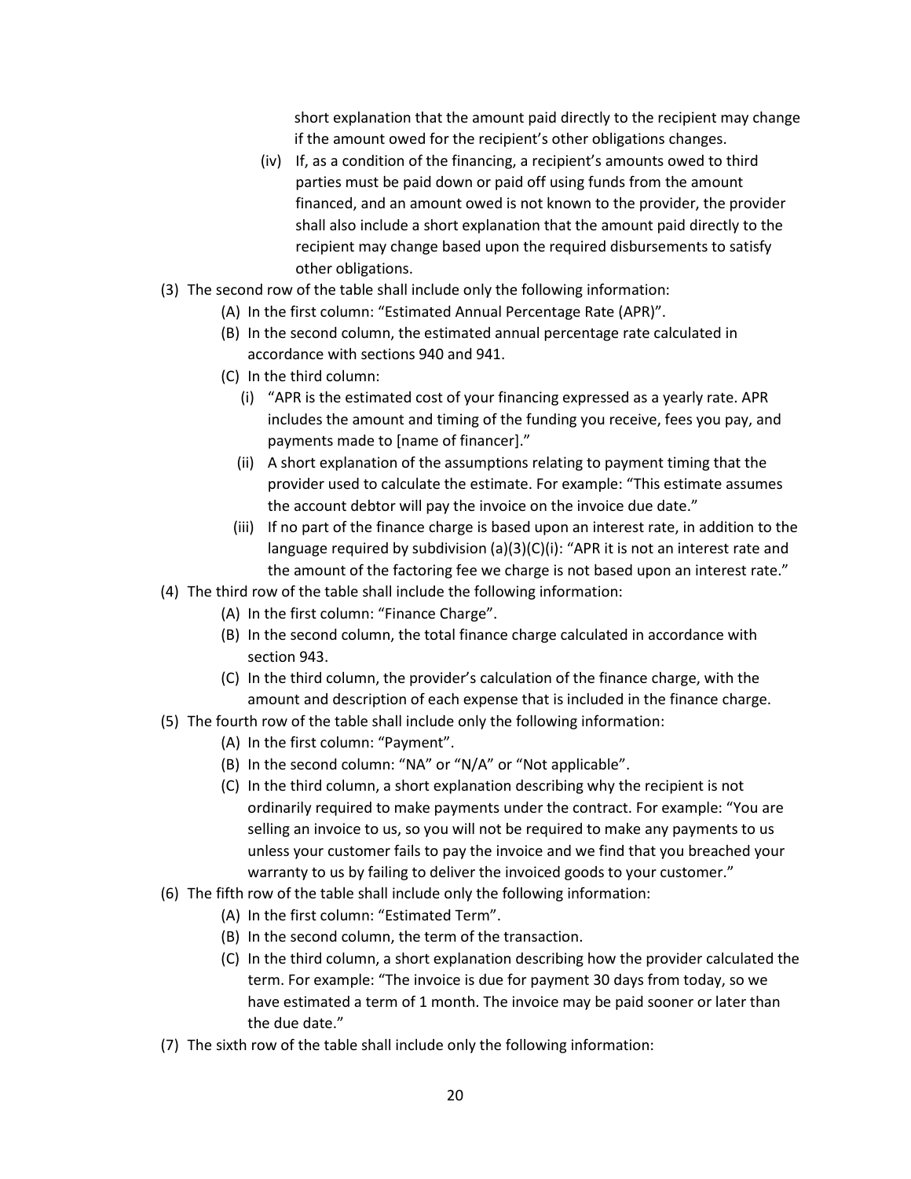short explanation that the amount paid directly to the recipient may change if the amount owed for the recipient's other obligations changes.

   (iv) If, as a condition of the financing, a recipient's amounts owed to third parties must be paid down or paid off using funds from the amount financed, and an amount owed is not known to the provider, the provider shall also include a short explanation that the amount paid directly to the recipient may change based upon the required disbursements to satisfy other obligations.

(3) The second row of the table shall include only the following information:
   - (A) In the first column: "Estimated Annual Percentage Rate (APR)".
   - (B) In the second column, the estimated annual percentage rate calculated in accordance with sections 940 and 941.
   - (C) In the third column:
     - (i) "APR is the estimated cost of your financing expressed as a yearly rate. APR includes the amount and timing of the funding you receive, fees you pay, and payments made to [name of financer]."
     - (ii) A short explanation of the assumptions relating to payment timing that the provider used to calculate the estimate. For example: "This estimate assumes the account debtor will pay the invoice on the invoice due date."
     - (iii) If no part of the finance charge is based upon an interest rate, in addition to the language required by subdivision (a)(3)(C)(i): "APR it is not an interest rate and the amount of the factoring fee we charge is not based upon an interest rate."

(4) The third row of the table shall include the following information:
   - (A) In the first column: "Finance Charge".
   - (B) In the second column, the total finance charge calculated in accordance with section 943.
   - (C) In the third column, the provider's calculation of the finance charge, with the amount and description of each expense that is included in the finance charge.

(5) The fourth row of the table shall include only the following information:
   - (A) In the first column: "Payment".
   - (B) In the second column: "NA" or "N/A" or "Not applicable".
   - (C) In the third column, a short explanation describing why the recipient is not ordinarily required to make payments under the contract. For example: "You are selling an invoice to us, so you will not be required to make any payments to us unless your customer fails to pay the invoice and we find that you breached your warranty to us by failing to deliver the invoiced goods to your customer."

(6) The fifth row of the table shall include only the following information:
   - (A) In the first column: "Estimated Term".
   - (B) In the second column, the term of the transaction.
   - (C) In the third column, a short explanation describing how the provider calculated the term. For example: "The invoice is due for payment 30 days from today, so we have estimated a term of 1 month. The invoice may be paid sooner or later than the due date."

(7) The sixth row of the table shall include only the following information: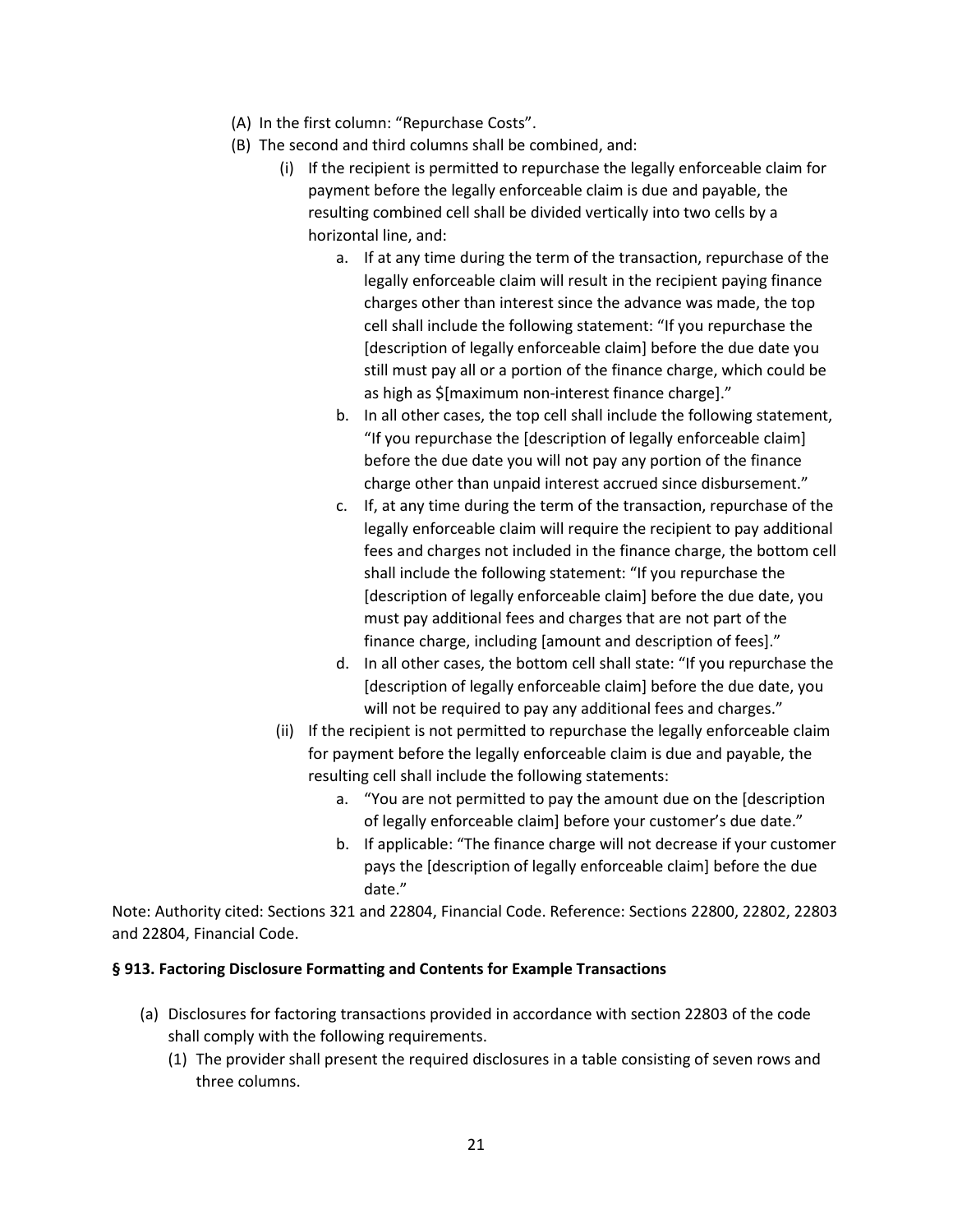(A) In the first column: "Repurchase Costs".

(B) The second and third columns shall be combined, and:

(i) If the recipient is permitted to repurchase the legally enforceable claim for payment before the legally enforceable claim is due and payable, the resulting combined cell shall be divided vertically into two cells by a horizontal line, and:

a. If at any time during the term of the transaction, repurchase of the legally enforceable claim will result in the recipient paying finance charges other than interest since the advance was made, the top cell shall include the following statement: "If you repurchase the [description of legally enforceable claim] before the due date you still must pay all or a portion of the finance charge, which could be as high as $[maximum non-interest finance charge]."

b. In all other cases, the top cell shall include the following statement, "If you repurchase the [description of legally enforceable claim] before the due date you will not pay any portion of the finance charge other than unpaid interest accrued since disbursement."

c. If, at any time during the term of the transaction, repurchase of the legally enforceable claim will require the recipient to pay additional fees and charges not included in the finance charge, the bottom cell shall include the following statement: "If you repurchase the [description of legally enforceable claim] before the due date, you must pay additional fees and charges that are not part of the finance charge, including [amount and description of fees]."

d. In all other cases, the bottom cell shall state: "If you repurchase the [description of legally enforceable claim] before the due date, you will not be required to pay any additional fees and charges."

(ii) If the recipient is not permitted to repurchase the legally enforceable claim for payment before the legally enforceable claim is due and payable, the resulting cell shall include the following statements:

a. "You are not permitted to pay the amount due on the [description of legally enforceable claim] before your customer's due date."

b. If applicable: "The finance charge will not decrease if your customer pays the [description of legally enforceable claim] before the due date."

Note: Authority cited: Sections 321 and 22804, Financial Code. Reference: Sections 22800, 22802, 22803 and 22804, Financial Code.

**§ 913. Factoring Disclosure Formatting and Contents for Example Transactions**

(a) Disclosures for factoring transactions provided in accordance with section 22803 of the code shall comply with the following requirements.

(1) The provider shall present the required disclosures in a table consisting of seven rows and three columns.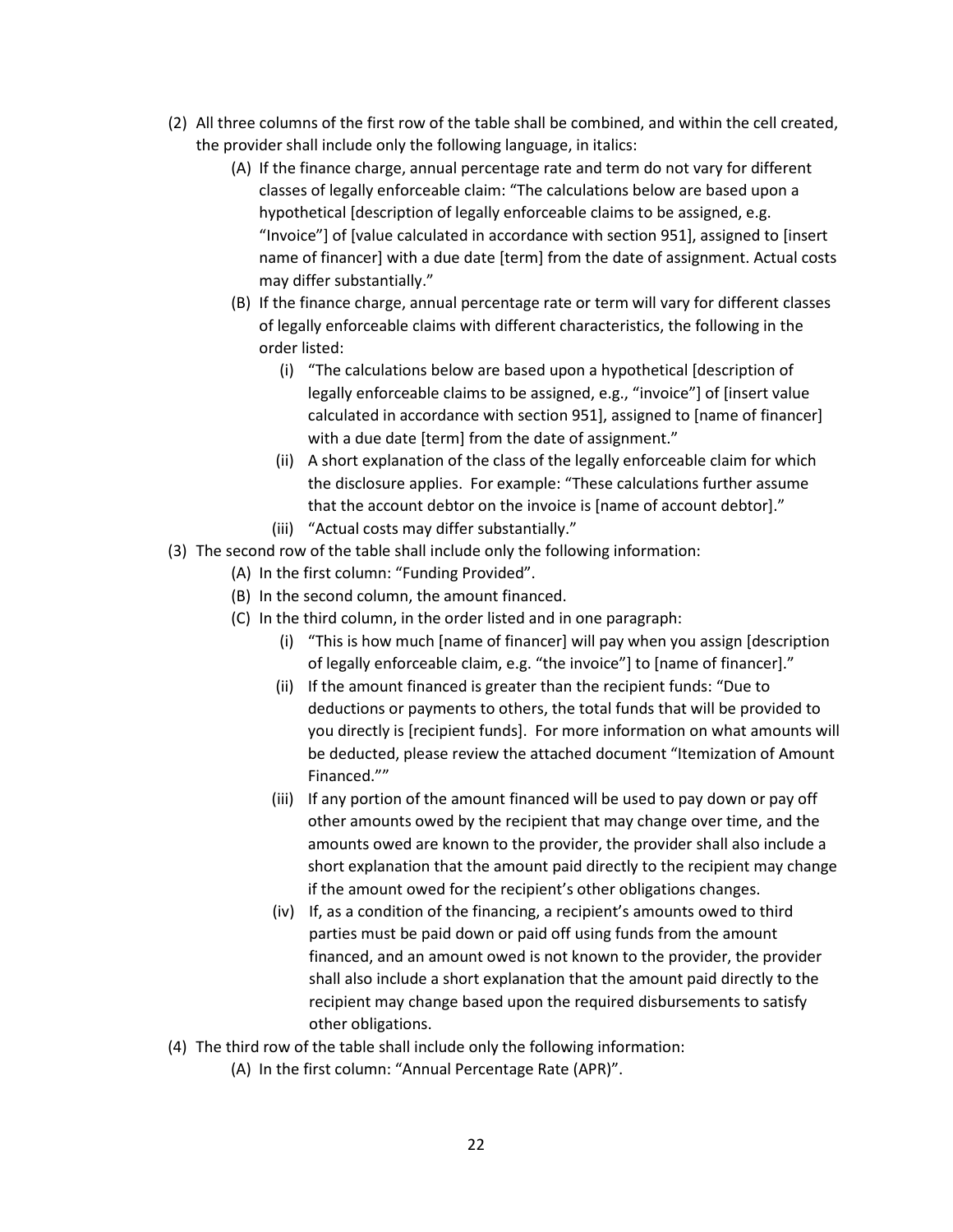(2) All three columns of the first row of the table shall be combined, and within the cell created, the provider shall include only the following language, in italics:

  (A) If the finance charge, annual percentage rate and term do not vary for different classes of legally enforceable claim: "The calculations below are based upon a hypothetical [description of legally enforceable claims to be assigned, e.g. "Invoice"] of [value calculated in accordance with section 951], assigned to [insert name of financer] with a due date [term] from the date of assignment. Actual costs may differ substantially."

  (B) If the finance charge, annual percentage rate or term will vary for different classes of legally enforceable claims with different characteristics, the following in the order listed:

    (i) "The calculations below are based upon a hypothetical [description of legally enforceable claims to be assigned, e.g., "invoice"] of [insert value calculated in accordance with section 951], assigned to [name of financer] with a due date [term] from the date of assignment."

    (ii) A short explanation of the class of the legally enforceable claim for which the disclosure applies. For example: "These calculations further assume that the account debtor on the invoice is [name of account debtor]."

    (iii) "Actual costs may differ substantially."

(3) The second row of the table shall include only the following information:

  (A) In the first column: "Funding Provided".

  (B) In the second column, the amount financed.

  (C) In the third column, in the order listed and in one paragraph:

    (i) "This is how much [name of financer] will pay when you assign [description of legally enforceable claim, e.g. "the invoice"] to [name of financer]."

    (ii) If the amount financed is greater than the recipient funds: "Due to deductions or payments to others, the total funds that will be provided to you directly is [recipient funds]. For more information on what amounts will be deducted, please review the attached document "Itemization of Amount Financed.""

    (iii) If any portion of the amount financed will be used to pay down or pay off other amounts owed by the recipient that may change over time, and the amounts owed are known to the provider, the provider shall also include a short explanation that the amount paid directly to the recipient may change if the amount owed for the recipient's other obligations changes.

    (iv) If, as a condition of the financing, a recipient's amounts owed to third parties must be paid down or paid off using funds from the amount financed, and an amount owed is not known to the provider, the provider shall also include a short explanation that the amount paid directly to the recipient may change based upon the required disbursements to satisfy other obligations.

(4) The third row of the table shall include only the following information:

  (A) In the first column: "Annual Percentage Rate (APR)".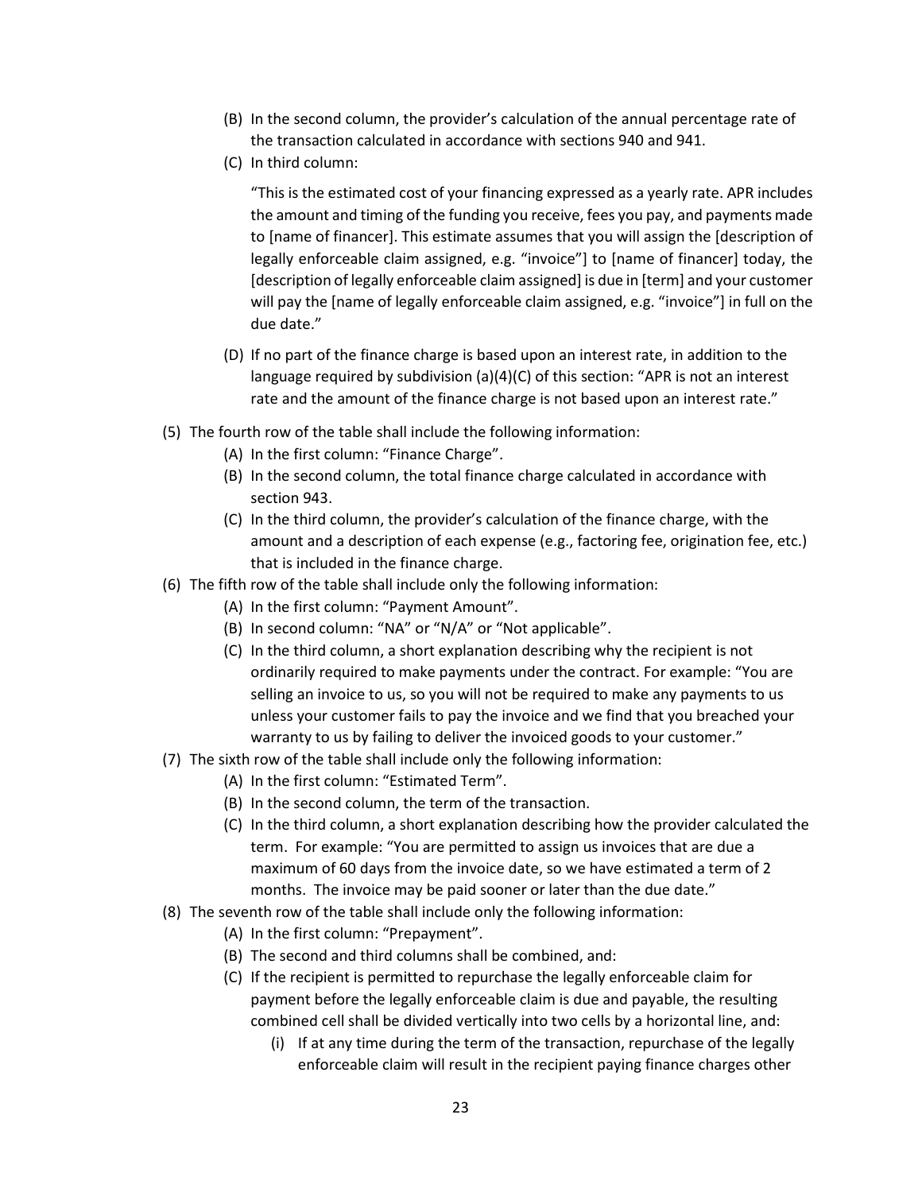- (B) In the second column, the provider's calculation of the annual percentage rate of the transaction calculated in accordance with sections 940 and 941.
- (C) In third column:

  "This is the estimated cost of your financing expressed as a yearly rate. APR includes the amount and timing of the funding you receive, fees you pay, and payments made to [name of financer]. This estimate assumes that you will assign the [description of legally enforceable claim assigned, e.g. "invoice"] to [name of financer] today, the [description of legally enforceable claim assigned] is due in [term] and your customer will pay the [name of legally enforceable claim assigned, e.g. "invoice"] in full on the due date."

- (D) If no part of the finance charge is based upon an interest rate, in addition to the language required by subdivision (a)(4)(C) of this section: "APR is not an interest rate and the amount of the finance charge is not based upon an interest rate."

(5) The fourth row of the table shall include the following information:
- (A) In the first column: "Finance Charge".
- (B) In the second column, the total finance charge calculated in accordance with section 943.
- (C) In the third column, the provider's calculation of the finance charge, with the amount and a description of each expense (e.g., factoring fee, origination fee, etc.) that is included in the finance charge.

(6) The fifth row of the table shall include only the following information:
- (A) In the first column: "Payment Amount".
- (B) In second column: "NA" or "N/A" or "Not applicable".
- (C) In the third column, a short explanation describing why the recipient is not ordinarily required to make payments under the contract. For example: "You are selling an invoice to us, so you will not be required to make any payments to us unless your customer fails to pay the invoice and we find that you breached your warranty to us by failing to deliver the invoiced goods to your customer."

(7) The sixth row of the table shall include only the following information:
- (A) In the first column: "Estimated Term".
- (B) In the second column, the term of the transaction.
- (C) In the third column, a short explanation describing how the provider calculated the term. For example: "You are permitted to assign us invoices that are due a maximum of 60 days from the invoice date, so we have estimated a term of 2 months. The invoice may be paid sooner or later than the due date."

(8) The seventh row of the table shall include only the following information:
- (A) In the first column: "Prepayment".
- (B) The second and third columns shall be combined, and:
- (C) If the recipient is permitted to repurchase the legally enforceable claim for payment before the legally enforceable claim is due and payable, the resulting combined cell shall be divided vertically into two cells by a horizontal line, and:
  - (i) If at any time during the term of the transaction, repurchase of the legally enforceable claim will result in the recipient paying finance charges other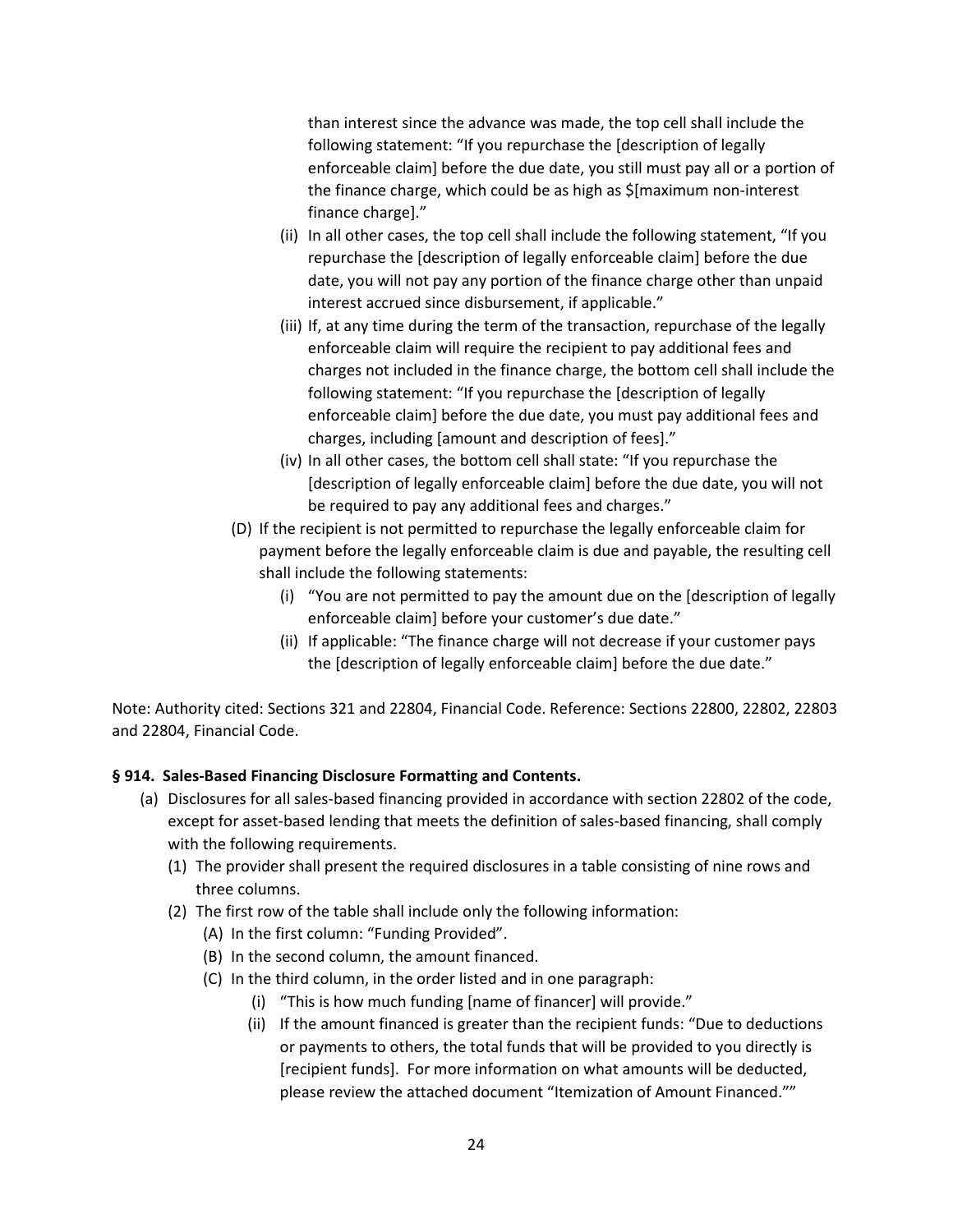than interest since the advance was made, the top cell shall include the following statement: "If you repurchase the [description of legally enforceable claim] before the due date, you still must pay all or a portion of the finance charge, which could be as high as $[maximum non-interest finance charge]."

- (ii) In all other cases, the top cell shall include the following statement, "If you repurchase the [description of legally enforceable claim] before the due date, you will not pay any portion of the finance charge other than unpaid interest accrued since disbursement, if applicable."
- (iii) If, at any time during the term of the transaction, repurchase of the legally enforceable claim will require the recipient to pay additional fees and charges not included in the finance charge, the bottom cell shall include the following statement: "If you repurchase the [description of legally enforceable claim] before the due date, you must pay additional fees and charges, including [amount and description of fees]."
- (iv) In all other cases, the bottom cell shall state: "If you repurchase the [description of legally enforceable claim] before the due date, you will not be required to pay any additional fees and charges."

- (D) If the recipient is not permitted to repurchase the legally enforceable claim for payment before the legally enforceable claim is due and payable, the resulting cell shall include the following statements:
  - (i) "You are not permitted to pay the amount due on the [description of legally enforceable claim] before your customer's due date."
  - (ii) If applicable: "The finance charge will not decrease if your customer pays the [description of legally enforceable claim] before the due date."

Note: Authority cited: Sections 321 and 22804, Financial Code. Reference: Sections 22800, 22802, 22803 and 22804, Financial Code.

**§ 914. Sales-Based Financing Disclosure Formatting and Contents.**

- (a) Disclosures for all sales-based financing provided in accordance with section 22802 of the code, except for asset-based lending that meets the definition of sales-based financing, shall comply with the following requirements.
  - (1) The provider shall present the required disclosures in a table consisting of nine rows and three columns.
  - (2) The first row of the table shall include only the following information:
    - (A) In the first column: "Funding Provided".
    - (B) In the second column, the amount financed.
    - (C) In the third column, in the order listed and in one paragraph:
      - (i) "This is how much funding [name of financer] will provide."
      - (ii) If the amount financed is greater than the recipient funds: "Due to deductions or payments to others, the total funds that will be provided to you directly is [recipient funds]. For more information on what amounts will be deducted, please review the attached document "Itemization of Amount Financed.""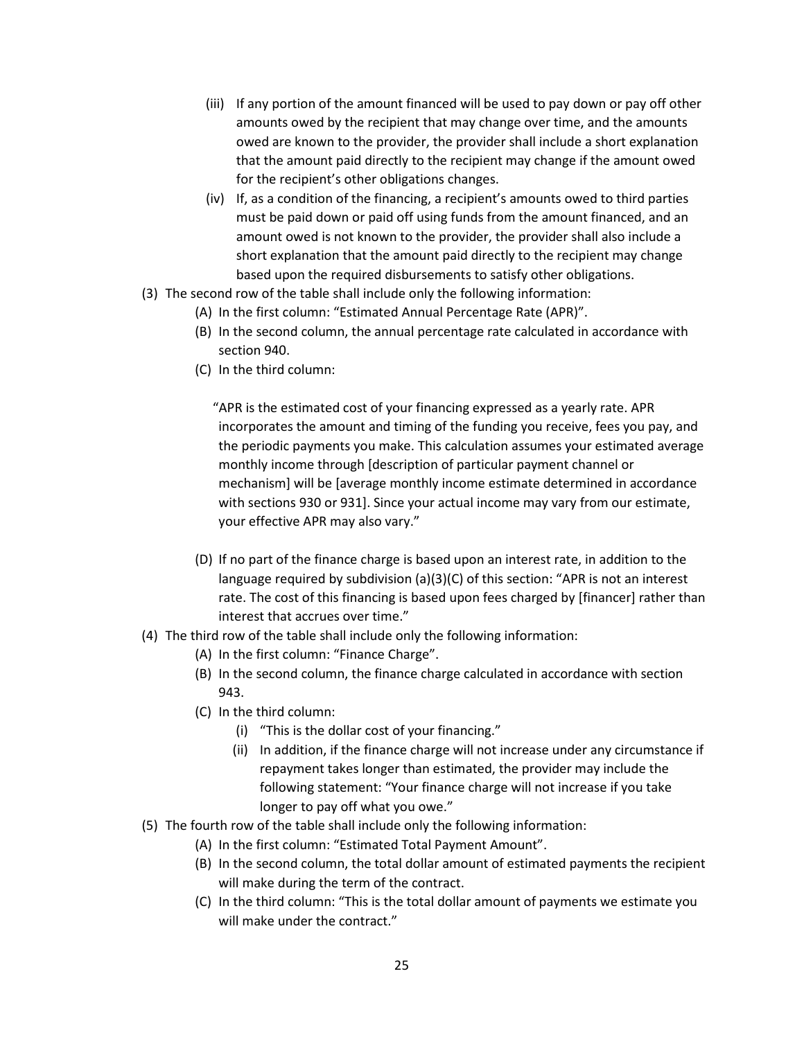(iii) If any portion of the amount financed will be used to pay down or pay off other amounts owed by the recipient that may change over time, and the amounts owed are known to the provider, the provider shall include a short explanation that the amount paid directly to the recipient may change if the amount owed for the recipient's other obligations changes.

(iv) If, as a condition of the financing, a recipient's amounts owed to third parties must be paid down or paid off using funds from the amount financed, and an amount owed is not known to the provider, the provider shall also include a short explanation that the amount paid directly to the recipient may change based upon the required disbursements to satisfy other obligations.

(3) The second row of the table shall include only the following information:

(A) In the first column: "Estimated Annual Percentage Rate (APR)".

(B) In the second column, the annual percentage rate calculated in accordance with section 940.

(C) In the third column:

"APR is the estimated cost of your financing expressed as a yearly rate. APR incorporates the amount and timing of the funding you receive, fees you pay, and the periodic payments you make. This calculation assumes your estimated average monthly income through [description of particular payment channel or mechanism] will be [average monthly income estimate determined in accordance with sections 930 or 931]. Since your actual income may vary from our estimate, your effective APR may also vary."

(D) If no part of the finance charge is based upon an interest rate, in addition to the language required by subdivision (a)(3)(C) of this section: "APR is not an interest rate. The cost of this financing is based upon fees charged by [financer] rather than interest that accrues over time."

(4) The third row of the table shall include only the following information:

(A) In the first column: "Finance Charge".

(B) In the second column, the finance charge calculated in accordance with section 943.

(C) In the third column:

(i) "This is the dollar cost of your financing."

(ii) In addition, if the finance charge will not increase under any circumstance if repayment takes longer than estimated, the provider may include the following statement: "Your finance charge will not increase if you take longer to pay off what you owe."

(5) The fourth row of the table shall include only the following information:

(A) In the first column: "Estimated Total Payment Amount".

(B) In the second column, the total dollar amount of estimated payments the recipient will make during the term of the contract.

(C) In the third column: "This is the total dollar amount of payments we estimate you will make under the contract."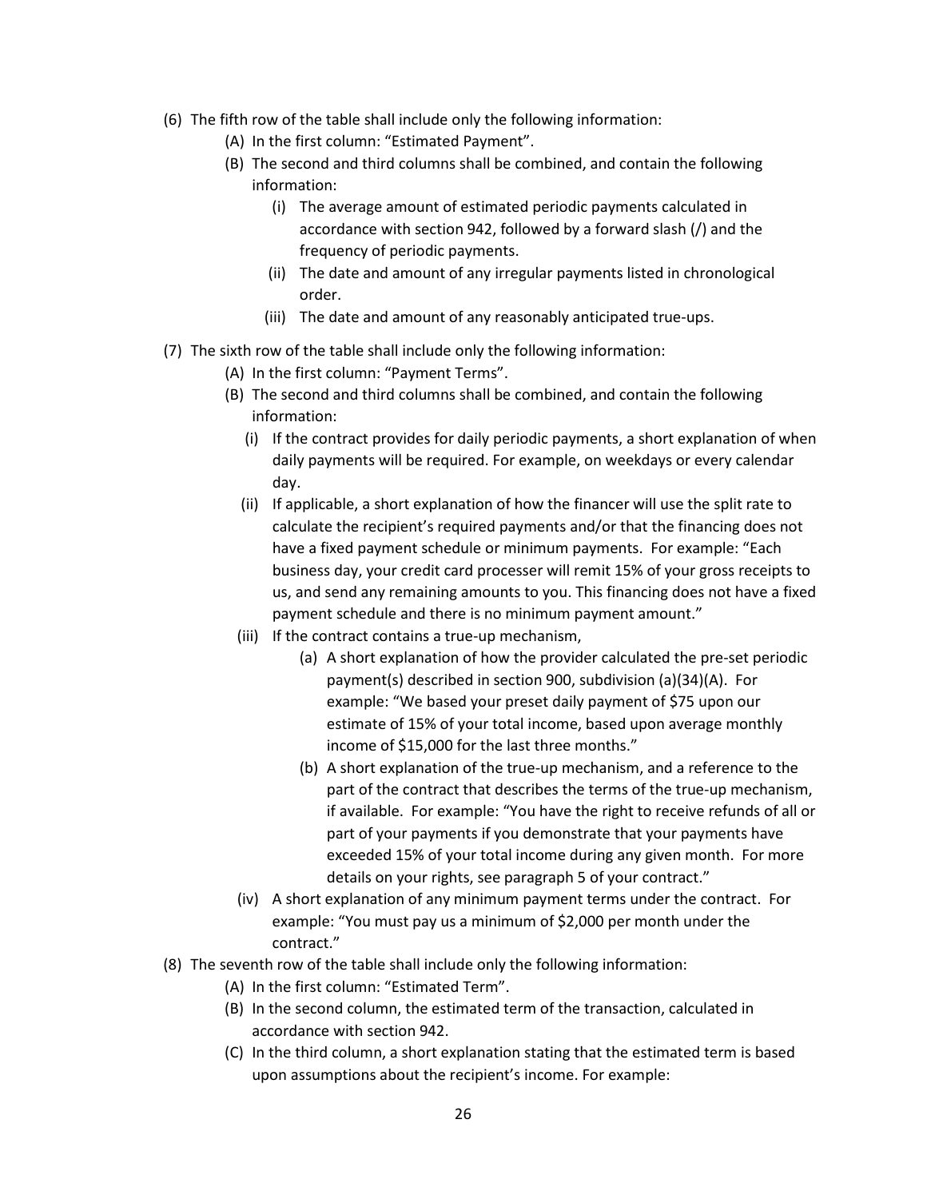(6) The fifth row of the table shall include only the following information:

   (A) In the first column: "Estimated Payment".

   (B) The second and third columns shall be combined, and contain the following information:

      (i) The average amount of estimated periodic payments calculated in accordance with section 942, followed by a forward slash (/) and the frequency of periodic payments.

      (ii) The date and amount of any irregular payments listed in chronological order.

      (iii) The date and amount of any reasonably anticipated true-ups.

(7) The sixth row of the table shall include only the following information:

   (A) In the first column: "Payment Terms".

   (B) The second and third columns shall be combined, and contain the following information:

      (i) If the contract provides for daily periodic payments, a short explanation of when daily payments will be required. For example, on weekdays or every calendar day.

      (ii) If applicable, a short explanation of how the financer will use the split rate to calculate the recipient's required payments and/or that the financing does not have a fixed payment schedule or minimum payments. For example: "Each business day, your credit card processer will remit 15% of your gross receipts to us, and send any remaining amounts to you. This financing does not have a fixed payment schedule and there is no minimum payment amount."

      (iii) If the contract contains a true-up mechanism,

         (a) A short explanation of how the provider calculated the pre-set periodic payment(s) described in section 900, subdivision (a)(34)(A). For example: "We based your preset daily payment of $75 upon our estimate of 15% of your total income, based upon average monthly income of $15,000 for the last three months."

         (b) A short explanation of the true-up mechanism, and a reference to the part of the contract that describes the terms of the true-up mechanism, if available. For example: "You have the right to receive refunds of all or part of your payments if you demonstrate that your payments have exceeded 15% of your total income during any given month. For more details on your rights, see paragraph 5 of your contract."

      (iv) A short explanation of any minimum payment terms under the contract. For example: "You must pay us a minimum of $2,000 per month under the contract."

(8) The seventh row of the table shall include only the following information:

   (A) In the first column: "Estimated Term".

   (B) In the second column, the estimated term of the transaction, calculated in accordance with section 942.

   (C) In the third column, a short explanation stating that the estimated term is based upon assumptions about the recipient's income. For example: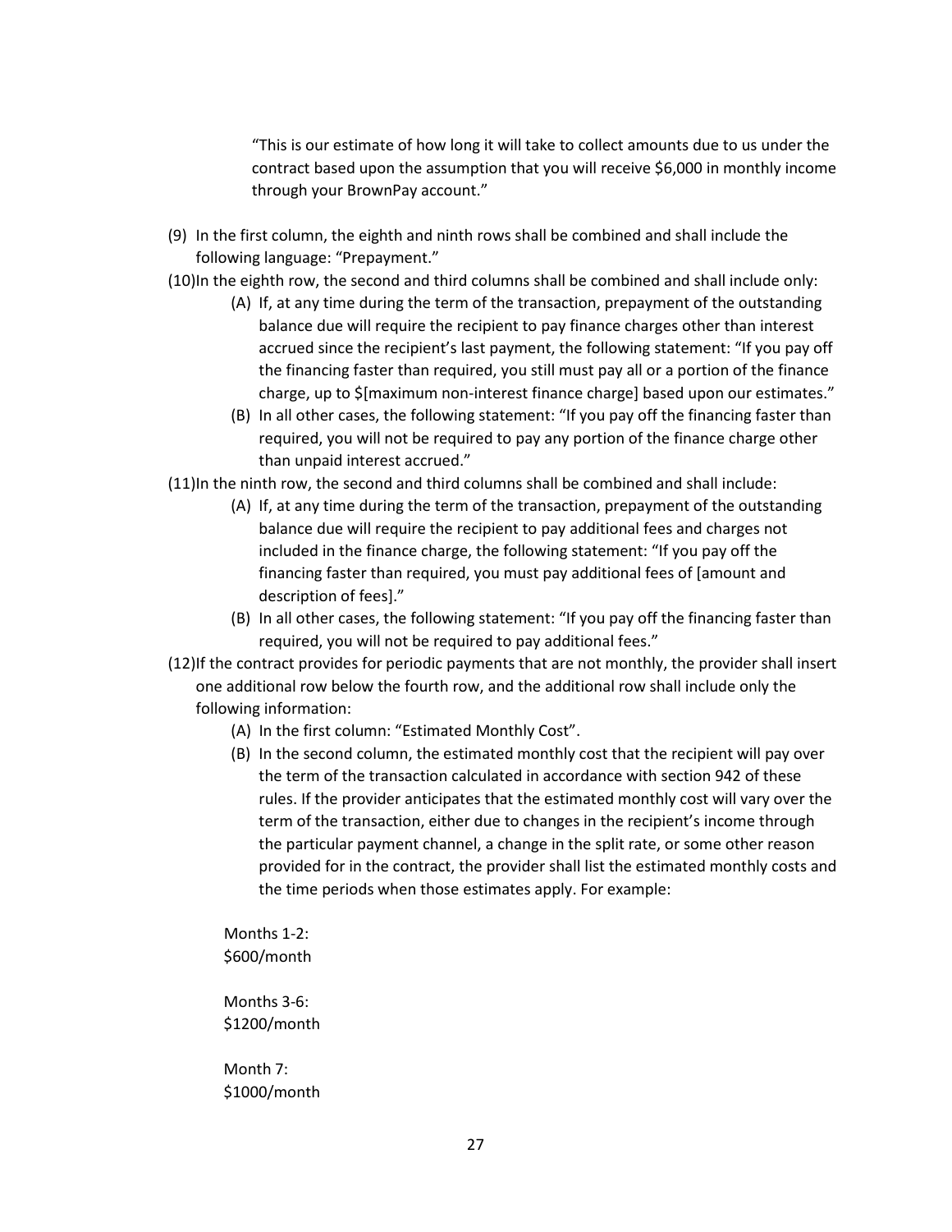"This is our estimate of how long it will take to collect amounts due to us under the contract based upon the assumption that you will receive $6,000 in monthly income through your BrownPay account."

(9) In the first column, the eighth and ninth rows shall be combined and shall include the following language: "Prepayment."

(10) In the eighth row, the second and third columns shall be combined and shall include only:

  (A) If, at any time during the term of the transaction, prepayment of the outstanding balance due will require the recipient to pay finance charges other than interest accrued since the recipient's last payment, the following statement: "If you pay off the financing faster than required, you still must pay all or a portion of the finance charge, up to $[maximum non-interest finance charge] based upon our estimates."

  (B) In all other cases, the following statement: "If you pay off the financing faster than required, you will not be required to pay any portion of the finance charge other than unpaid interest accrued."

(11) In the ninth row, the second and third columns shall be combined and shall include:

  (A) If, at any time during the term of the transaction, prepayment of the outstanding balance due will require the recipient to pay additional fees and charges not included in the finance charge, the following statement: "If you pay off the financing faster than required, you must pay additional fees of [amount and description of fees]."

  (B) In all other cases, the following statement: "If you pay off the financing faster than required, you will not be required to pay additional fees."

(12) If the contract provides for periodic payments that are not monthly, the provider shall insert one additional row below the fourth row, and the additional row shall include only the following information:

  (A) In the first column: "Estimated Monthly Cost".

  (B) In the second column, the estimated monthly cost that the recipient will pay over the term of the transaction calculated in accordance with section 942 of these rules. If the provider anticipates that the estimated monthly cost will vary over the term of the transaction, either due to changes in the recipient's income through the particular payment channel, a change in the split rate, or some other reason provided for in the contract, the provider shall list the estimated monthly costs and the time periods when those estimates apply. For example:

Months 1-2:
$600/month

Months 3-6:
$1200/month

Month 7:
$1000/month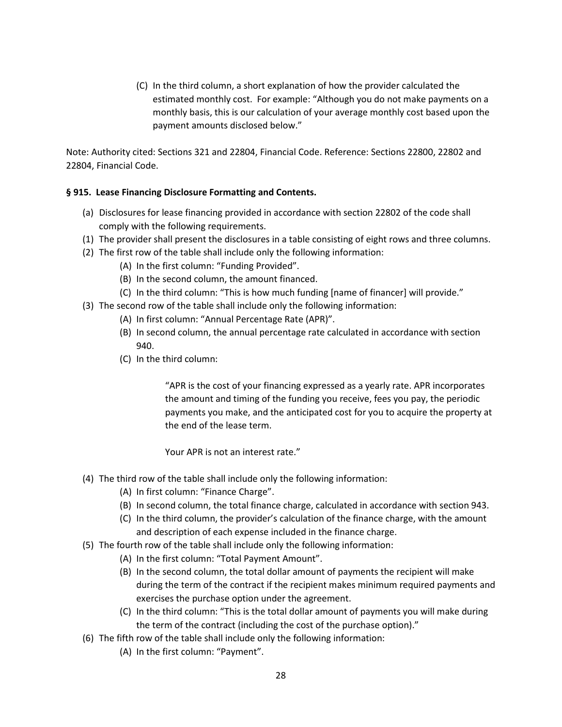(C) In the third column, a short explanation of how the provider calculated the estimated monthly cost. For example: "Although you do not make payments on a monthly basis, this is our calculation of your average monthly cost based upon the payment amounts disclosed below."

Note: Authority cited: Sections 321 and 22804, Financial Code. Reference: Sections 22800, 22802 and 22804, Financial Code.

**§ 915. Lease Financing Disclosure Formatting and Contents.**

(a) Disclosures for lease financing provided in accordance with section 22802 of the code shall comply with the following requirements.

(1) The provider shall present the disclosures in a table consisting of eight rows and three columns.

(2) The first row of the table shall include only the following information:

- (A) In the first column: "Funding Provided".
- (B) In the second column, the amount financed.
- (C) In the third column: "This is how much funding [name of financer] will provide."

(3) The second row of the table shall include only the following information:

- (A) In first column: "Annual Percentage Rate (APR)".
- (B) In second column, the annual percentage rate calculated in accordance with section 940.
- (C) In the third column:

  > "APR is the cost of your financing expressed as a yearly rate. APR incorporates the amount and timing of the funding you receive, fees you pay, the periodic payments you make, and the anticipated cost for you to acquire the property at the end of the lease term.
  >
  > Your APR is not an interest rate."

(4) The third row of the table shall include only the following information:

- (A) In first column: "Finance Charge".
- (B) In second column, the total finance charge, calculated in accordance with section 943.
- (C) In the third column, the provider's calculation of the finance charge, with the amount and description of each expense included in the finance charge.

(5) The fourth row of the table shall include only the following information:

- (A) In the first column: "Total Payment Amount".
- (B) In the second column, the total dollar amount of payments the recipient will make during the term of the contract if the recipient makes minimum required payments and exercises the purchase option under the agreement.
- (C) In the third column: "This is the total dollar amount of payments you will make during the term of the contract (including the cost of the purchase option)."

(6) The fifth row of the table shall include only the following information:

- (A) In the first column: "Payment".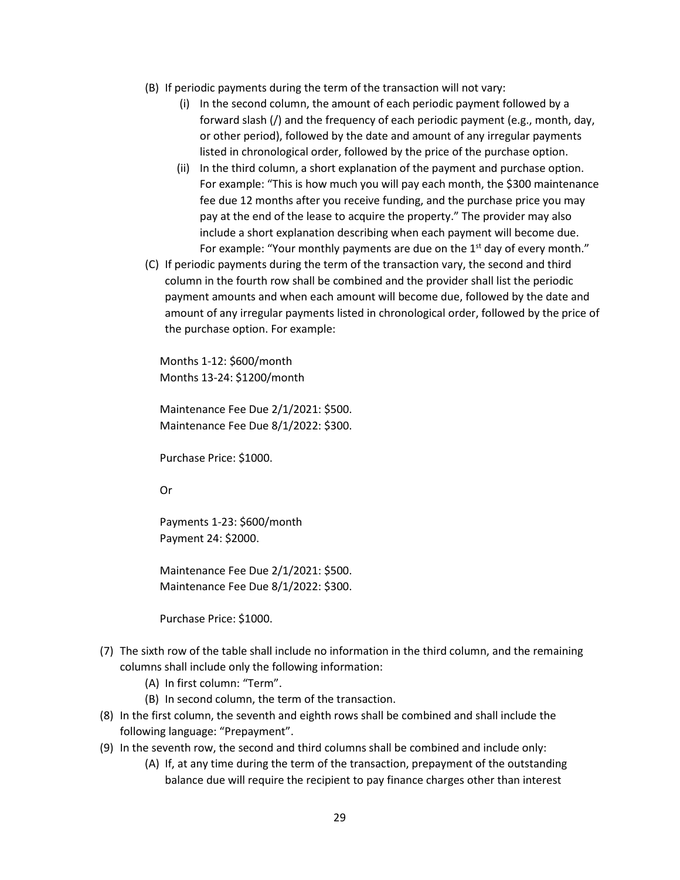(B) If periodic payments during the term of the transaction will not vary:

    (i) In the second column, the amount of each periodic payment followed by a forward slash (/) and the frequency of each periodic payment (e.g., month, day, or other period), followed by the date and amount of any irregular payments listed in chronological order, followed by the price of the purchase option.

    (ii) In the third column, a short explanation of the payment and purchase option. For example: "This is how much you will pay each month, the $300 maintenance fee due 12 months after you receive funding, and the purchase price you may pay at the end of the lease to acquire the property." The provider may also include a short explanation describing when each payment will become due. For example: "Your monthly payments are due on the 1st day of every month."

(C) If periodic payments during the term of the transaction vary, the second and third column in the fourth row shall be combined and the provider shall list the periodic payment amounts and when each amount will become due, followed by the date and amount of any irregular payments listed in chronological order, followed by the price of the purchase option. For example:

    Months 1-12: $600/month
    Months 13-24: $1200/month

    Maintenance Fee Due 2/1/2021: $500.
    Maintenance Fee Due 8/1/2022: $300.

    Purchase Price: $1000.

    Or

    Payments 1-23: $600/month
    Payment 24: $2000.

    Maintenance Fee Due 2/1/2021: $500.
    Maintenance Fee Due 8/1/2022: $300.

    Purchase Price: $1000.

(7) The sixth row of the table shall include no information in the third column, and the remaining columns shall include only the following information:

    (A) In first column: "Term".

    (B) In second column, the term of the transaction.

(8) In the first column, the seventh and eighth rows shall be combined and shall include the following language: "Prepayment".

(9) In the seventh row, the second and third columns shall be combined and include only:

    (A) If, at any time during the term of the transaction, prepayment of the outstanding balance due will require the recipient to pay finance charges other than interest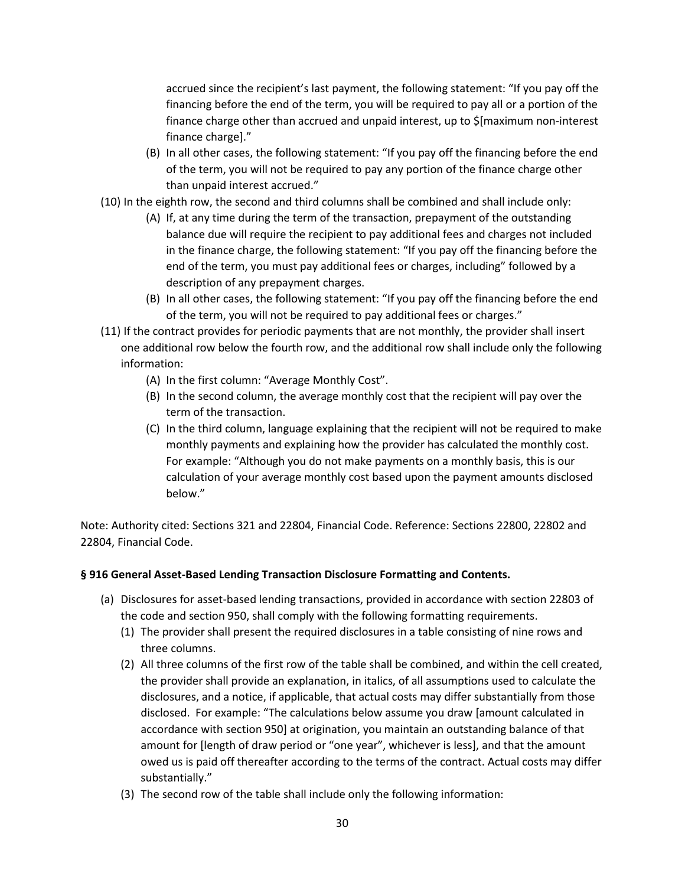accrued since the recipient's last payment, the following statement: "If you pay off the financing before the end of the term, you will be required to pay all or a portion of the finance charge other than accrued and unpaid interest, up to $[maximum non-interest finance charge]."

(B) In all other cases, the following statement: "If you pay off the financing before the end of the term, you will not be required to pay any portion of the finance charge other than unpaid interest accrued."

(10) In the eighth row, the second and third columns shall be combined and shall include only:

(A) If, at any time during the term of the transaction, prepayment of the outstanding balance due will require the recipient to pay additional fees and charges not included in the finance charge, the following statement: "If you pay off the financing before the end of the term, you must pay additional fees or charges, including" followed by a description of any prepayment charges.

(B) In all other cases, the following statement: "If you pay off the financing before the end of the term, you will not be required to pay additional fees or charges."

(11) If the contract provides for periodic payments that are not monthly, the provider shall insert one additional row below the fourth row, and the additional row shall include only the following information:

(A) In the first column: "Average Monthly Cost".

(B) In the second column, the average monthly cost that the recipient will pay over the term of the transaction.

(C) In the third column, language explaining that the recipient will not be required to make monthly payments and explaining how the provider has calculated the monthly cost. For example: "Although you do not make payments on a monthly basis, this is our calculation of your average monthly cost based upon the payment amounts disclosed below."

Note: Authority cited: Sections 321 and 22804, Financial Code. Reference: Sections 22800, 22802 and 22804, Financial Code.

### § 916 General Asset-Based Lending Transaction Disclosure Formatting and Contents.

(a) Disclosures for asset-based lending transactions, provided in accordance with section 22803 of the code and section 950, shall comply with the following formatting requirements.

(1) The provider shall present the required disclosures in a table consisting of nine rows and three columns.

(2) All three columns of the first row of the table shall be combined, and within the cell created, the provider shall provide an explanation, in italics, of all assumptions used to calculate the disclosures, and a notice, if applicable, that actual costs may differ substantially from those disclosed. For example: "The calculations below assume you draw [amount calculated in accordance with section 950] at origination, you maintain an outstanding balance of that amount for [length of draw period or "one year", whichever is less], and that the amount owed us is paid off thereafter according to the terms of the contract. Actual costs may differ substantially."

(3) The second row of the table shall include only the following information: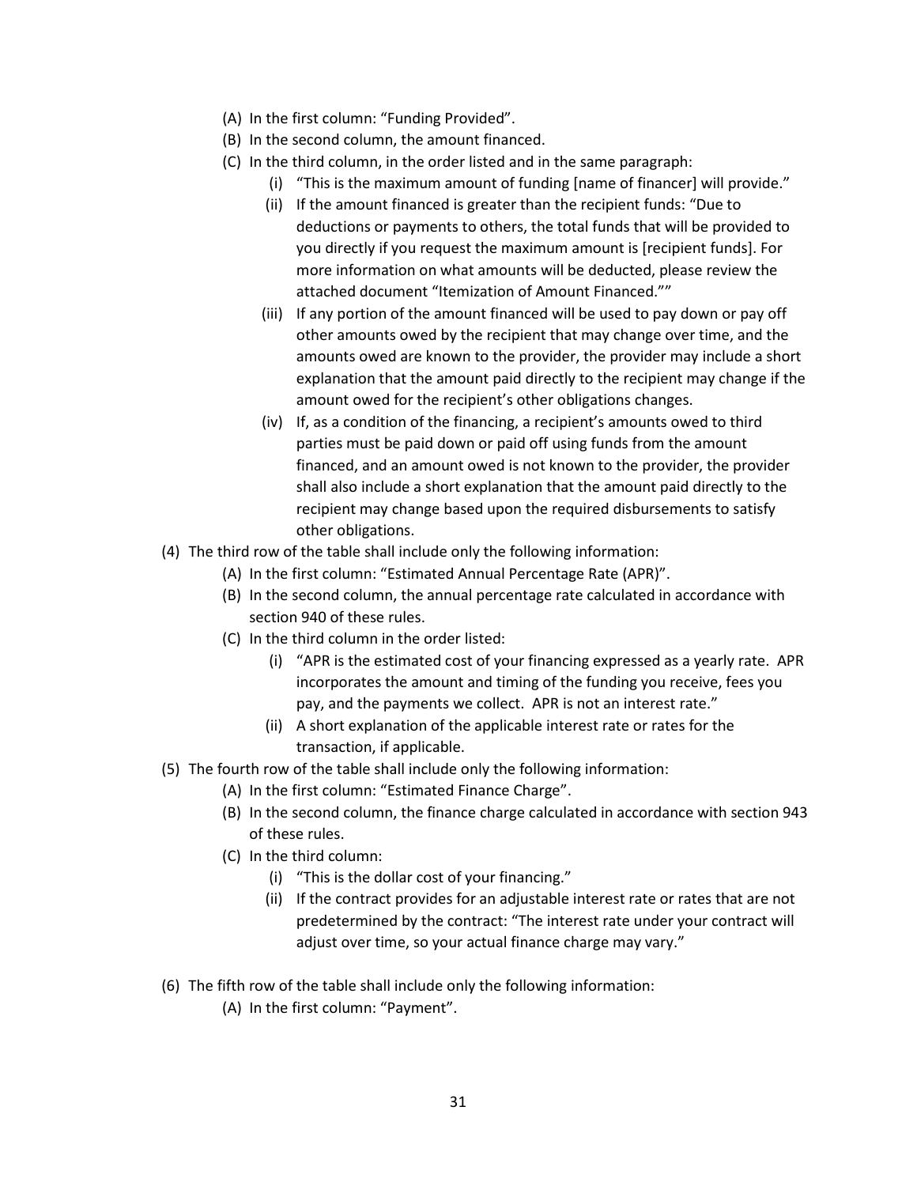(A) In the first column: "Funding Provided".

(B) In the second column, the amount financed.

(C) In the third column, in the order listed and in the same paragraph:

(i) "This is the maximum amount of funding [name of financer] will provide."

(ii) If the amount financed is greater than the recipient funds: "Due to deductions or payments to others, the total funds that will be provided to you directly if you request the maximum amount is [recipient funds]. For more information on what amounts will be deducted, please review the attached document "Itemization of Amount Financed.""

(iii) If any portion of the amount financed will be used to pay down or pay off other amounts owed by the recipient that may change over time, and the amounts owed are known to the provider, the provider may include a short explanation that the amount paid directly to the recipient may change if the amount owed for the recipient's other obligations changes.

(iv) If, as a condition of the financing, a recipient's amounts owed to third parties must be paid down or paid off using funds from the amount financed, and an amount owed is not known to the provider, the provider shall also include a short explanation that the amount paid directly to the recipient may change based upon the required disbursements to satisfy other obligations.

(4) The third row of the table shall include only the following information:

(A) In the first column: "Estimated Annual Percentage Rate (APR)".

(B) In the second column, the annual percentage rate calculated in accordance with section 940 of these rules.

(C) In the third column in the order listed:

(i) "APR is the estimated cost of your financing expressed as a yearly rate. APR incorporates the amount and timing of the funding you receive, fees you pay, and the payments we collect. APR is not an interest rate."

(ii) A short explanation of the applicable interest rate or rates for the transaction, if applicable.

(5) The fourth row of the table shall include only the following information:

(A) In the first column: "Estimated Finance Charge".

(B) In the second column, the finance charge calculated in accordance with section 943 of these rules.

(C) In the third column:

(i) "This is the dollar cost of your financing."

(ii) If the contract provides for an adjustable interest rate or rates that are not predetermined by the contract: "The interest rate under your contract will adjust over time, so your actual finance charge may vary."

(6) The fifth row of the table shall include only the following information:

(A) In the first column: "Payment".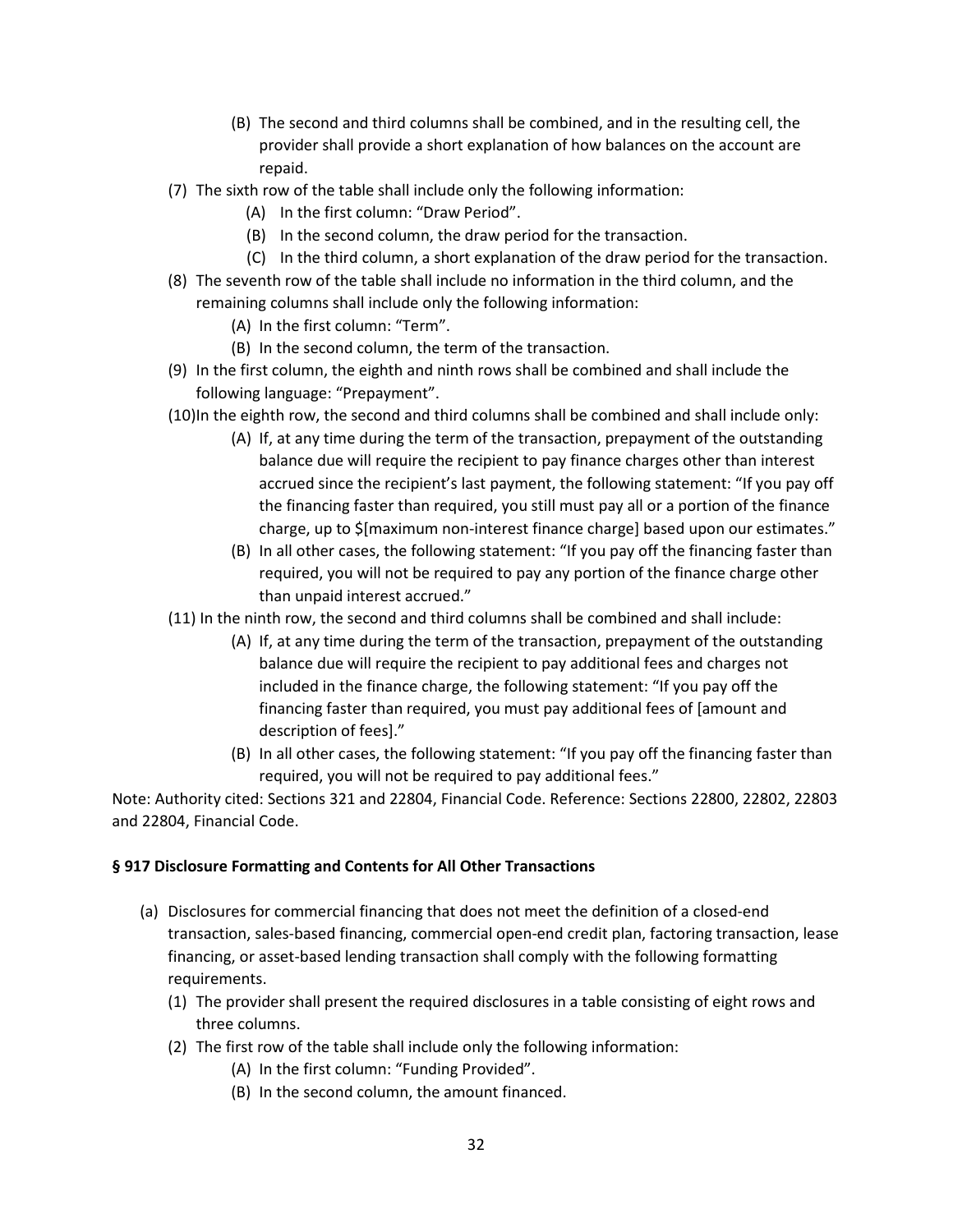(B) The second and third columns shall be combined, and in the resulting cell, the provider shall provide a short explanation of how balances on the account are repaid.

(7) The sixth row of the table shall include only the following information:

(A) In the first column: "Draw Period".

(B) In the second column, the draw period for the transaction.

(C) In the third column, a short explanation of the draw period for the transaction.

(8) The seventh row of the table shall include no information in the third column, and the remaining columns shall include only the following information:

(A) In the first column: "Term".

(B) In the second column, the term of the transaction.

(9) In the first column, the eighth and ninth rows shall be combined and shall include the following language: "Prepayment".

(10) In the eighth row, the second and third columns shall be combined and shall include only:

(A) If, at any time during the term of the transaction, prepayment of the outstanding balance due will require the recipient to pay finance charges other than interest accrued since the recipient's last payment, the following statement: "If you pay off the financing faster than required, you still must pay all or a portion of the finance charge, up to $[maximum non-interest finance charge] based upon our estimates."

(B) In all other cases, the following statement: "If you pay off the financing faster than required, you will not be required to pay any portion of the finance charge other than unpaid interest accrued."

(11) In the ninth row, the second and third columns shall be combined and shall include:

(A) If, at any time during the term of the transaction, prepayment of the outstanding balance due will require the recipient to pay additional fees and charges not included in the finance charge, the following statement: "If you pay off the financing faster than required, you must pay additional fees of [amount and description of fees]."

(B) In all other cases, the following statement: "If you pay off the financing faster than required, you will not be required to pay additional fees."

Note: Authority cited: Sections 321 and 22804, Financial Code. Reference: Sections 22800, 22802, 22803 and 22804, Financial Code.

**§ 917 Disclosure Formatting and Contents for All Other Transactions**

(a) Disclosures for commercial financing that does not meet the definition of a closed-end transaction, sales-based financing, commercial open-end credit plan, factoring transaction, lease financing, or asset-based lending transaction shall comply with the following formatting requirements.

(1) The provider shall present the required disclosures in a table consisting of eight rows and three columns.

(2) The first row of the table shall include only the following information:

(A) In the first column: "Funding Provided".

(B) In the second column, the amount financed.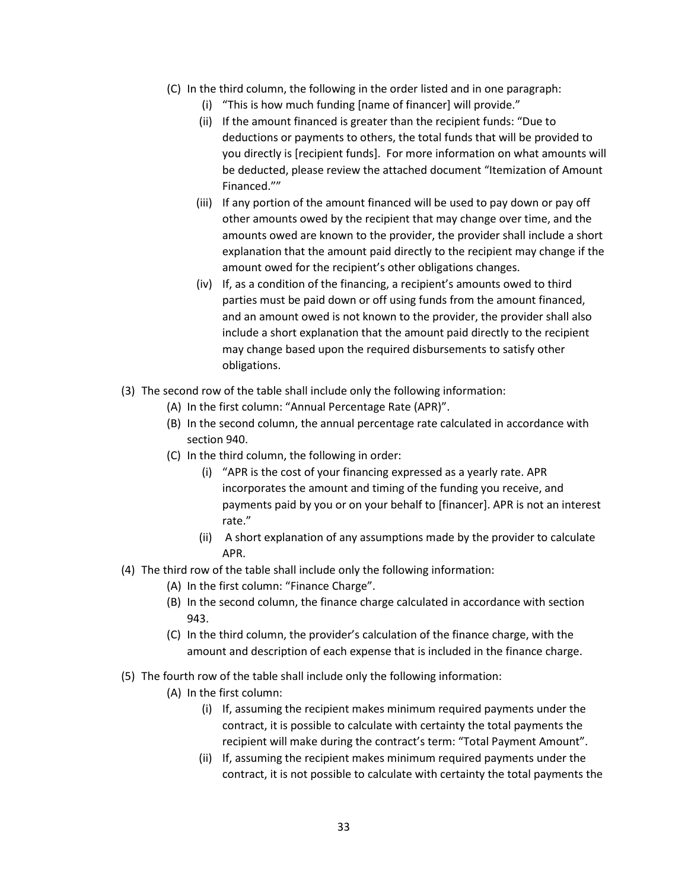(C) In the third column, the following in the order listed and in one paragraph:

  (i) "This is how much funding [name of financer] will provide."

  (ii) If the amount financed is greater than the recipient funds: "Due to deductions or payments to others, the total funds that will be provided to you directly is [recipient funds]. For more information on what amounts will be deducted, please review the attached document "Itemization of Amount Financed.""

  (iii) If any portion of the amount financed will be used to pay down or pay off other amounts owed by the recipient that may change over time, and the amounts owed are known to the provider, the provider shall include a short explanation that the amount paid directly to the recipient may change if the amount owed for the recipient's other obligations changes.

  (iv) If, as a condition of the financing, a recipient's amounts owed to third parties must be paid down or off using funds from the amount financed, and an amount owed is not known to the provider, the provider shall also include a short explanation that the amount paid directly to the recipient may change based upon the required disbursements to satisfy other obligations.

(3) The second row of the table shall include only the following information:

  (A) In the first column: "Annual Percentage Rate (APR)".

  (B) In the second column, the annual percentage rate calculated in accordance with section 940.

  (C) In the third column, the following in order:

    (i) "APR is the cost of your financing expressed as a yearly rate. APR incorporates the amount and timing of the funding you receive, and payments paid by you or on your behalf to [financer]. APR is not an interest rate."

    (ii) A short explanation of any assumptions made by the provider to calculate APR.

(4) The third row of the table shall include only the following information:

  (A) In the first column: "Finance Charge".

  (B) In the second column, the finance charge calculated in accordance with section 943.

  (C) In the third column, the provider's calculation of the finance charge, with the amount and description of each expense that is included in the finance charge.

(5) The fourth row of the table shall include only the following information:

  (A) In the first column:

    (i) If, assuming the recipient makes minimum required payments under the contract, it is possible to calculate with certainty the total payments the recipient will make during the contract's term: "Total Payment Amount".

    (ii) If, assuming the recipient makes minimum required payments under the contract, it is not possible to calculate with certainty the total payments the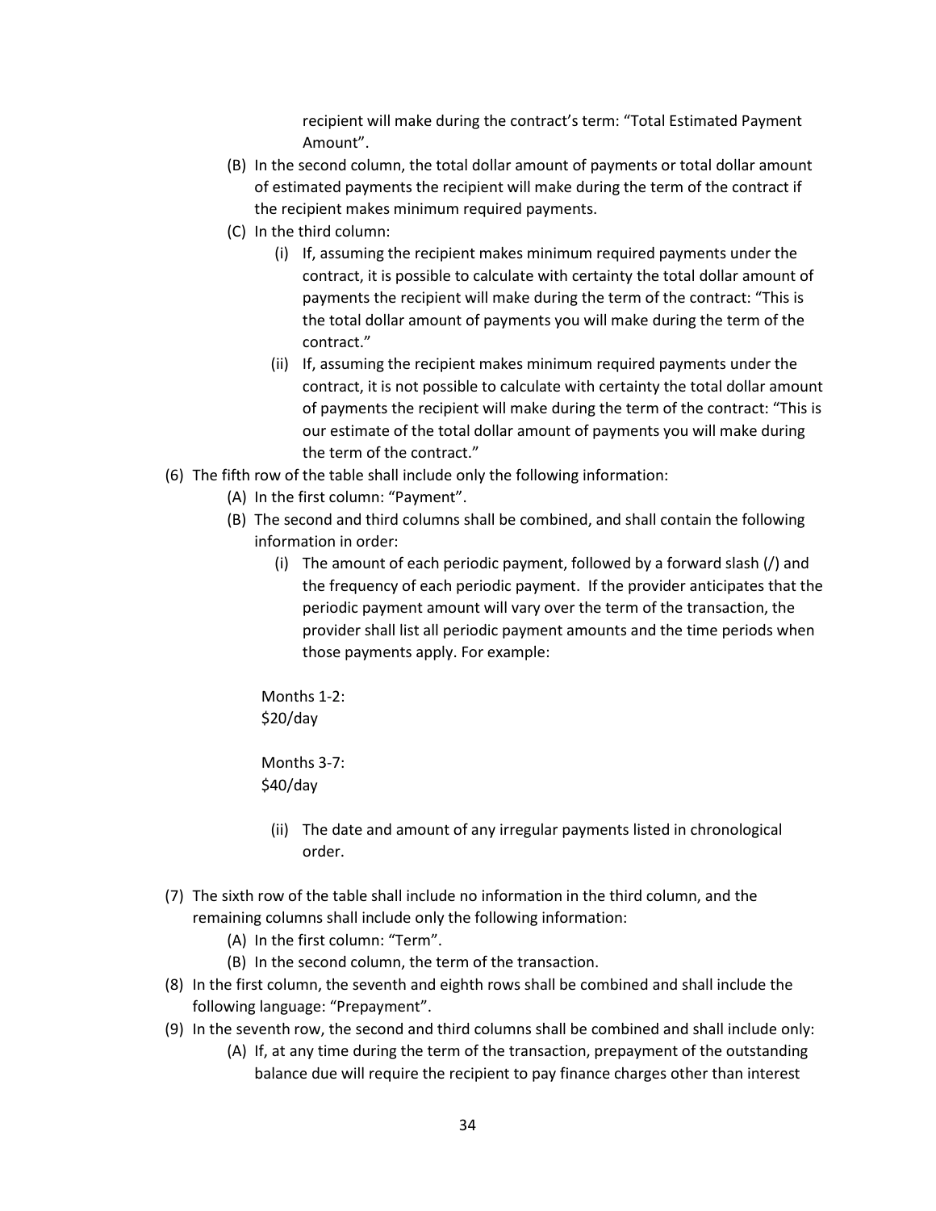recipient will make during the contract's term: "Total Estimated Payment Amount".

- (B) In the second column, the total dollar amount of payments or total dollar amount of estimated payments the recipient will make during the term of the contract if the recipient makes minimum required payments.
- (C) In the third column:
    - (i) If, assuming the recipient makes minimum required payments under the contract, it is possible to calculate with certainty the total dollar amount of payments the recipient will make during the term of the contract: "This is the total dollar amount of payments you will make during the term of the contract."
    - (ii) If, assuming the recipient makes minimum required payments under the contract, it is not possible to calculate with certainty the total dollar amount of payments the recipient will make during the term of the contract: "This is our estimate of the total dollar amount of payments you will make during the term of the contract."

(6) The fifth row of the table shall include only the following information:

- (A) In the first column: "Payment".
- (B) The second and third columns shall be combined, and shall contain the following information in order:
    - (i) The amount of each periodic payment, followed by a forward slash (/) and the frequency of each periodic payment. If the provider anticipates that the periodic payment amount will vary over the term of the transaction, the provider shall list all periodic payment amounts and the time periods when those payments apply. For example:

      Months 1-2:
      $20/day

      Months 3-7:
      $40/day

    - (ii) The date and amount of any irregular payments listed in chronological order.

(7) The sixth row of the table shall include no information in the third column, and the remaining columns shall include only the following information:

- (A) In the first column: "Term".
- (B) In the second column, the term of the transaction.

(8) In the first column, the seventh and eighth rows shall be combined and shall include the following language: "Prepayment".

(9) In the seventh row, the second and third columns shall be combined and shall include only:

- (A) If, at any time during the term of the transaction, prepayment of the outstanding balance due will require the recipient to pay finance charges other than interest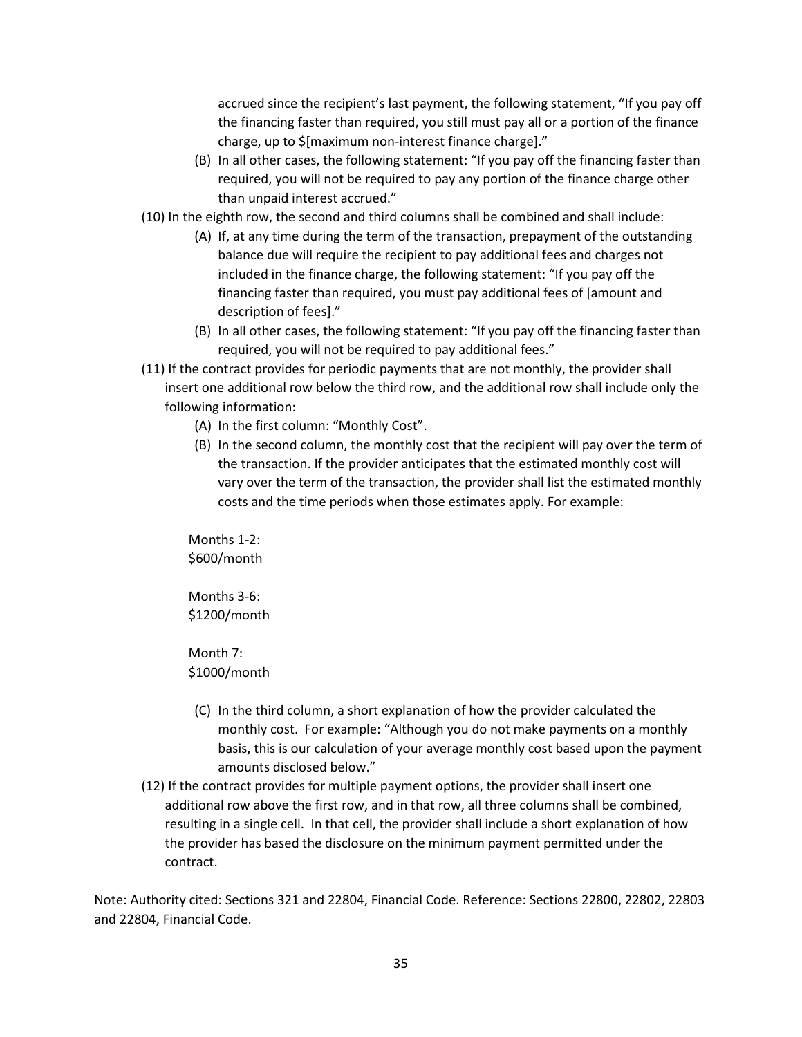accrued since the recipient's last payment, the following statement, "If you pay off the financing faster than required, you still must pay all or a portion of the finance charge, up to $[maximum non-interest finance charge]."

(B) In all other cases, the following statement: "If you pay off the financing faster than required, you will not be required to pay any portion of the finance charge other than unpaid interest accrued."

(10) In the eighth row, the second and third columns shall be combined and shall include:

(A) If, at any time during the term of the transaction, prepayment of the outstanding balance due will require the recipient to pay additional fees and charges not included in the finance charge, the following statement: "If you pay off the financing faster than required, you must pay additional fees of [amount and description of fees]."

(B) In all other cases, the following statement: "If you pay off the financing faster than required, you will not be required to pay additional fees."

(11) If the contract provides for periodic payments that are not monthly, the provider shall insert one additional row below the third row, and the additional row shall include only the following information:

(A) In the first column: "Monthly Cost".

(B) In the second column, the monthly cost that the recipient will pay over the term of the transaction. If the provider anticipates that the estimated monthly cost will vary over the term of the transaction, the provider shall list the estimated monthly costs and the time periods when those estimates apply. For example:

Months 1-2:
$600/month

Months 3-6:
$1200/month

Month 7:
$1000/month

(C) In the third column, a short explanation of how the provider calculated the monthly cost. For example: "Although you do not make payments on a monthly basis, this is our calculation of your average monthly cost based upon the payment amounts disclosed below."

(12) If the contract provides for multiple payment options, the provider shall insert one additional row above the first row, and in that row, all three columns shall be combined, resulting in a single cell. In that cell, the provider shall include a short explanation of how the provider has based the disclosure on the minimum payment permitted under the contract.

Note: Authority cited: Sections 321 and 22804, Financial Code. Reference: Sections 22800, 22802, 22803 and 22804, Financial Code.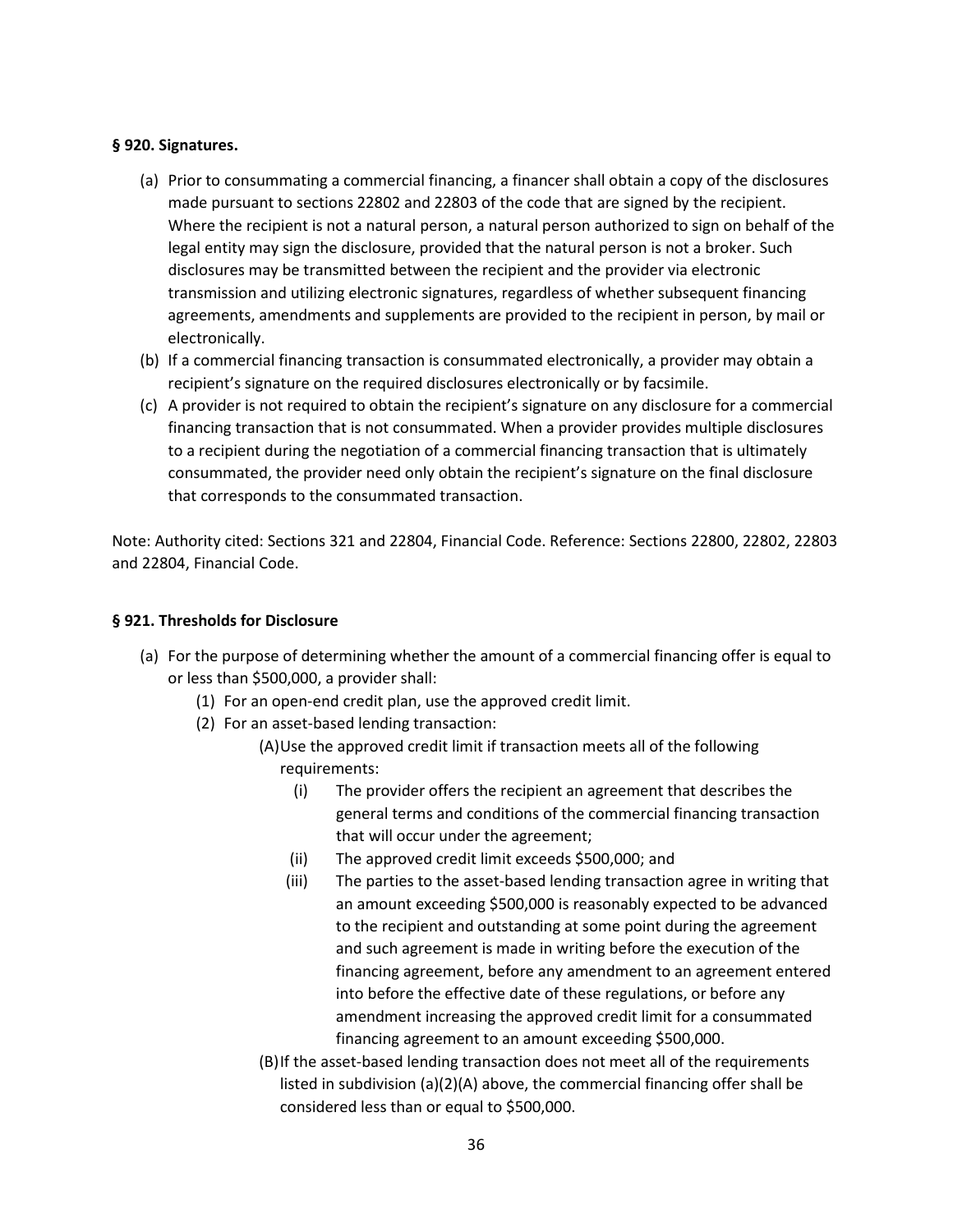**§ 920. Signatures.**

(a) Prior to consummating a commercial financing, a financer shall obtain a copy of the disclosures made pursuant to sections 22802 and 22803 of the code that are signed by the recipient. Where the recipient is not a natural person, a natural person authorized to sign on behalf of the legal entity may sign the disclosure, provided that the natural person is not a broker. Such disclosures may be transmitted between the recipient and the provider via electronic transmission and utilizing electronic signatures, regardless of whether subsequent financing agreements, amendments and supplements are provided to the recipient in person, by mail or electronically.

(b) If a commercial financing transaction is consummated electronically, a provider may obtain a recipient's signature on the required disclosures electronically or by facsimile.

(c) A provider is not required to obtain the recipient's signature on any disclosure for a commercial financing transaction that is not consummated. When a provider provides multiple disclosures to a recipient during the negotiation of a commercial financing transaction that is ultimately consummated, the provider need only obtain the recipient's signature on the final disclosure that corresponds to the consummated transaction.

Note: Authority cited: Sections 321 and 22804, Financial Code. Reference: Sections 22800, 22802, 22803 and 22804, Financial Code.

**§ 921. Thresholds for Disclosure**

(a) For the purpose of determining whether the amount of a commercial financing offer is equal to or less than $500,000, a provider shall:

  (1) For an open-end credit plan, use the approved credit limit.

  (2) For an asset-based lending transaction:

    (A) Use the approved credit limit if transaction meets all of the following requirements:

      (i) The provider offers the recipient an agreement that describes the general terms and conditions of the commercial financing transaction that will occur under the agreement;

      (ii) The approved credit limit exceeds $500,000; and

      (iii) The parties to the asset-based lending transaction agree in writing that an amount exceeding $500,000 is reasonably expected to be advanced to the recipient and outstanding at some point during the agreement and such agreement is made in writing before the execution of the financing agreement, before any amendment to an agreement entered into before the effective date of these regulations, or before any amendment increasing the approved credit limit for a consummated financing agreement to an amount exceeding $500,000.

    (B) If the asset-based lending transaction does not meet all of the requirements listed in subdivision (a)(2)(A) above, the commercial financing offer shall be considered less than or equal to $500,000.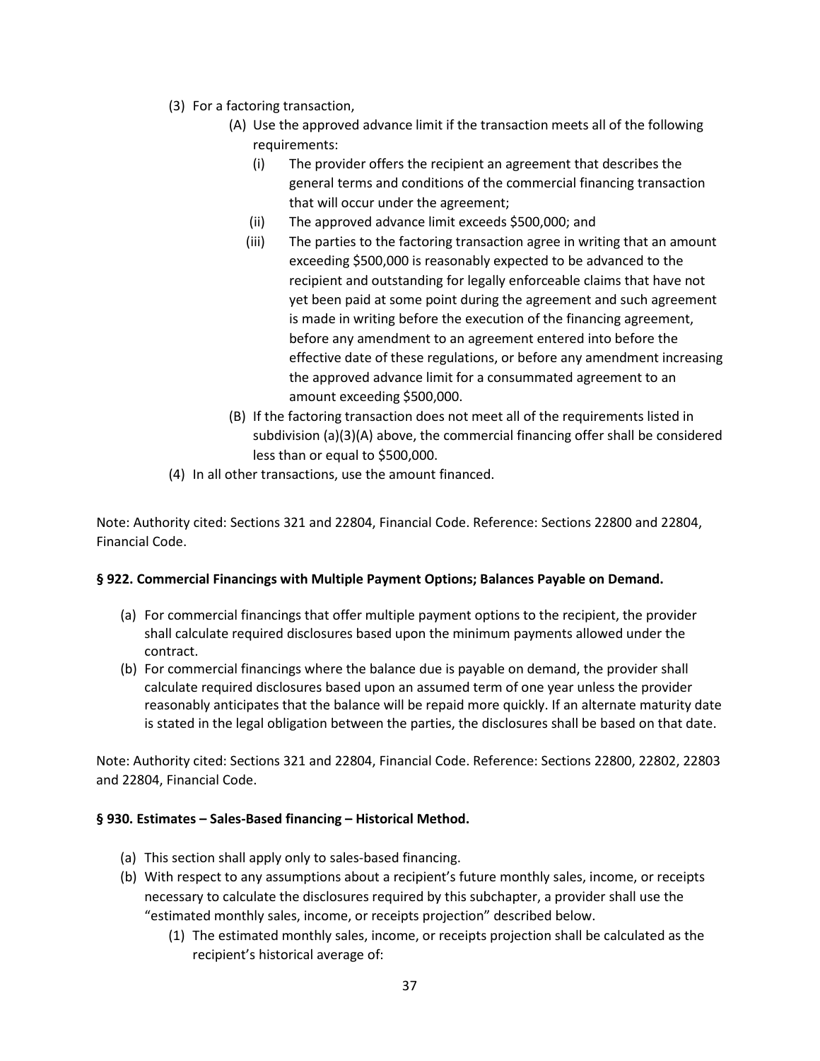(3) For a factoring transaction,

   (A) Use the approved advance limit if the transaction meets all of the following requirements:

      (i) The provider offers the recipient an agreement that describes the general terms and conditions of the commercial financing transaction that will occur under the agreement;

      (ii) The approved advance limit exceeds $500,000; and

      (iii) The parties to the factoring transaction agree in writing that an amount exceeding $500,000 is reasonably expected to be advanced to the recipient and outstanding for legally enforceable claims that have not yet been paid at some point during the agreement and such agreement is made in writing before the execution of the financing agreement, before any amendment to an agreement entered into before the effective date of these regulations, or before any amendment increasing the approved advance limit for a consummated agreement to an amount exceeding $500,000.

   (B) If the factoring transaction does not meet all of the requirements listed in subdivision (a)(3)(A) above, the commercial financing offer shall be considered less than or equal to $500,000.

(4) In all other transactions, use the amount financed.

Note: Authority cited: Sections 321 and 22804, Financial Code. Reference: Sections 22800 and 22804, Financial Code.

**§ 922. Commercial Financings with Multiple Payment Options; Balances Payable on Demand.**

(a) For commercial financings that offer multiple payment options to the recipient, the provider shall calculate required disclosures based upon the minimum payments allowed under the contract.

(b) For commercial financings where the balance due is payable on demand, the provider shall calculate required disclosures based upon an assumed term of one year unless the provider reasonably anticipates that the balance will be repaid more quickly. If an alternate maturity date is stated in the legal obligation between the parties, the disclosures shall be based on that date.

Note: Authority cited: Sections 321 and 22804, Financial Code. Reference: Sections 22800, 22802, 22803 and 22804, Financial Code.

**§ 930. Estimates – Sales-Based financing – Historical Method.**

(a) This section shall apply only to sales-based financing.

(b) With respect to any assumptions about a recipient's future monthly sales, income, or receipts necessary to calculate the disclosures required by this subchapter, a provider shall use the "estimated monthly sales, income, or receipts projection" described below.

   (1) The estimated monthly sales, income, or receipts projection shall be calculated as the recipient's historical average of: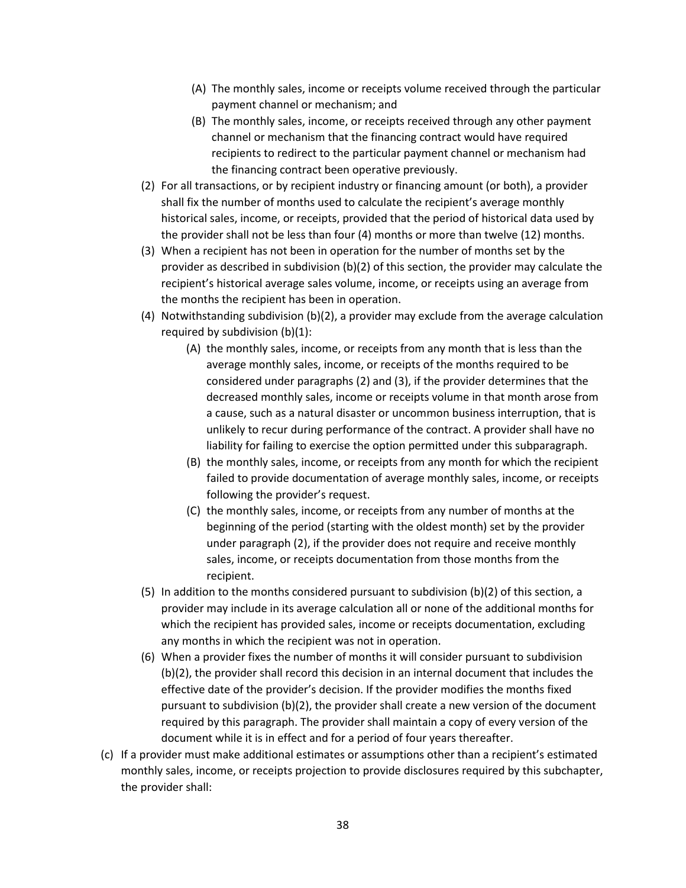(A) The monthly sales, income or receipts volume received through the particular payment channel or mechanism; and

(B) The monthly sales, income, or receipts received through any other payment channel or mechanism that the financing contract would have required recipients to redirect to the particular payment channel or mechanism had the financing contract been operative previously.

(2) For all transactions, or by recipient industry or financing amount (or both), a provider shall fix the number of months used to calculate the recipient's average monthly historical sales, income, or receipts, provided that the period of historical data used by the provider shall not be less than four (4) months or more than twelve (12) months.

(3) When a recipient has not been in operation for the number of months set by the provider as described in subdivision (b)(2) of this section, the provider may calculate the recipient's historical average sales volume, income, or receipts using an average from the months the recipient has been in operation.

(4) Notwithstanding subdivision (b)(2), a provider may exclude from the average calculation required by subdivision (b)(1):

(A) the monthly sales, income, or receipts from any month that is less than the average monthly sales, income, or receipts of the months required to be considered under paragraphs (2) and (3), if the provider determines that the decreased monthly sales, income or receipts volume in that month arose from a cause, such as a natural disaster or uncommon business interruption, that is unlikely to recur during performance of the contract. A provider shall have no liability for failing to exercise the option permitted under this subparagraph.

(B) the monthly sales, income, or receipts from any month for which the recipient failed to provide documentation of average monthly sales, income, or receipts following the provider's request.

(C) the monthly sales, income, or receipts from any number of months at the beginning of the period (starting with the oldest month) set by the provider under paragraph (2), if the provider does not require and receive monthly sales, income, or receipts documentation from those months from the recipient.

(5) In addition to the months considered pursuant to subdivision (b)(2) of this section, a provider may include in its average calculation all or none of the additional months for which the recipient has provided sales, income or receipts documentation, excluding any months in which the recipient was not in operation.

(6) When a provider fixes the number of months it will consider pursuant to subdivision (b)(2), the provider shall record this decision in an internal document that includes the effective date of the provider's decision. If the provider modifies the months fixed pursuant to subdivision (b)(2), the provider shall create a new version of the document required by this paragraph. The provider shall maintain a copy of every version of the document while it is in effect and for a period of four years thereafter.

(c) If a provider must make additional estimates or assumptions other than a recipient's estimated monthly sales, income, or receipts projection to provide disclosures required by this subchapter, the provider shall: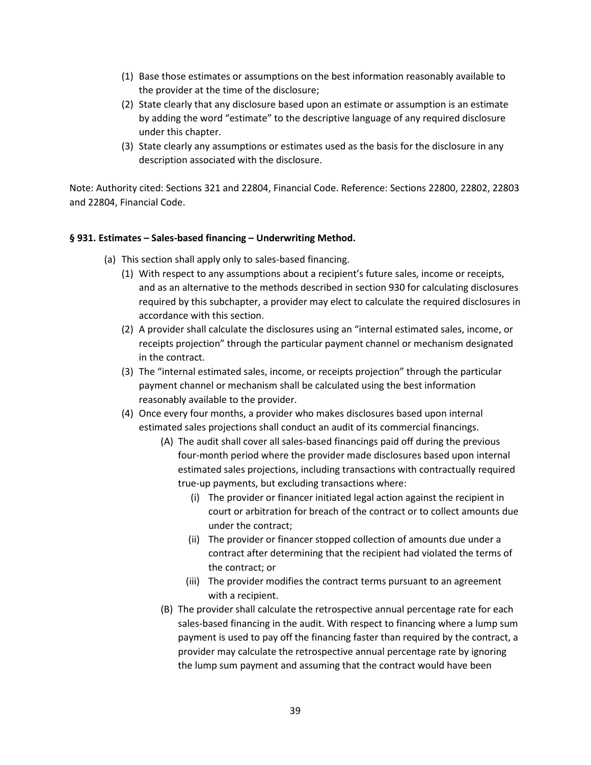(1) Base those estimates or assumptions on the best information reasonably available to the provider at the time of the disclosure;

(2) State clearly that any disclosure based upon an estimate or assumption is an estimate by adding the word "estimate" to the descriptive language of any required disclosure under this chapter.

(3) State clearly any assumptions or estimates used as the basis for the disclosure in any description associated with the disclosure.

Note: Authority cited: Sections 321 and 22804, Financial Code. Reference: Sections 22800, 22802, 22803 and 22804, Financial Code.

**§ 931. Estimates – Sales-based financing – Underwriting Method.**

(a) This section shall apply only to sales-based financing.

  (1) With respect to any assumptions about a recipient's future sales, income or receipts, and as an alternative to the methods described in section 930 for calculating disclosures required by this subchapter, a provider may elect to calculate the required disclosures in accordance with this section.

  (2) A provider shall calculate the disclosures using an "internal estimated sales, income, or receipts projection" through the particular payment channel or mechanism designated in the contract.

  (3) The "internal estimated sales, income, or receipts projection" through the particular payment channel or mechanism shall be calculated using the best information reasonably available to the provider.

  (4) Once every four months, a provider who makes disclosures based upon internal estimated sales projections shall conduct an audit of its commercial financings.

    (A) The audit shall cover all sales-based financings paid off during the previous four-month period where the provider made disclosures based upon internal estimated sales projections, including transactions with contractually required true-up payments, but excluding transactions where:

      (i) The provider or financer initiated legal action against the recipient in court or arbitration for breach of the contract or to collect amounts due under the contract;

      (ii) The provider or financer stopped collection of amounts due under a contract after determining that the recipient had violated the terms of the contract; or

      (iii) The provider modifies the contract terms pursuant to an agreement with a recipient.

    (B) The provider shall calculate the retrospective annual percentage rate for each sales-based financing in the audit. With respect to financing where a lump sum payment is used to pay off the financing faster than required by the contract, a provider may calculate the retrospective annual percentage rate by ignoring the lump sum payment and assuming that the contract would have been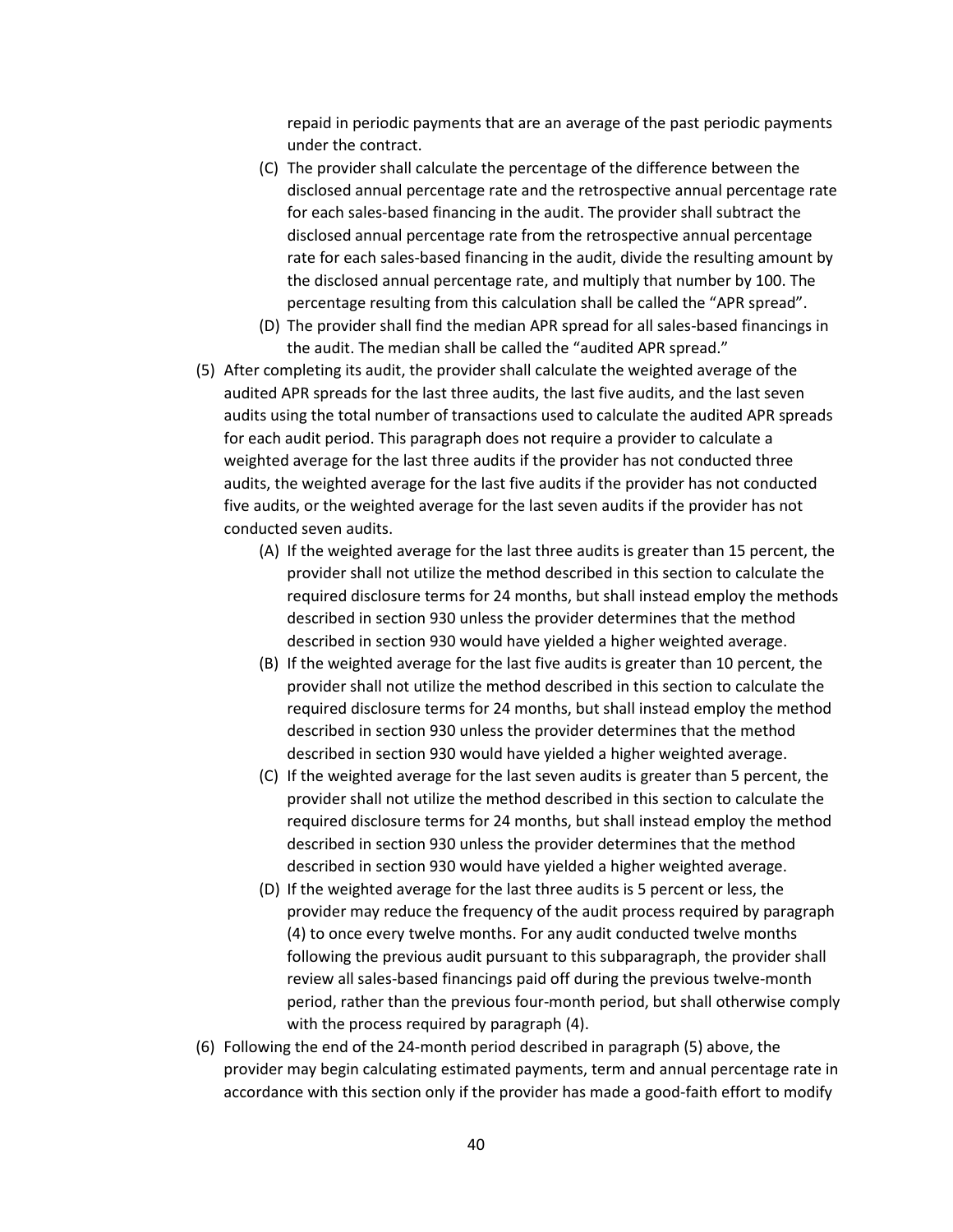repaid in periodic payments that are an average of the past periodic payments under the contract.

(C) The provider shall calculate the percentage of the difference between the disclosed annual percentage rate and the retrospective annual percentage rate for each sales-based financing in the audit. The provider shall subtract the disclosed annual percentage rate from the retrospective annual percentage rate for each sales-based financing in the audit, divide the resulting amount by the disclosed annual percentage rate, and multiply that number by 100. The percentage resulting from this calculation shall be called the "APR spread".

(D) The provider shall find the median APR spread for all sales-based financings in the audit. The median shall be called the "audited APR spread."

(5) After completing its audit, the provider shall calculate the weighted average of the audited APR spreads for the last three audits, the last five audits, and the last seven audits using the total number of transactions used to calculate the audited APR spreads for each audit period. This paragraph does not require a provider to calculate a weighted average for the last three audits if the provider has not conducted three audits, the weighted average for the last five audits if the provider has not conducted five audits, or the weighted average for the last seven audits if the provider has not conducted seven audits.

(A) If the weighted average for the last three audits is greater than 15 percent, the provider shall not utilize the method described in this section to calculate the required disclosure terms for 24 months, but shall instead employ the methods described in section 930 unless the provider determines that the method described in section 930 would have yielded a higher weighted average.

(B) If the weighted average for the last five audits is greater than 10 percent, the provider shall not utilize the method described in this section to calculate the required disclosure terms for 24 months, but shall instead employ the method described in section 930 unless the provider determines that the method described in section 930 would have yielded a higher weighted average.

(C) If the weighted average for the last seven audits is greater than 5 percent, the provider shall not utilize the method described in this section to calculate the required disclosure terms for 24 months, but shall instead employ the method described in section 930 unless the provider determines that the method described in section 930 would have yielded a higher weighted average.

(D) If the weighted average for the last three audits is 5 percent or less, the provider may reduce the frequency of the audit process required by paragraph (4) to once every twelve months. For any audit conducted twelve months following the previous audit pursuant to this subparagraph, the provider shall review all sales-based financings paid off during the previous twelve-month period, rather than the previous four-month period, but shall otherwise comply with the process required by paragraph (4).

(6) Following the end of the 24-month period described in paragraph (5) above, the provider may begin calculating estimated payments, term and annual percentage rate in accordance with this section only if the provider has made a good-faith effort to modify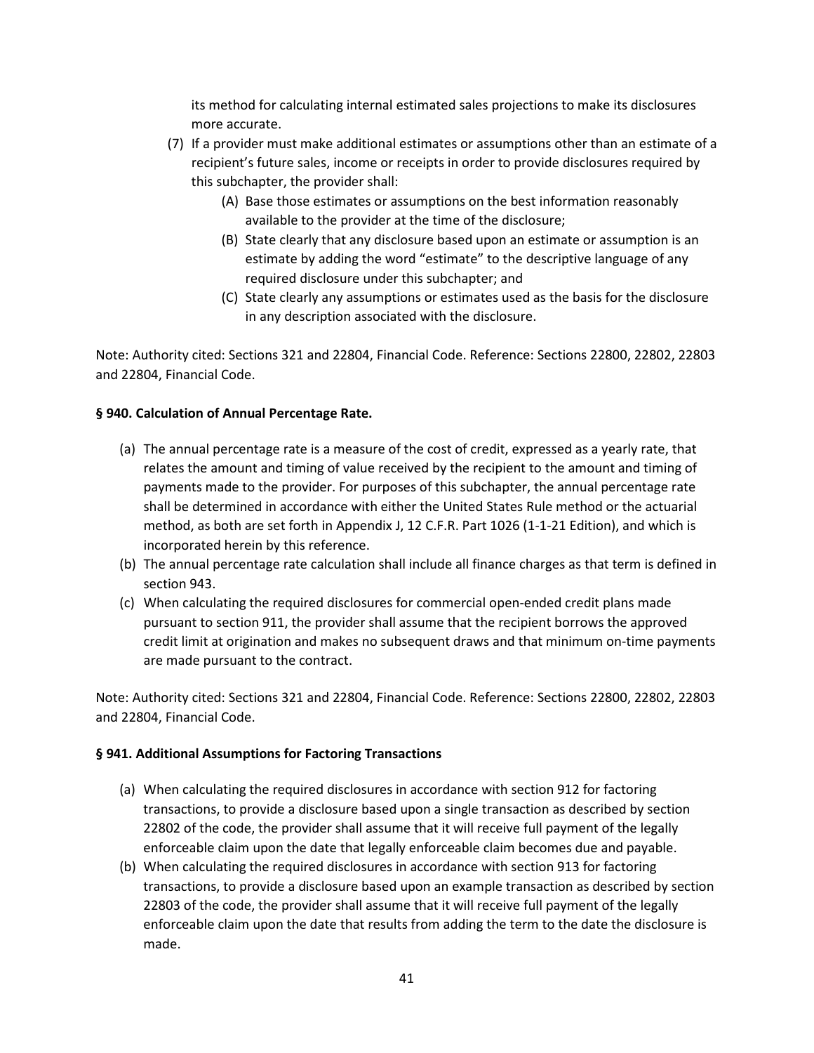its method for calculating internal estimated sales projections to make its disclosures more accurate.

(7) If a provider must make additional estimates or assumptions other than an estimate of a recipient's future sales, income or receipts in order to provide disclosures required by this subchapter, the provider shall:

   (A) Base those estimates or assumptions on the best information reasonably available to the provider at the time of the disclosure;

   (B) State clearly that any disclosure based upon an estimate or assumption is an estimate by adding the word "estimate" to the descriptive language of any required disclosure under this subchapter; and

   (C) State clearly any assumptions or estimates used as the basis for the disclosure in any description associated with the disclosure.

Note: Authority cited: Sections 321 and 22804, Financial Code. Reference: Sections 22800, 22802, 22803 and 22804, Financial Code.

**§ 940. Calculation of Annual Percentage Rate.**

(a) The annual percentage rate is a measure of the cost of credit, expressed as a yearly rate, that relates the amount and timing of value received by the recipient to the amount and timing of payments made to the provider. For purposes of this subchapter, the annual percentage rate shall be determined in accordance with either the United States Rule method or the actuarial method, as both are set forth in Appendix J, 12 C.F.R. Part 1026 (1-1-21 Edition), and which is incorporated herein by this reference.

(b) The annual percentage rate calculation shall include all finance charges as that term is defined in section 943.

(c) When calculating the required disclosures for commercial open-ended credit plans made pursuant to section 911, the provider shall assume that the recipient borrows the approved credit limit at origination and makes no subsequent draws and that minimum on-time payments are made pursuant to the contract.

Note: Authority cited: Sections 321 and 22804, Financial Code. Reference: Sections 22800, 22802, 22803 and 22804, Financial Code.

**§ 941. Additional Assumptions for Factoring Transactions**

(a) When calculating the required disclosures in accordance with section 912 for factoring transactions, to provide a disclosure based upon a single transaction as described by section 22802 of the code, the provider shall assume that it will receive full payment of the legally enforceable claim upon the date that legally enforceable claim becomes due and payable.

(b) When calculating the required disclosures in accordance with section 913 for factoring transactions, to provide a disclosure based upon an example transaction as described by section 22803 of the code, the provider shall assume that it will receive full payment of the legally enforceable claim upon the date that results from adding the term to the date the disclosure is made.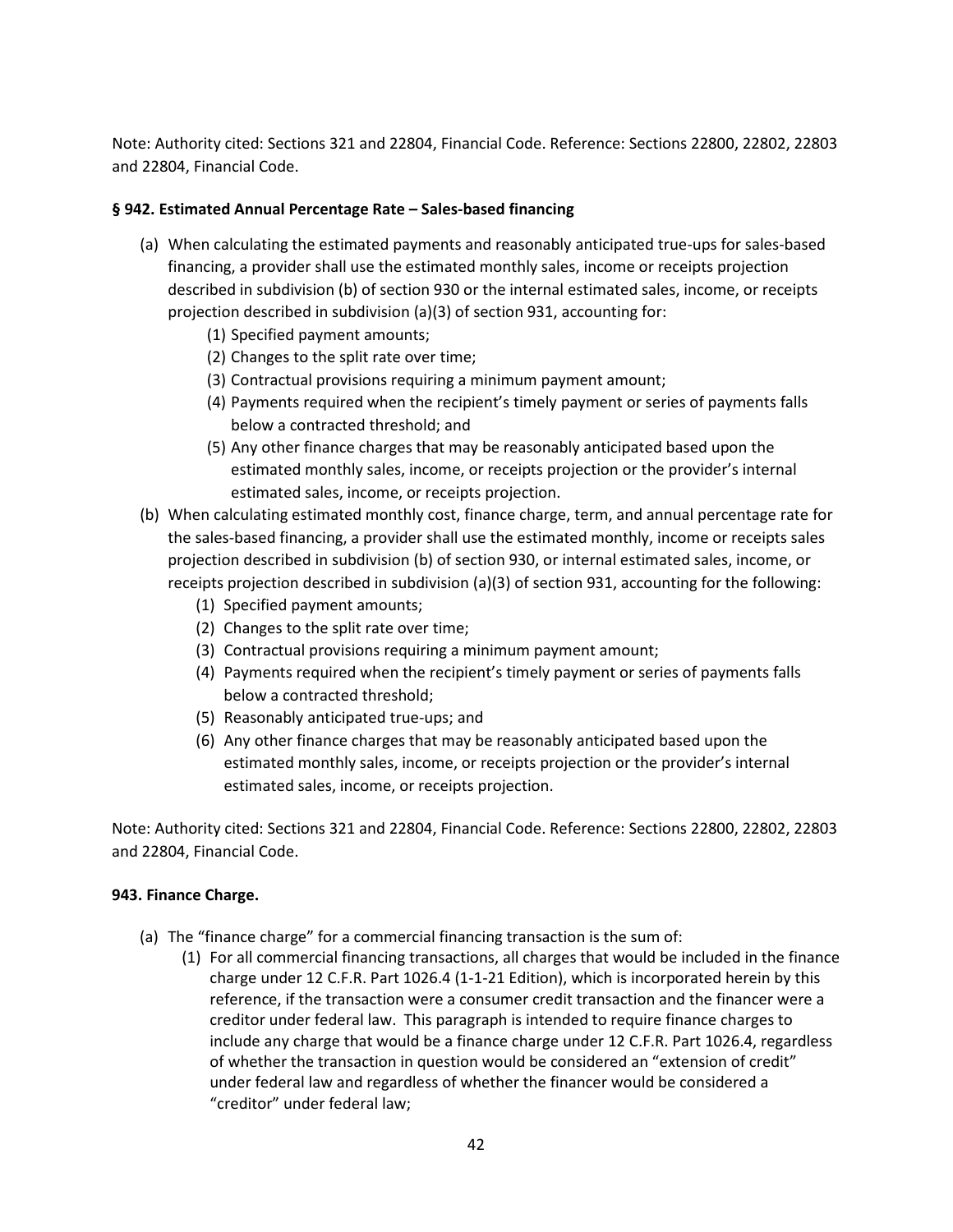Note: Authority cited: Sections 321 and 22804, Financial Code. Reference: Sections 22800, 22802, 22803 and 22804, Financial Code.

**§ 942. Estimated Annual Percentage Rate – Sales-based financing**

(a) When calculating the estimated payments and reasonably anticipated true-ups for sales-based financing, a provider shall use the estimated monthly sales, income or receipts projection described in subdivision (b) of section 930 or the internal estimated sales, income, or receipts projection described in subdivision (a)(3) of section 931, accounting for:
   (1) Specified payment amounts;
   (2) Changes to the split rate over time;
   (3) Contractual provisions requiring a minimum payment amount;
   (4) Payments required when the recipient's timely payment or series of payments falls below a contracted threshold; and
   (5) Any other finance charges that may be reasonably anticipated based upon the estimated monthly sales, income, or receipts projection or the provider's internal estimated sales, income, or receipts projection.

(b) When calculating estimated monthly cost, finance charge, term, and annual percentage rate for the sales-based financing, a provider shall use the estimated monthly, income or receipts sales projection described in subdivision (b) of section 930, or internal estimated sales, income, or receipts projection described in subdivision (a)(3) of section 931, accounting for the following:
   (1) Specified payment amounts;
   (2) Changes to the split rate over time;
   (3) Contractual provisions requiring a minimum payment amount;
   (4) Payments required when the recipient's timely payment or series of payments falls below a contracted threshold;
   (5) Reasonably anticipated true-ups; and
   (6) Any other finance charges that may be reasonably anticipated based upon the estimated monthly sales, income, or receipts projection or the provider's internal estimated sales, income, or receipts projection.

Note: Authority cited: Sections 321 and 22804, Financial Code. Reference: Sections 22800, 22802, 22803 and 22804, Financial Code.

**943. Finance Charge.**

(a) The "finance charge" for a commercial financing transaction is the sum of:
   (1) For all commercial financing transactions, all charges that would be included in the finance charge under 12 C.F.R. Part 1026.4 (1-1-21 Edition), which is incorporated herein by this reference, if the transaction were a consumer credit transaction and the financer were a creditor under federal law. This paragraph is intended to require finance charges to include any charge that would be a finance charge under 12 C.F.R. Part 1026.4, regardless of whether the transaction in question would be considered an "extension of credit" under federal law and regardless of whether the financer would be considered a "creditor" under federal law;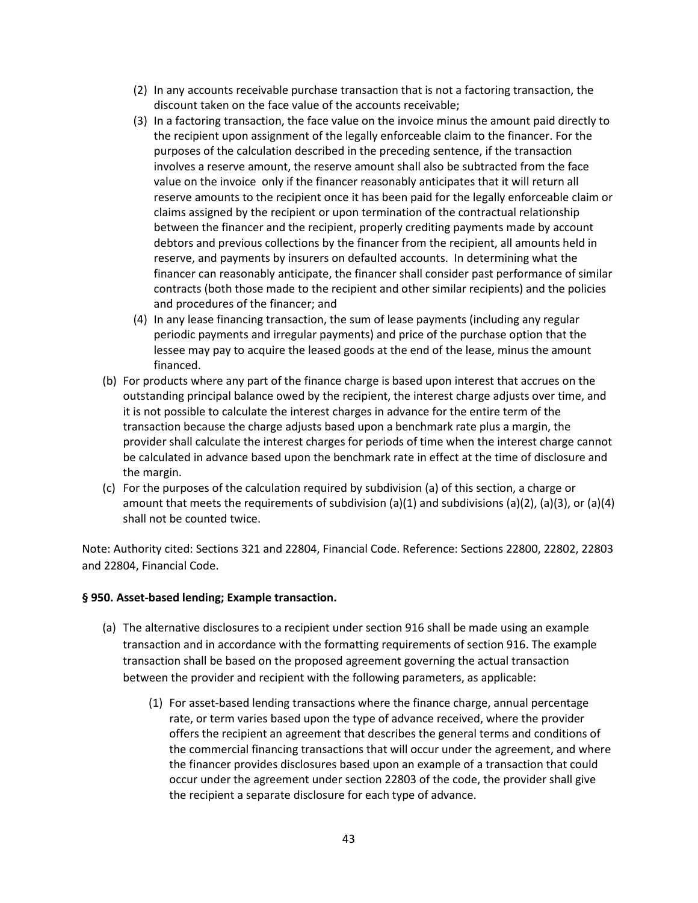(2) In any accounts receivable purchase transaction that is not a factoring transaction, the discount taken on the face value of the accounts receivable;

(3) In a factoring transaction, the face value on the invoice minus the amount paid directly to the recipient upon assignment of the legally enforceable claim to the financer. For the purposes of the calculation described in the preceding sentence, if the transaction involves a reserve amount, the reserve amount shall also be subtracted from the face value on the invoice only if the financer reasonably anticipates that it will return all reserve amounts to the recipient once it has been paid for the legally enforceable claim or claims assigned by the recipient or upon termination of the contractual relationship between the financer and the recipient, properly crediting payments made by account debtors and previous collections by the financer from the recipient, all amounts held in reserve, and payments by insurers on defaulted accounts. In determining what the financer can reasonably anticipate, the financer shall consider past performance of similar contracts (both those made to the recipient and other similar recipients) and the policies and procedures of the financer; and

(4) In any lease financing transaction, the sum of lease payments (including any regular periodic payments and irregular payments) and price of the purchase option that the lessee may pay to acquire the leased goods at the end of the lease, minus the amount financed.

(b) For products where any part of the finance charge is based upon interest that accrues on the outstanding principal balance owed by the recipient, the interest charge adjusts over time, and it is not possible to calculate the interest charges in advance for the entire term of the transaction because the charge adjusts based upon a benchmark rate plus a margin, the provider shall calculate the interest charges for periods of time when the interest charge cannot be calculated in advance based upon the benchmark rate in effect at the time of disclosure and the margin.

(c) For the purposes of the calculation required by subdivision (a) of this section, a charge or amount that meets the requirements of subdivision (a)(1) and subdivisions (a)(2), (a)(3), or (a)(4) shall not be counted twice.

Note: Authority cited: Sections 321 and 22804, Financial Code. Reference: Sections 22800, 22802, 22803 and 22804, Financial Code.

**§ 950. Asset-based lending; Example transaction.**

(a) The alternative disclosures to a recipient under section 916 shall be made using an example transaction and in accordance with the formatting requirements of section 916. The example transaction shall be based on the proposed agreement governing the actual transaction between the provider and recipient with the following parameters, as applicable:

(1) For asset-based lending transactions where the finance charge, annual percentage rate, or term varies based upon the type of advance received, where the provider offers the recipient an agreement that describes the general terms and conditions of the commercial financing transactions that will occur under the agreement, and where the financer provides disclosures based upon an example of a transaction that could occur under the agreement under section 22803 of the code, the provider shall give the recipient a separate disclosure for each type of advance.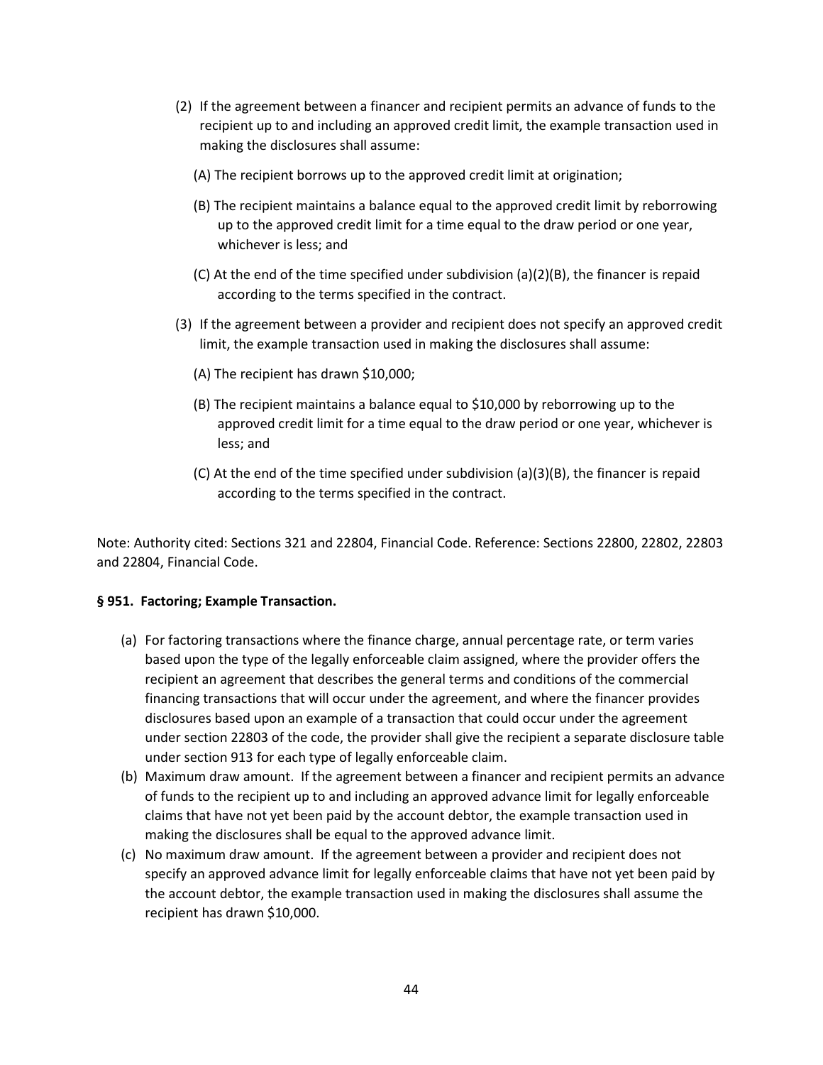(2) If the agreement between a financer and recipient permits an advance of funds to the recipient up to and including an approved credit limit, the example transaction used in making the disclosures shall assume:

(A) The recipient borrows up to the approved credit limit at origination;

(B) The recipient maintains a balance equal to the approved credit limit by reborrowing up to the approved credit limit for a time equal to the draw period or one year, whichever is less; and

(C) At the end of the time specified under subdivision (a)(2)(B), the financer is repaid according to the terms specified in the contract.

(3) If the agreement between a provider and recipient does not specify an approved credit limit, the example transaction used in making the disclosures shall assume:

(A) The recipient has drawn $10,000;

(B) The recipient maintains a balance equal to $10,000 by reborrowing up to the approved credit limit for a time equal to the draw period or one year, whichever is less; and

(C) At the end of the time specified under subdivision (a)(3)(B), the financer is repaid according to the terms specified in the contract.

Note: Authority cited: Sections 321 and 22804, Financial Code. Reference: Sections 22800, 22802, 22803 and 22804, Financial Code.

**§ 951. Factoring; Example Transaction.**

(a) For factoring transactions where the finance charge, annual percentage rate, or term varies based upon the type of the legally enforceable claim assigned, where the provider offers the recipient an agreement that describes the general terms and conditions of the commercial financing transactions that will occur under the agreement, and where the financer provides disclosures based upon an example of a transaction that could occur under the agreement under section 22803 of the code, the provider shall give the recipient a separate disclosure table under section 913 for each type of legally enforceable claim.

(b) Maximum draw amount. If the agreement between a financer and recipient permits an advance of funds to the recipient up to and including an approved advance limit for legally enforceable claims that have not yet been paid by the account debtor, the example transaction used in making the disclosures shall be equal to the approved advance limit.

(c) No maximum draw amount. If the agreement between a provider and recipient does not specify an approved advance limit for legally enforceable claims that have not yet been paid by the account debtor, the example transaction used in making the disclosures shall assume the recipient has drawn $10,000.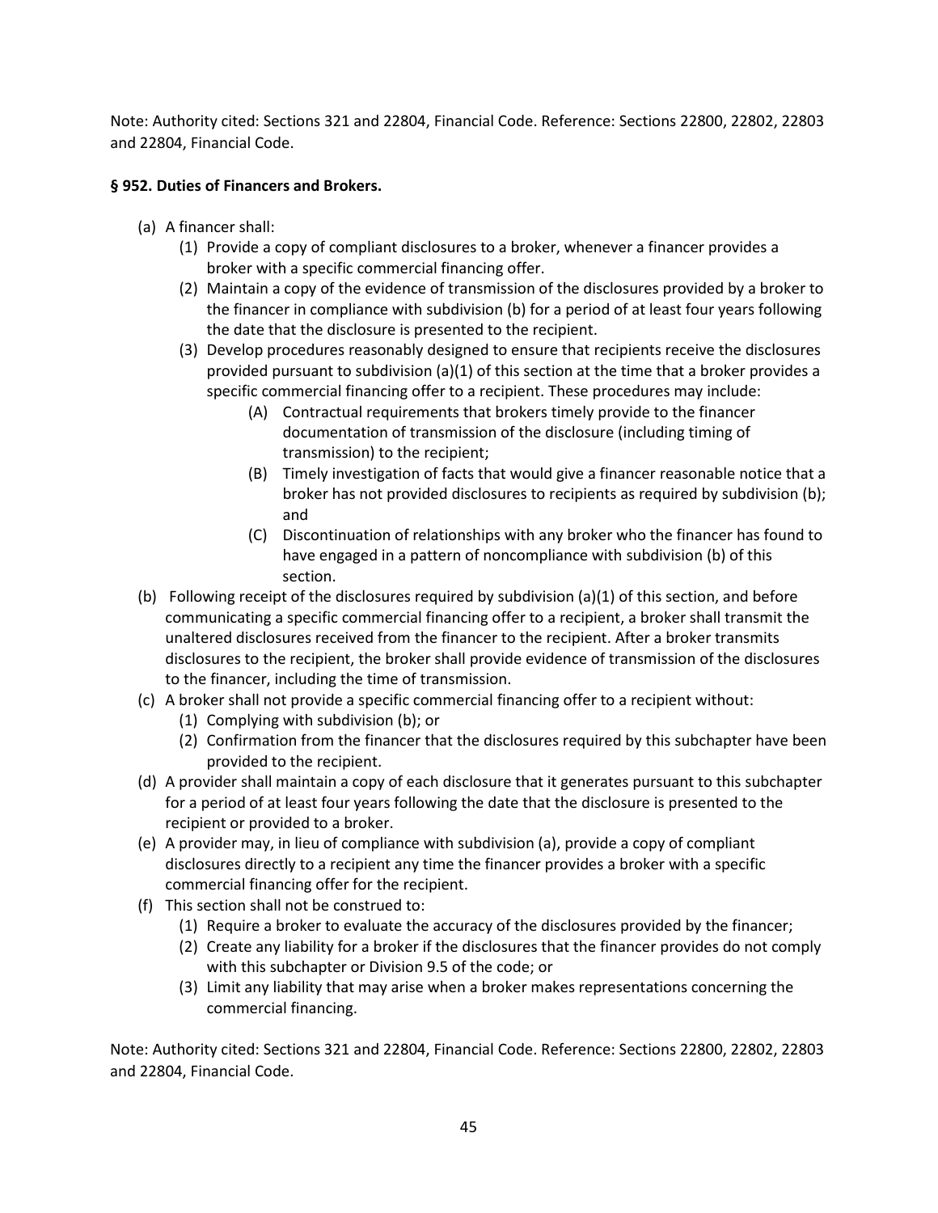Note: Authority cited: Sections 321 and 22804, Financial Code. Reference: Sections 22800, 22802, 22803 and 22804, Financial Code.

**§ 952. Duties of Financers and Brokers.**

- (a) A financer shall:
  - (1) Provide a copy of compliant disclosures to a broker, whenever a financer provides a broker with a specific commercial financing offer.
  - (2) Maintain a copy of the evidence of transmission of the disclosures provided by a broker to the financer in compliance with subdivision (b) for a period of at least four years following the date that the disclosure is presented to the recipient.
  - (3) Develop procedures reasonably designed to ensure that recipients receive the disclosures provided pursuant to subdivision (a)(1) of this section at the time that a broker provides a specific commercial financing offer to a recipient. These procedures may include:
    - (A) Contractual requirements that brokers timely provide to the financer documentation of transmission of the disclosure (including timing of transmission) to the recipient;
    - (B) Timely investigation of facts that would give a financer reasonable notice that a broker has not provided disclosures to recipients as required by subdivision (b); and
    - (C) Discontinuation of relationships with any broker who the financer has found to have engaged in a pattern of noncompliance with subdivision (b) of this section.
- (b) Following receipt of the disclosures required by subdivision (a)(1) of this section, and before communicating a specific commercial financing offer to a recipient, a broker shall transmit the unaltered disclosures received from the financer to the recipient. After a broker transmits disclosures to the recipient, the broker shall provide evidence of transmission of the disclosures to the financer, including the time of transmission.
- (c) A broker shall not provide a specific commercial financing offer to a recipient without:
  - (1) Complying with subdivision (b); or
  - (2) Confirmation from the financer that the disclosures required by this subchapter have been provided to the recipient.
- (d) A provider shall maintain a copy of each disclosure that it generates pursuant to this subchapter for a period of at least four years following the date that the disclosure is presented to the recipient or provided to a broker.
- (e) A provider may, in lieu of compliance with subdivision (a), provide a copy of compliant disclosures directly to a recipient any time the financer provides a broker with a specific commercial financing offer for the recipient.
- (f) This section shall not be construed to:
  - (1) Require a broker to evaluate the accuracy of the disclosures provided by the financer;
  - (2) Create any liability for a broker if the disclosures that the financer provides do not comply with this subchapter or Division 9.5 of the code; or
  - (3) Limit any liability that may arise when a broker makes representations concerning the commercial financing.

Note: Authority cited: Sections 321 and 22804, Financial Code. Reference: Sections 22800, 22802, 22803 and 22804, Financial Code.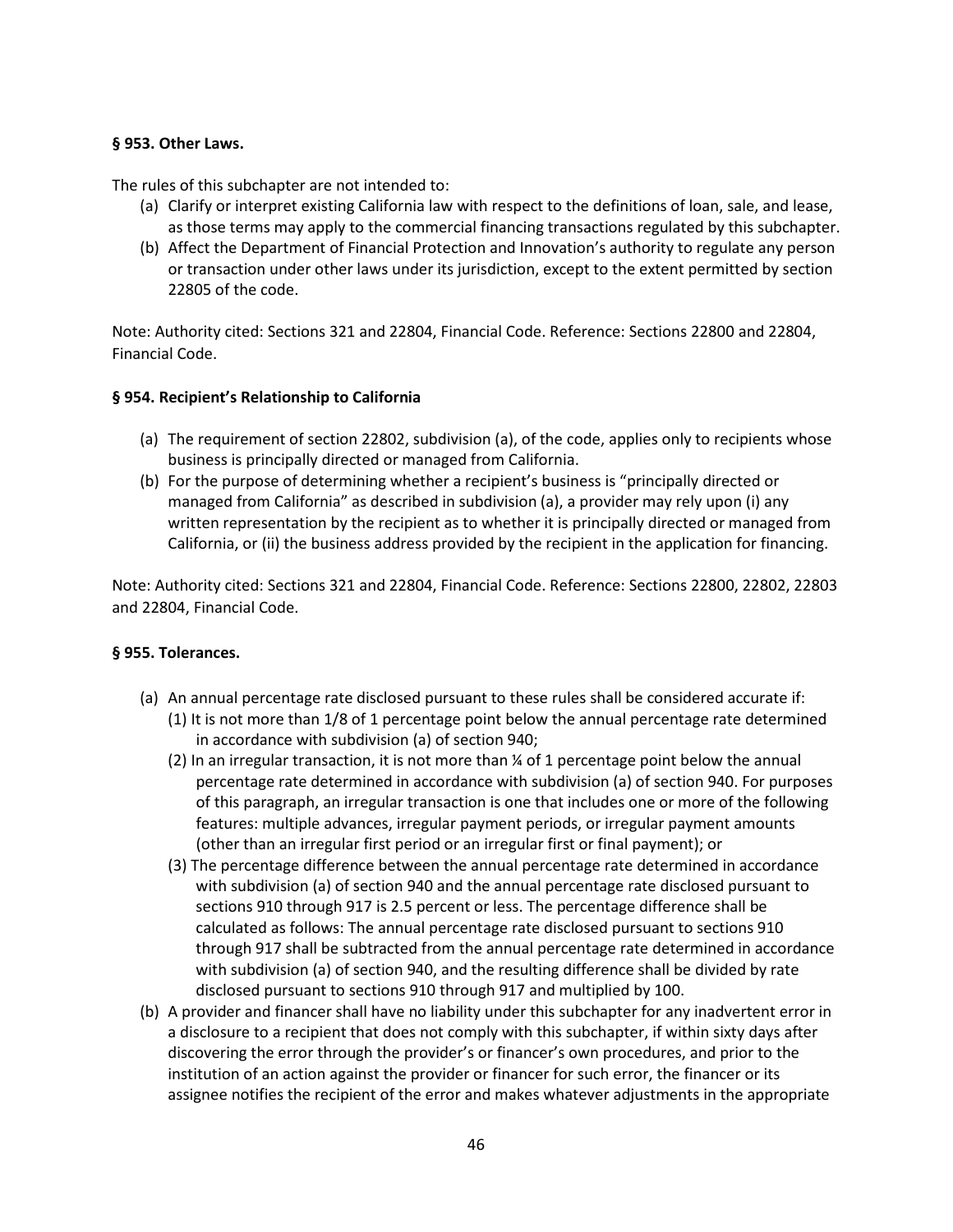**§ 953. Other Laws.**

The rules of this subchapter are not intended to:

(a) Clarify or interpret existing California law with respect to the definitions of loan, sale, and lease, as those terms may apply to the commercial financing transactions regulated by this subchapter.

(b) Affect the Department of Financial Protection and Innovation's authority to regulate any person or transaction under other laws under its jurisdiction, except to the extent permitted by section 22805 of the code.

Note: Authority cited: Sections 321 and 22804, Financial Code. Reference: Sections 22800 and 22804, Financial Code.

**§ 954. Recipient's Relationship to California**

(a) The requirement of section 22802, subdivision (a), of the code, applies only to recipients whose business is principally directed or managed from California.

(b) For the purpose of determining whether a recipient's business is "principally directed or managed from California" as described in subdivision (a), a provider may rely upon (i) any written representation by the recipient as to whether it is principally directed or managed from California, or (ii) the business address provided by the recipient in the application for financing.

Note: Authority cited: Sections 321 and 22804, Financial Code. Reference: Sections 22800, 22802, 22803 and 22804, Financial Code.

**§ 955. Tolerances.**

(a) An annual percentage rate disclosed pursuant to these rules shall be considered accurate if:

(1) It is not more than 1/8 of 1 percentage point below the annual percentage rate determined in accordance with subdivision (a) of section 940;

(2) In an irregular transaction, it is not more than ¼ of 1 percentage point below the annual percentage rate determined in accordance with subdivision (a) of section 940. For purposes of this paragraph, an irregular transaction is one that includes one or more of the following features: multiple advances, irregular payment periods, or irregular payment amounts (other than an irregular first period or an irregular first or final payment); or

(3) The percentage difference between the annual percentage rate determined in accordance with subdivision (a) of section 940 and the annual percentage rate disclosed pursuant to sections 910 through 917 is 2.5 percent or less. The percentage difference shall be calculated as follows: The annual percentage rate disclosed pursuant to sections 910 through 917 shall be subtracted from the annual percentage rate determined in accordance with subdivision (a) of section 940, and the resulting difference shall be divided by rate disclosed pursuant to sections 910 through 917 and multiplied by 100.

(b) A provider and financer shall have no liability under this subchapter for any inadvertent error in a disclosure to a recipient that does not comply with this subchapter, if within sixty days after discovering the error through the provider's or financer's own procedures, and prior to the institution of an action against the provider or financer for such error, the financer or its assignee notifies the recipient of the error and makes whatever adjustments in the appropriate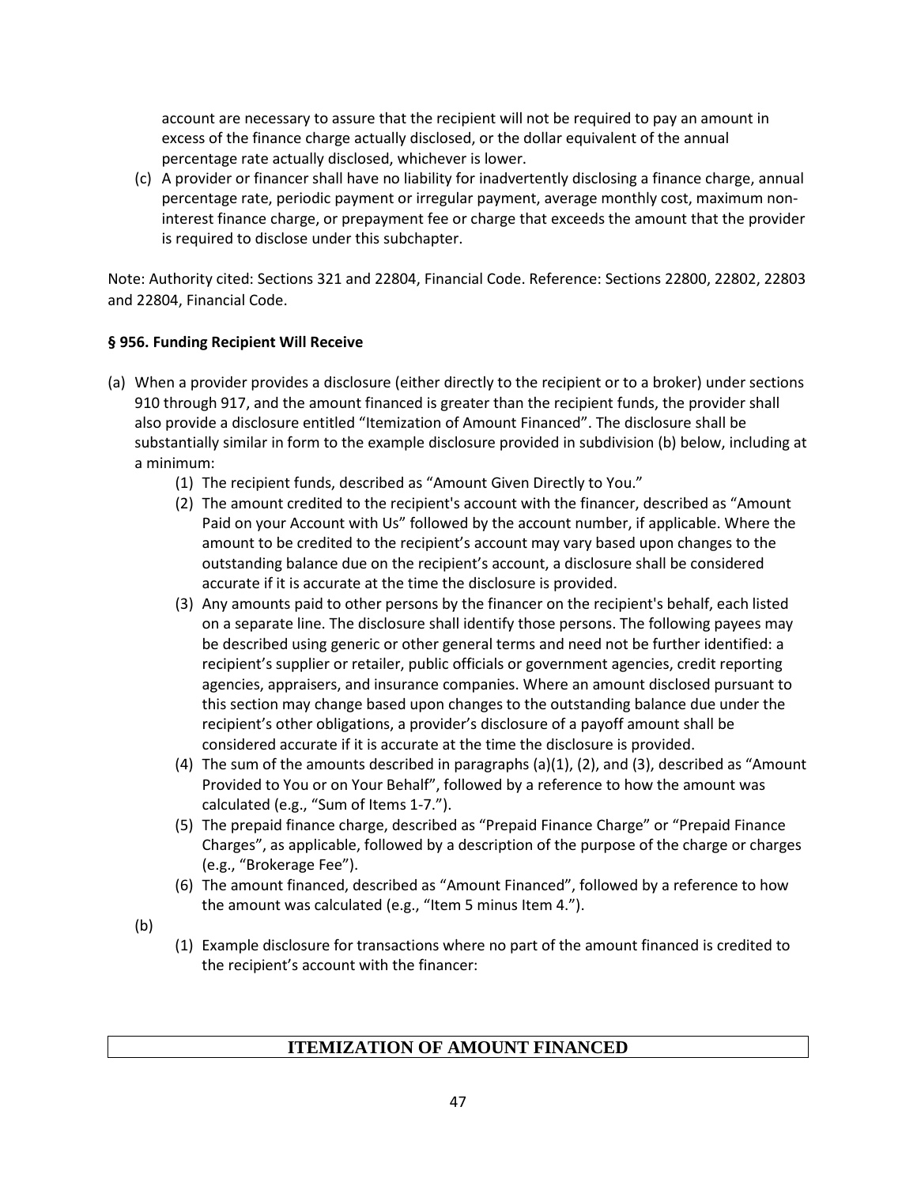account are necessary to assure that the recipient will not be required to pay an amount in excess of the finance charge actually disclosed, or the dollar equivalent of the annual percentage rate actually disclosed, whichever is lower.

(c) A provider or financer shall have no liability for inadvertently disclosing a finance charge, annual percentage rate, periodic payment or irregular payment, average monthly cost, maximum non-interest finance charge, or prepayment fee or charge that exceeds the amount that the provider is required to disclose under this subchapter.

Note: Authority cited: Sections 321 and 22804, Financial Code. Reference: Sections 22800, 22802, 22803 and 22804, Financial Code.

**§ 956. Funding Recipient Will Receive**

(a) When a provider provides a disclosure (either directly to the recipient or to a broker) under sections 910 through 917, and the amount financed is greater than the recipient funds, the provider shall also provide a disclosure entitled "Itemization of Amount Financed". The disclosure shall be substantially similar in form to the example disclosure provided in subdivision (b) below, including at a minimum:

   (1) The recipient funds, described as "Amount Given Directly to You."

   (2) The amount credited to the recipient's account with the financer, described as "Amount Paid on your Account with Us" followed by the account number, if applicable. Where the amount to be credited to the recipient's account may vary based upon changes to the outstanding balance due on the recipient's account, a disclosure shall be considered accurate if it is accurate at the time the disclosure is provided.

   (3) Any amounts paid to other persons by the financer on the recipient's behalf, each listed on a separate line. The disclosure shall identify those persons. The following payees may be described using generic or other general terms and need not be further identified: a recipient's supplier or retailer, public officials or government agencies, credit reporting agencies, appraisers, and insurance companies. Where an amount disclosed pursuant to this section may change based upon changes to the outstanding balance due under the recipient's other obligations, a provider's disclosure of a payoff amount shall be considered accurate if it is accurate at the time the disclosure is provided.

   (4) The sum of the amounts described in paragraphs (a)(1), (2), and (3), described as "Amount Provided to You or on Your Behalf", followed by a reference to how the amount was calculated (e.g., "Sum of Items 1-7.").

   (5) The prepaid finance charge, described as "Prepaid Finance Charge" or "Prepaid Finance Charges", as applicable, followed by a description of the purpose of the charge or charges (e.g., "Brokerage Fee").

   (6) The amount financed, described as "Amount Financed", followed by a reference to how the amount was calculated (e.g., "Item 5 minus Item 4.").

(b)

   (1) Example disclosure for transactions where no part of the amount financed is credited to the recipient's account with the financer:

| ITEMIZATION OF AMOUNT FINANCED |
|---|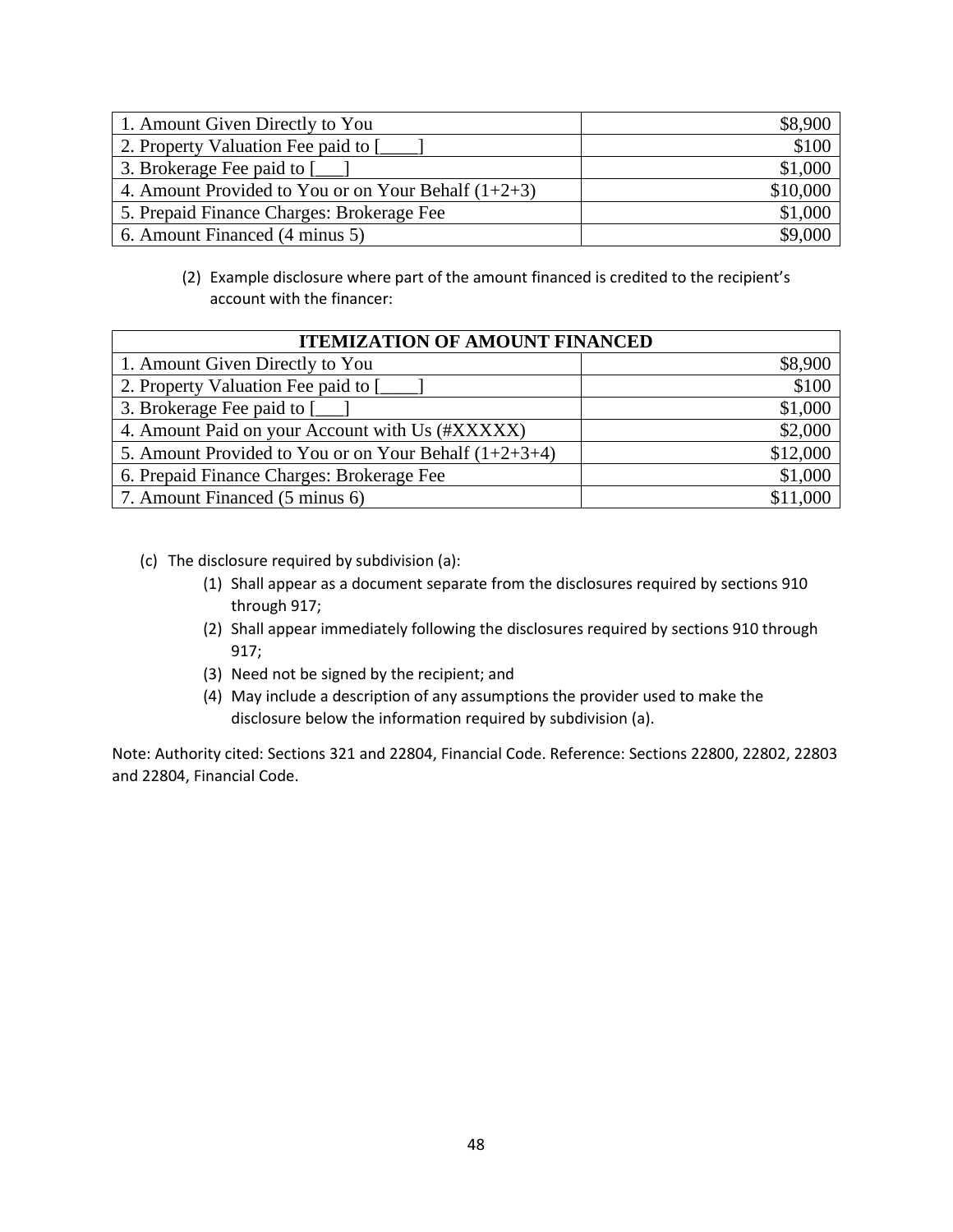| | |
|---|---|
| 1. Amount Given Directly to You | $8,900 |
| 2. Property Valuation Fee paid to [____] | $100 |
| 3. Brokerage Fee paid to [___] | $1,000 |
| 4. Amount Provided to You or on Your Behalf (1+2+3) | $10,000 |
| 5. Prepaid Finance Charges: Brokerage Fee | $1,000 |
| 6. Amount Financed (4 minus 5) | $9,000 |

(2) Example disclosure where part of the amount financed is credited to the recipient's account with the financer:

| ITEMIZATION OF AMOUNT FINANCED | |
|---|---|
| 1. Amount Given Directly to You | $8,900 |
| 2. Property Valuation Fee paid to [____] | $100 |
| 3. Brokerage Fee paid to [___] | $1,000 |
| 4. Amount Paid on your Account with Us (#XXXXX) | $2,000 |
| 5. Amount Provided to You or on Your Behalf (1+2+3+4) | $12,000 |
| 6. Prepaid Finance Charges: Brokerage Fee | $1,000 |
| 7. Amount Financed (5 minus 6) | $11,000 |

(c) The disclosure required by subdivision (a):

(1) Shall appear as a document separate from the disclosures required by sections 910 through 917;

(2) Shall appear immediately following the disclosures required by sections 910 through 917;

(3) Need not be signed by the recipient; and

(4) May include a description of any assumptions the provider used to make the disclosure below the information required by subdivision (a).

Note: Authority cited: Sections 321 and 22804, Financial Code. Reference: Sections 22800, 22802, 22803 and 22804, Financial Code.